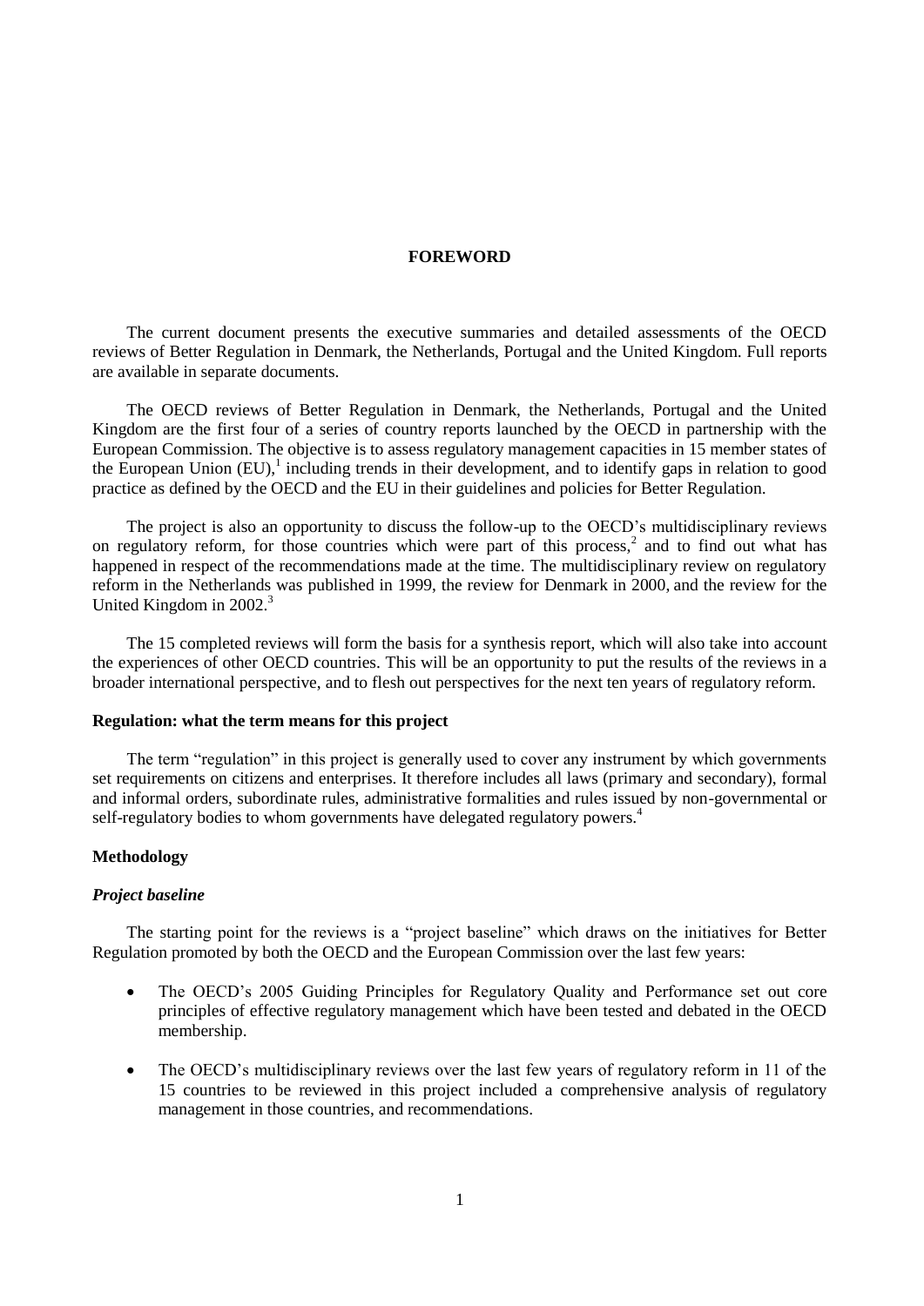# FOREWORD

The current document presents the executive summaries and detailed assessments of the OECD reviews of Better Regulation in Denmark, the Netherlands, Portugal and the United Kingdom. Full reports are available in separate documents.

The OECD reviews of Better Regulation in Denmark, the Netherlands, Portugal and the United Kingdom are the first four of a series of country reports launched by the OECD in partnership with the European Commission. The objective is to assess regulatory management capacities in 15 member states of the European Union (EU),[1] including trends in their development, and to identify gaps in relation to good practice as defined by the OECD and the EU in their guidelines and policies for Better Regulation.

The project is also an opportunity to discuss the follow-up to the OECD's multidisciplinary reviews on regulatory reform, for those countries which were part of this process,[2] and to find out what has happened in respect of the recommendations made at the time. The multidisciplinary review on regulatory reform in the Netherlands was published in 1999, the review for Denmark in 2000, and the review for the United Kingdom in 2002.[3]

The 15 completed reviews will form the basis for a synthesis report, which will also take into account the experiences of other OECD countries. This will be an opportunity to put the results of the reviews in a broader international perspective, and to flesh out perspectives for the next ten years of regulatory reform.

### Regulation: what the term means for this project

The term "regulation" in this project is generally used to cover any instrument by which governments set requirements on citizens and enterprises. It therefore includes all laws (primary and secondary), formal and informal orders, subordinate rules, administrative formalities and rules issued by non-governmental or self-regulatory bodies to whom governments have delegated regulatory powers.[4]

### Methodology

#### *Project baseline*

The starting point for the reviews is a "project baseline" which draws on the initiatives for Better Regulation promoted by both the OECD and the European Commission over the last few years:

- The OECD's 2005 Guiding Principles for Regulatory Quality and Performance set out core principles of effective regulatory management which have been tested and debated in the OECD membership.
- The OECD's multidisciplinary reviews over the last few years of regulatory reform in 11 of the 15 countries to be reviewed in this project included a comprehensive analysis of regulatory management in those countries, and recommendations.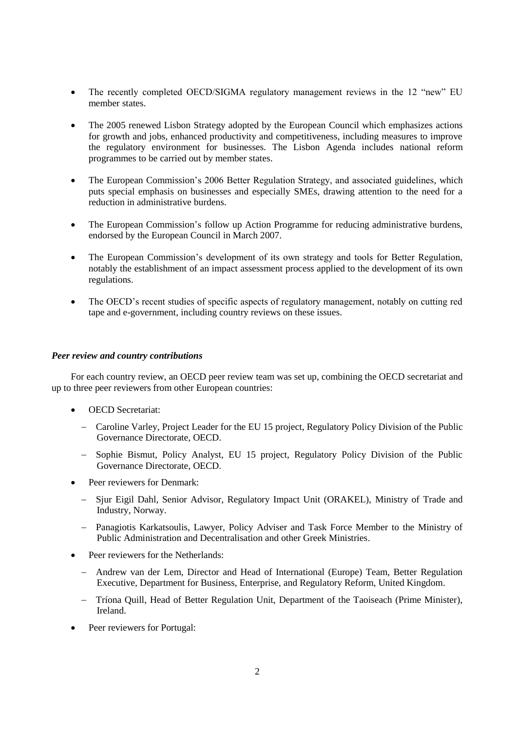- The recently completed OECD/SIGMA regulatory management reviews in the 12 "new" EU member states.

- The 2005 renewed Lisbon Strategy adopted by the European Council which emphasizes actions for growth and jobs, enhanced productivity and competitiveness, including measures to improve the regulatory environment for businesses. The Lisbon Agenda includes national reform programmes to be carried out by member states.

- The European Commission's 2006 Better Regulation Strategy, and associated guidelines, which puts special emphasis on businesses and especially SMEs, drawing attention to the need for a reduction in administrative burdens.

- The European Commission's follow up Action Programme for reducing administrative burdens, endorsed by the European Council in March 2007.

- The European Commission's development of its own strategy and tools for Better Regulation, notably the establishment of an impact assessment process applied to the development of its own regulations.

- The OECD's recent studies of specific aspects of regulatory management, notably on cutting red tape and e-government, including country reviews on these issues.

### *Peer review and country contributions*

For each country review, an OECD peer review team was set up, combining the OECD secretariat and up to three peer reviewers from other European countries:

- OECD Secretariat:
  - Caroline Varley, Project Leader for the EU 15 project, Regulatory Policy Division of the Public Governance Directorate, OECD.
  - Sophie Bismut, Policy Analyst, EU 15 project, Regulatory Policy Division of the Public Governance Directorate, OECD.
- Peer reviewers for Denmark:
  - Sjur Eigil Dahl, Senior Advisor, Regulatory Impact Unit (ORAKEL), Ministry of Trade and Industry, Norway.
  - Panagiotis Karkatsoulis, Lawyer, Policy Adviser and Task Force Member to the Ministry of Public Administration and Decentralisation and other Greek Ministries.
- Peer reviewers for the Netherlands:
  - Andrew van der Lem, Director and Head of International (Europe) Team, Better Regulation Executive, Department for Business, Enterprise, and Regulatory Reform, United Kingdom.
  - Tríona Quill, Head of Better Regulation Unit, Department of the Taoiseach (Prime Minister), Ireland.
- Peer reviewers for Portugal: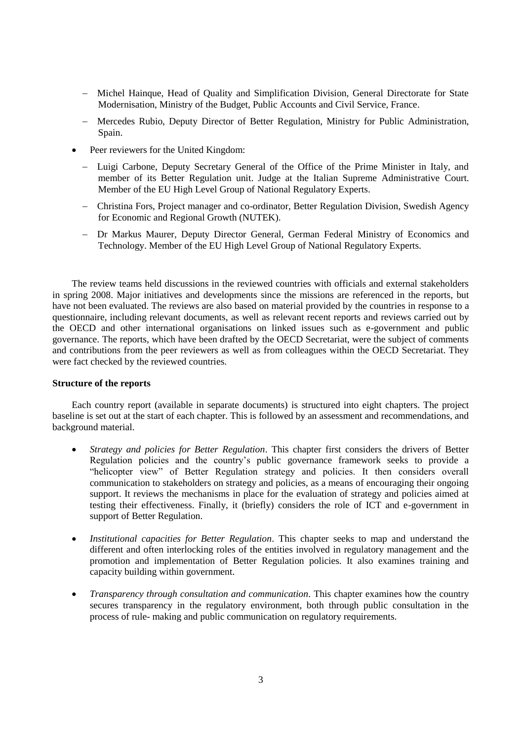- Michel Hainque, Head of Quality and Simplification Division, General Directorate for State Modernisation, Ministry of the Budget, Public Accounts and Civil Service, France.
  - Mercedes Rubio, Deputy Director of Better Regulation, Ministry for Public Administration, Spain.
- Peer reviewers for the United Kingdom:
  - Luigi Carbone, Deputy Secretary General of the Office of the Prime Minister in Italy, and member of its Better Regulation unit. Judge at the Italian Supreme Administrative Court. Member of the EU High Level Group of National Regulatory Experts.
  - Christina Fors, Project manager and co-ordinator, Better Regulation Division, Swedish Agency for Economic and Regional Growth (NUTEK).
  - Dr Markus Maurer, Deputy Director General, German Federal Ministry of Economics and Technology. Member of the EU High Level Group of National Regulatory Experts.

The review teams held discussions in the reviewed countries with officials and external stakeholders in spring 2008. Major initiatives and developments since the missions are referenced in the reports, but have not been evaluated. The reviews are also based on material provided by the countries in response to a questionnaire, including relevant documents, as well as relevant recent reports and reviews carried out by the OECD and other international organisations on linked issues such as e-government and public governance. The reports, which have been drafted by the OECD Secretariat, were the subject of comments and contributions from the peer reviewers as well as from colleagues within the OECD Secretariat. They were fact checked by the reviewed countries.

**Structure of the reports**

Each country report (available in separate documents) is structured into eight chapters. The project baseline is set out at the start of each chapter. This is followed by an assessment and recommendations, and background material.

- *Strategy and policies for Better Regulation*. This chapter first considers the drivers of Better Regulation policies and the country's public governance framework seeks to provide a "helicopter view" of Better Regulation strategy and policies. It then considers overall communication to stakeholders on strategy and policies, as a means of encouraging their ongoing support. It reviews the mechanisms in place for the evaluation of strategy and policies aimed at testing their effectiveness. Finally, it (briefly) considers the role of ICT and e-government in support of Better Regulation.
- *Institutional capacities for Better Regulation*. This chapter seeks to map and understand the different and often interlocking roles of the entities involved in regulatory management and the promotion and implementation of Better Regulation policies. It also examines training and capacity building within government.
- *Transparency through consultation and communication*. This chapter examines how the country secures transparency in the regulatory environment, both through public consultation in the process of rule- making and public communication on regulatory requirements.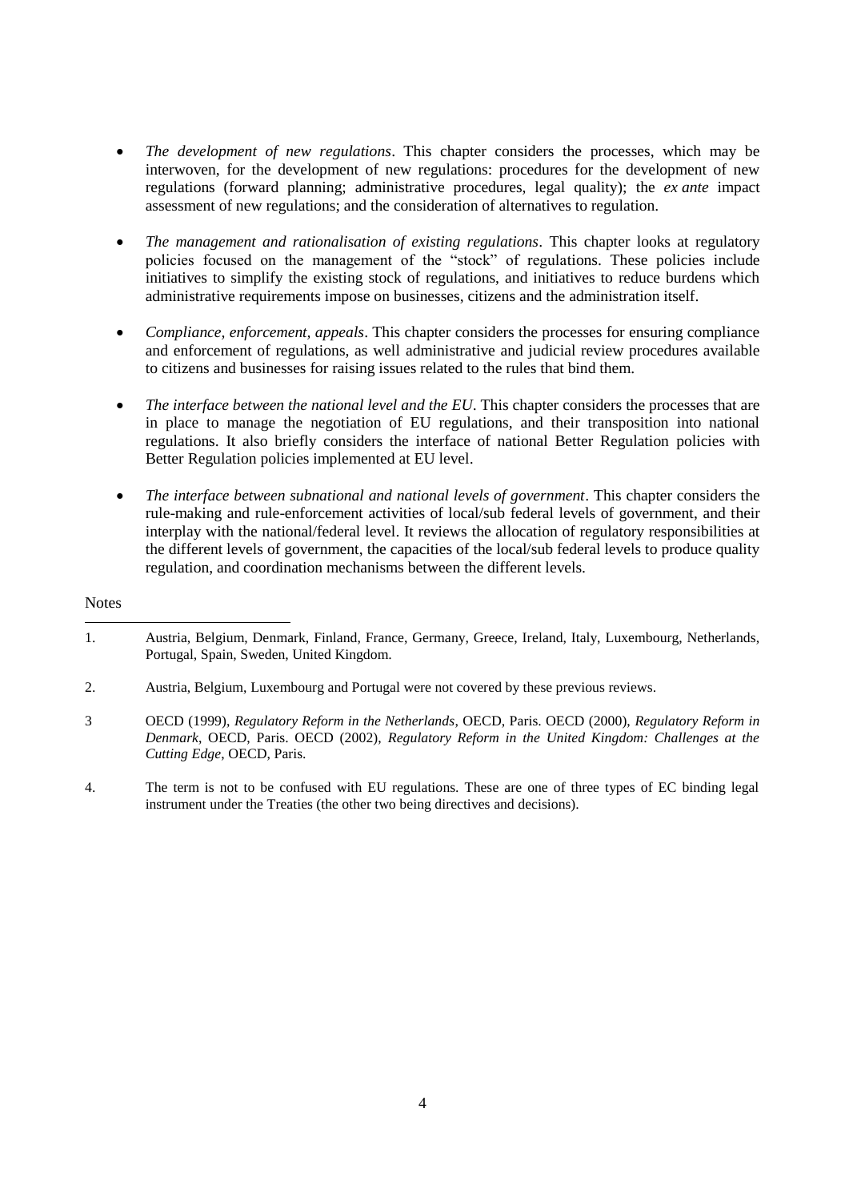- *The development of new regulations*. This chapter considers the processes, which may be interwoven, for the development of new regulations: procedures for the development of new regulations (forward planning; administrative procedures, legal quality); the *ex ante* impact assessment of new regulations; and the consideration of alternatives to regulation.

- *The management and rationalisation of existing regulations*. This chapter looks at regulatory policies focused on the management of the "stock" of regulations. These policies include initiatives to simplify the existing stock of regulations, and initiatives to reduce burdens which administrative requirements impose on businesses, citizens and the administration itself.

- *Compliance, enforcement, appeals*. This chapter considers the processes for ensuring compliance and enforcement of regulations, as well administrative and judicial review procedures available to citizens and businesses for raising issues related to the rules that bind them.

- *The interface between the national level and the EU*. This chapter considers the processes that are in place to manage the negotiation of EU regulations, and their transposition into national regulations. It also briefly considers the interface of national Better Regulation policies with Better Regulation policies implemented at EU level.

- *The interface between subnational and national levels of government*. This chapter considers the rule-making and rule-enforcement activities of local/sub federal levels of government, and their interplay with the national/federal level. It reviews the allocation of regulatory responsibilities at the different levels of government, the capacities of the local/sub federal levels to produce quality regulation, and coordination mechanisms between the different levels.

Notes

1. Austria, Belgium, Denmark, Finland, France, Germany, Greece, Ireland, Italy, Luxembourg, Netherlands, Portugal, Spain, Sweden, United Kingdom.

2. Austria, Belgium, Luxembourg and Portugal were not covered by these previous reviews.

3 OECD (1999), *Regulatory Reform in the Netherlands*, OECD, Paris. OECD (2000), *Regulatory Reform in Denmark*, OECD, Paris. OECD (2002), *Regulatory Reform in the United Kingdom: Challenges at the Cutting Edge*, OECD, Paris.

4. The term is not to be confused with EU regulations. These are one of three types of EC binding legal instrument under the Treaties (the other two being directives and decisions).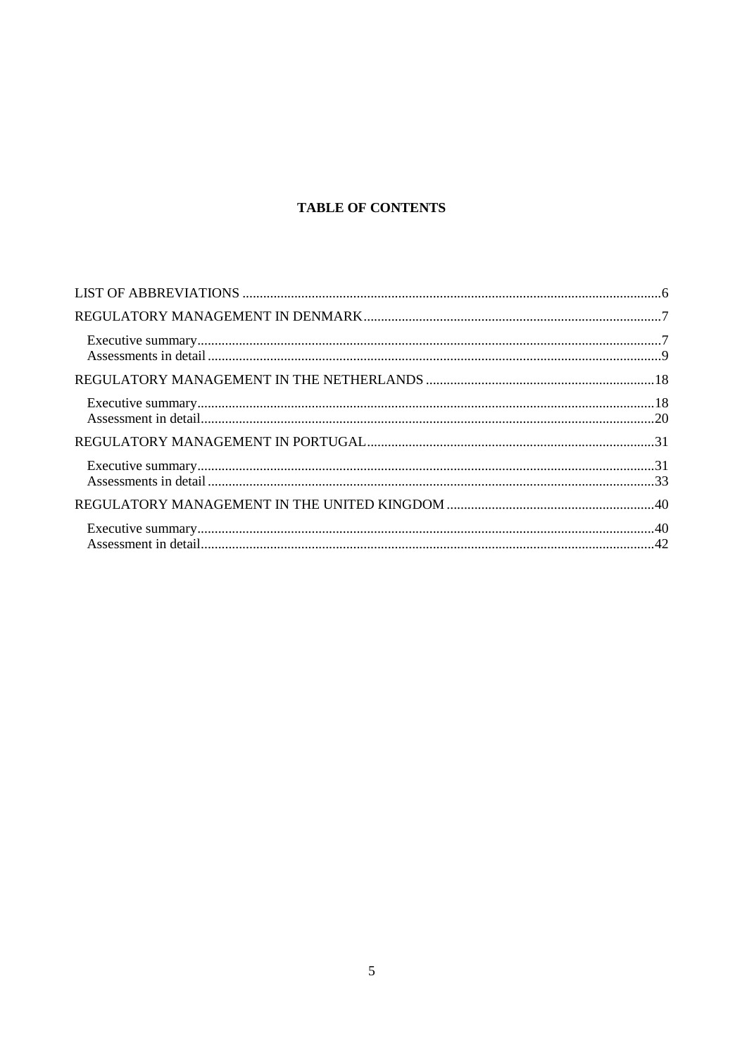# TABLE OF CONTENTS

LIST OF ABBREVIATIONS ........................................................................................................................6

REGULATORY MANAGEMENT IN DENMARK.....................................................................................7

- Executive summary.....................................................................................................................7
- Assessments in detail..................................................................................................................9

REGULATORY MANAGEMENT IN THE NETHERLANDS .................................................................18

- Executive summary...................................................................................................................18
- Assessment in detail..................................................................................................................20

REGULATORY MANAGEMENT IN PORTUGAL..................................................................................31

- Executive summary...................................................................................................................31
- Assessments in detail................................................................................................................33

REGULATORY MANAGEMENT IN THE UNITED KINGDOM ...........................................................40

- Executive summary...................................................................................................................40
- Assessment in detail..................................................................................................................42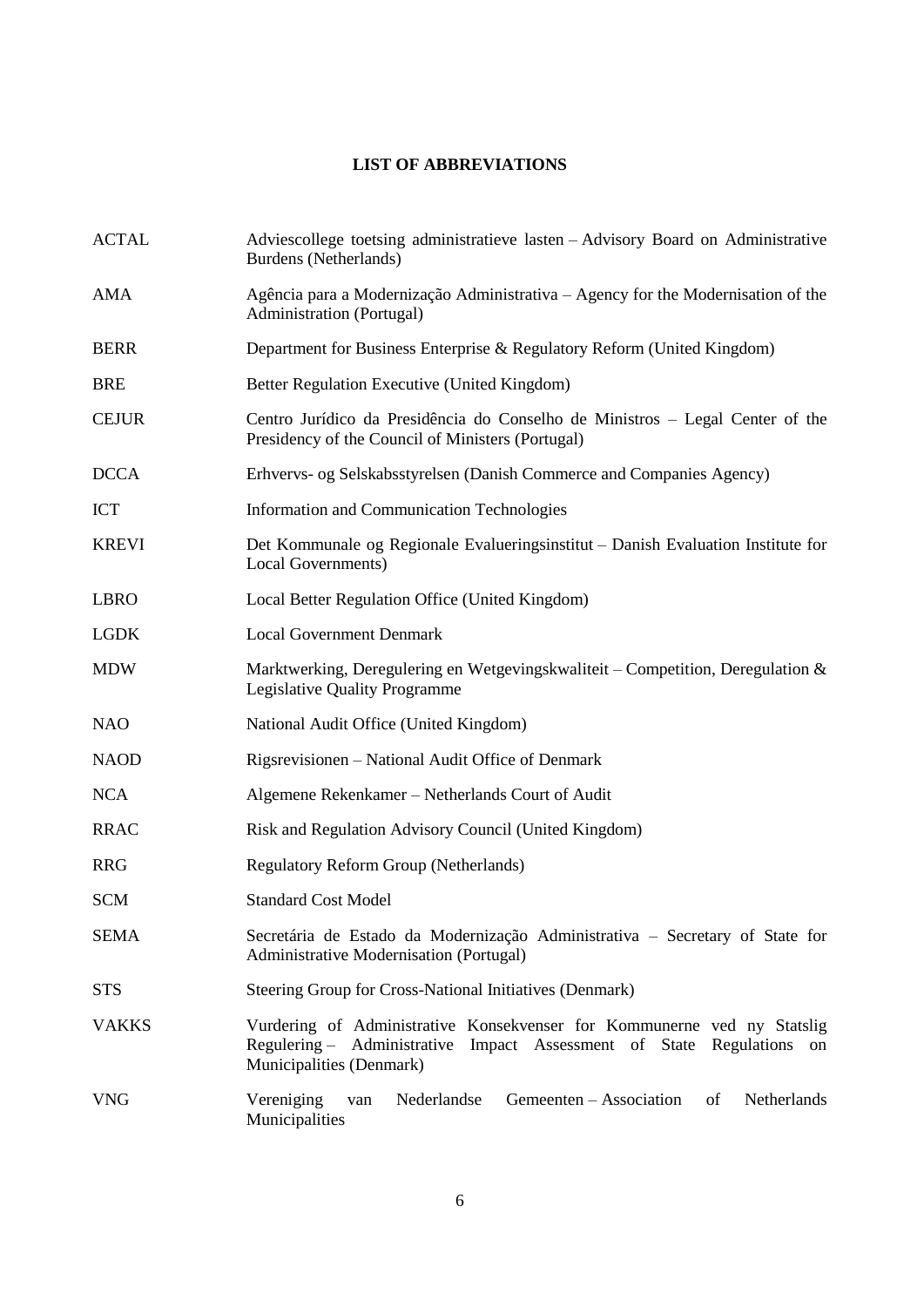# LIST OF ABBREVIATIONS

| | |
|---|---|
| ACTAL | Adviescollege toetsing administratieve lasten – Advisory Board on Administrative Burdens (Netherlands) |
| AMA | Agência para a Modernização Administrativa – Agency for the Modernisation of the Administration (Portugal) |
| BERR | Department for Business Enterprise & Regulatory Reform (United Kingdom) |
| BRE | Better Regulation Executive (United Kingdom) |
| CEJUR | Centro Jurídico da Presidência do Conselho de Ministros – Legal Center of the Presidency of the Council of Ministers (Portugal) |
| DCCA | Erhvervs- og Selskabsstyrelsen (Danish Commerce and Companies Agency) |
| ICT | Information and Communication Technologies |
| KREVI | Det Kommunale og Regionale Evalueringsinstitut – Danish Evaluation Institute for Local Governments) |
| LBRO | Local Better Regulation Office (United Kingdom) |
| LGDK | Local Government Denmark |
| MDW | Marktwerking, Deregulering en Wetgevingskwaliteit – Competition, Deregulation & Legislative Quality Programme |
| NAO | National Audit Office (United Kingdom) |
| NAOD | Rigsrevisionen – National Audit Office of Denmark |
| NCA | Algemene Rekenkamer – Netherlands Court of Audit |
| RRAC | Risk and Regulation Advisory Council (United Kingdom) |
| RRG | Regulatory Reform Group (Netherlands) |
| SCM | Standard Cost Model |
| SEMA | Secretária de Estado da Modernização Administrativa – Secretary of State for Administrative Modernisation (Portugal) |
| STS | Steering Group for Cross-National Initiatives (Denmark) |
| VAKKS | Vurdering of Administrative Konsekvenser for Kommunerne ved ny Statslig Regulering – Administrative Impact Assessment of State Regulations on Municipalities (Denmark) |
| VNG | Vereniging van Nederlandse Gemeenten – Association of Netherlands Municipalities |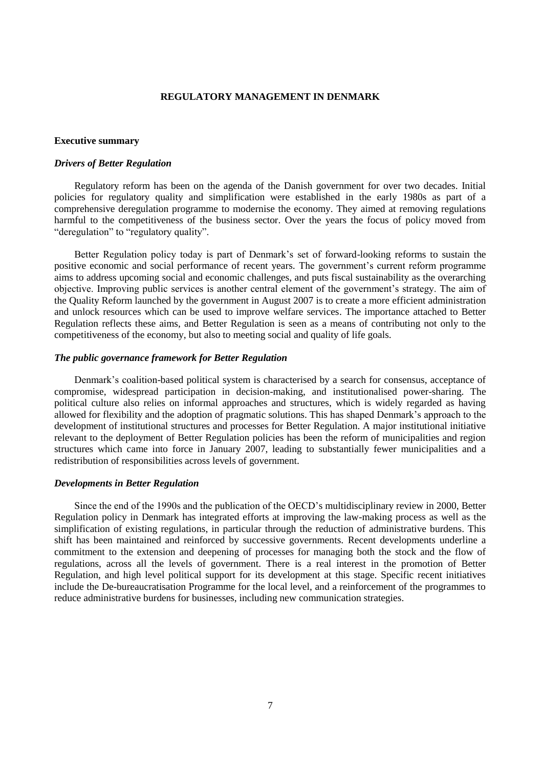# REGULATORY MANAGEMENT IN DENMARK

## Executive summary

### *Drivers of Better Regulation*

Regulatory reform has been on the agenda of the Danish government for over two decades. Initial policies for regulatory quality and simplification were established in the early 1980s as part of a comprehensive deregulation programme to modernise the economy. They aimed at removing regulations harmful to the competitiveness of the business sector. Over the years the focus of policy moved from "deregulation" to "regulatory quality".

Better Regulation policy today is part of Denmark's set of forward-looking reforms to sustain the positive economic and social performance of recent years. The government's current reform programme aims to address upcoming social and economic challenges, and puts fiscal sustainability as the overarching objective. Improving public services is another central element of the government's strategy. The aim of the Quality Reform launched by the government in August 2007 is to create a more efficient administration and unlock resources which can be used to improve welfare services. The importance attached to Better Regulation reflects these aims, and Better Regulation is seen as a means of contributing not only to the competitiveness of the economy, but also to meeting social and quality of life goals.

### *The public governance framework for Better Regulation*

Denmark's coalition-based political system is characterised by a search for consensus, acceptance of compromise, widespread participation in decision-making, and institutionalised power-sharing. The political culture also relies on informal approaches and structures, which is widely regarded as having allowed for flexibility and the adoption of pragmatic solutions. This has shaped Denmark's approach to the development of institutional structures and processes for Better Regulation. A major institutional initiative relevant to the deployment of Better Regulation policies has been the reform of municipalities and region structures which came into force in January 2007, leading to substantially fewer municipalities and a redistribution of responsibilities across levels of government.

### *Developments in Better Regulation*

Since the end of the 1990s and the publication of the OECD's multidisciplinary review in 2000, Better Regulation policy in Denmark has integrated efforts at improving the law-making process as well as the simplification of existing regulations, in particular through the reduction of administrative burdens. This shift has been maintained and reinforced by successive governments. Recent developments underline a commitment to the extension and deepening of processes for managing both the stock and the flow of regulations, across all the levels of government. There is a real interest in the promotion of Better Regulation, and high level political support for its development at this stage. Specific recent initiatives include the De-bureaucratisation Programme for the local level, and a reinforcement of the programmes to reduce administrative burdens for businesses, including new communication strategies.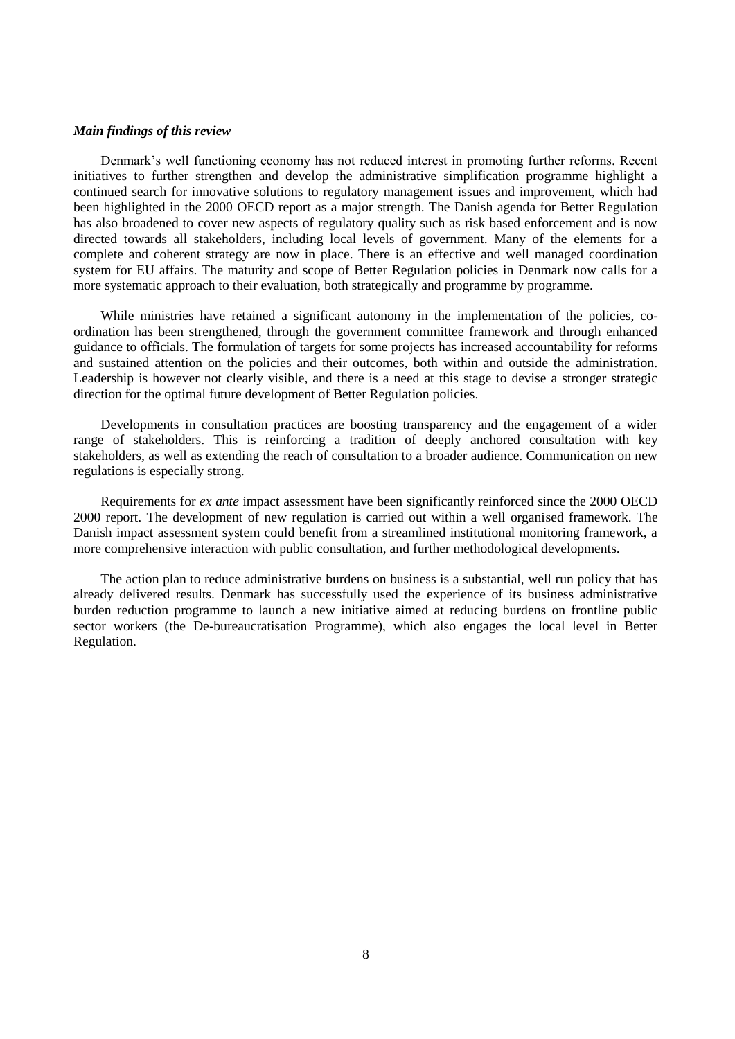***Main findings of this review***

Denmark's well functioning economy has not reduced interest in promoting further reforms. Recent initiatives to further strengthen and develop the administrative simplification programme highlight a continued search for innovative solutions to regulatory management issues and improvement, which had been highlighted in the 2000 OECD report as a major strength. The Danish agenda for Better Regulation has also broadened to cover new aspects of regulatory quality such as risk based enforcement and is now directed towards all stakeholders, including local levels of government. Many of the elements for a complete and coherent strategy are now in place. There is an effective and well managed coordination system for EU affairs. The maturity and scope of Better Regulation policies in Denmark now calls for a more systematic approach to their evaluation, both strategically and programme by programme.

While ministries have retained a significant autonomy in the implementation of the policies, co-ordination has been strengthened, through the government committee framework and through enhanced guidance to officials. The formulation of targets for some projects has increased accountability for reforms and sustained attention on the policies and their outcomes, both within and outside the administration. Leadership is however not clearly visible, and there is a need at this stage to devise a stronger strategic direction for the optimal future development of Better Regulation policies.

Developments in consultation practices are boosting transparency and the engagement of a wider range of stakeholders. This is reinforcing a tradition of deeply anchored consultation with key stakeholders, as well as extending the reach of consultation to a broader audience. Communication on new regulations is especially strong.

Requirements for *ex ante* impact assessment have been significantly reinforced since the 2000 OECD 2000 report. The development of new regulation is carried out within a well organised framework. The Danish impact assessment system could benefit from a streamlined institutional monitoring framework, a more comprehensive interaction with public consultation, and further methodological developments.

The action plan to reduce administrative burdens on business is a substantial, well run policy that has already delivered results. Denmark has successfully used the experience of its business administrative burden reduction programme to launch a new initiative aimed at reducing burdens on frontline public sector workers (the De-bureaucratisation Programme), which also engages the local level in Better Regulation.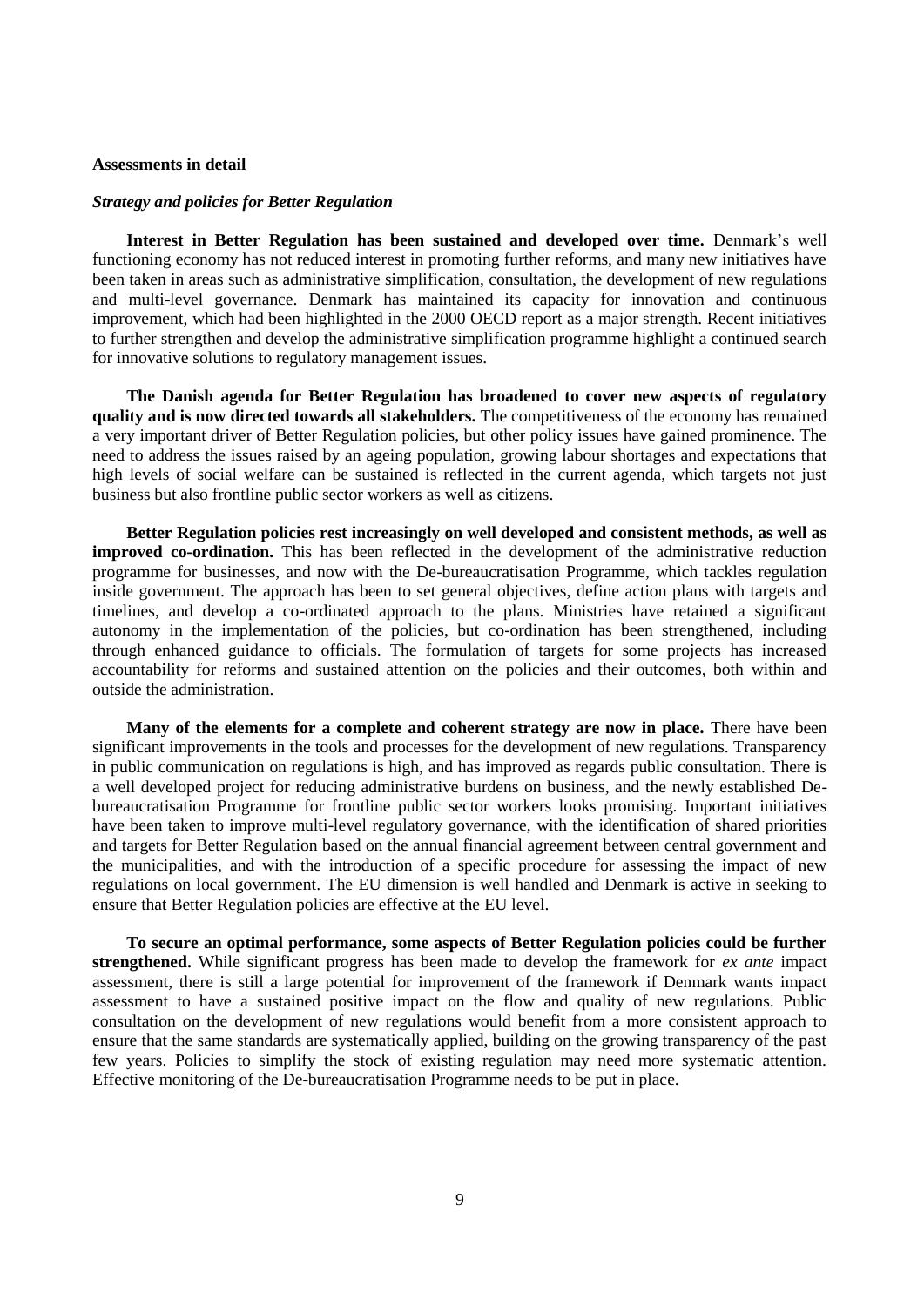### Assessments in detail

#### *Strategy and policies for Better Regulation*

**Interest in Better Regulation has been sustained and developed over time.** Denmark's well functioning economy has not reduced interest in promoting further reforms, and many new initiatives have been taken in areas such as administrative simplification, consultation, the development of new regulations and multi-level governance. Denmark has maintained its capacity for innovation and continuous improvement, which had been highlighted in the 2000 OECD report as a major strength. Recent initiatives to further strengthen and develop the administrative simplification programme highlight a continued search for innovative solutions to regulatory management issues.

**The Danish agenda for Better Regulation has broadened to cover new aspects of regulatory quality and is now directed towards all stakeholders.** The competitiveness of the economy has remained a very important driver of Better Regulation policies, but other policy issues have gained prominence. The need to address the issues raised by an ageing population, growing labour shortages and expectations that high levels of social welfare can be sustained is reflected in the current agenda, which targets not just business but also frontline public sector workers as well as citizens.

**Better Regulation policies rest increasingly on well developed and consistent methods, as well as improved co-ordination.** This has been reflected in the development of the administrative reduction programme for businesses, and now with the De-bureaucratisation Programme, which tackles regulation inside government. The approach has been to set general objectives, define action plans with targets and timelines, and develop a co-ordinated approach to the plans. Ministries have retained a significant autonomy in the implementation of the policies, but co-ordination has been strengthened, including through enhanced guidance to officials. The formulation of targets for some projects has increased accountability for reforms and sustained attention on the policies and their outcomes, both within and outside the administration.

**Many of the elements for a complete and coherent strategy are now in place.** There have been significant improvements in the tools and processes for the development of new regulations. Transparency in public communication on regulations is high, and has improved as regards public consultation. There is a well developed project for reducing administrative burdens on business, and the newly established De-bureaucratisation Programme for frontline public sector workers looks promising. Important initiatives have been taken to improve multi-level regulatory governance, with the identification of shared priorities and targets for Better Regulation based on the annual financial agreement between central government and the municipalities, and with the introduction of a specific procedure for assessing the impact of new regulations on local government. The EU dimension is well handled and Denmark is active in seeking to ensure that Better Regulation policies are effective at the EU level.

**To secure an optimal performance, some aspects of Better Regulation policies could be further strengthened.** While significant progress has been made to develop the framework for *ex ante* impact assessment, there is still a large potential for improvement of the framework if Denmark wants impact assessment to have a sustained positive impact on the flow and quality of new regulations. Public consultation on the development of new regulations would benefit from a more consistent approach to ensure that the same standards are systematically applied, building on the growing transparency of the past few years. Policies to simplify the stock of existing regulation may need more systematic attention. Effective monitoring of the De-bureaucratisation Programme needs to be put in place.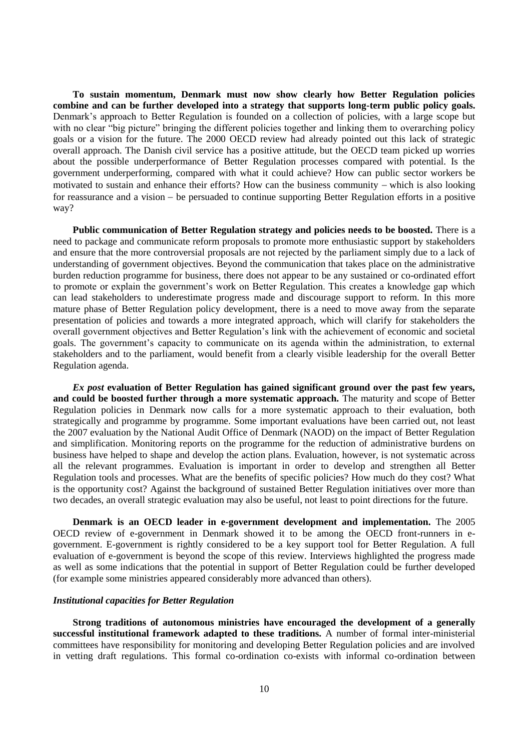**To sustain momentum, Denmark must now show clearly how Better Regulation policies combine and can be further developed into a strategy that supports long-term public policy goals.** Denmark's approach to Better Regulation is founded on a collection of policies, with a large scope but with no clear "big picture" bringing the different policies together and linking them to overarching policy goals or a vision for the future. The 2000 OECD review had already pointed out this lack of strategic overall approach. The Danish civil service has a positive attitude, but the OECD team picked up worries about the possible underperformance of Better Regulation processes compared with potential. Is the government underperforming, compared with what it could achieve? How can public sector workers be motivated to sustain and enhance their efforts? How can the business community – which is also looking for reassurance and a vision – be persuaded to continue supporting Better Regulation efforts in a positive way?

**Public communication of Better Regulation strategy and policies needs to be boosted.** There is a need to package and communicate reform proposals to promote more enthusiastic support by stakeholders and ensure that the more controversial proposals are not rejected by the parliament simply due to a lack of understanding of government objectives. Beyond the communication that takes place on the administrative burden reduction programme for business, there does not appear to be any sustained or co-ordinated effort to promote or explain the government's work on Better Regulation. This creates a knowledge gap which can lead stakeholders to underestimate progress made and discourage support to reform. In this more mature phase of Better Regulation policy development, there is a need to move away from the separate presentation of policies and towards a more integrated approach, which will clarify for stakeholders the overall government objectives and Better Regulation's link with the achievement of economic and societal goals. The government's capacity to communicate on its agenda within the administration, to external stakeholders and to the parliament, would benefit from a clearly visible leadership for the overall Better Regulation agenda.

***Ex post* evaluation of Better Regulation has gained significant ground over the past few years, and could be boosted further through a more systematic approach.** The maturity and scope of Better Regulation policies in Denmark now calls for a more systematic approach to their evaluation, both strategically and programme by programme. Some important evaluations have been carried out, not least the 2007 evaluation by the National Audit Office of Denmark (NAOD) on the impact of Better Regulation and simplification. Monitoring reports on the programme for the reduction of administrative burdens on business have helped to shape and develop the action plans. Evaluation, however, is not systematic across all the relevant programmes. Evaluation is important in order to develop and strengthen all Better Regulation tools and processes. What are the benefits of specific policies? How much do they cost? What is the opportunity cost? Against the background of sustained Better Regulation initiatives over more than two decades, an overall strategic evaluation may also be useful, not least to point directions for the future.

**Denmark is an OECD leader in e-government development and implementation.** The 2005 OECD review of e-government in Denmark showed it to be among the OECD front-runners in e-government. E-government is rightly considered to be a key support tool for Better Regulation. A full evaluation of e-government is beyond the scope of this review. Interviews highlighted the progress made as well as some indications that the potential in support of Better Regulation could be further developed (for example some ministries appeared considerably more advanced than others).

***Institutional capacities for Better Regulation***

**Strong traditions of autonomous ministries have encouraged the development of a generally successful institutional framework adapted to these traditions.** A number of formal inter-ministerial committees have responsibility for monitoring and developing Better Regulation policies and are involved in vetting draft regulations. This formal co-ordination co-exists with informal co-ordination between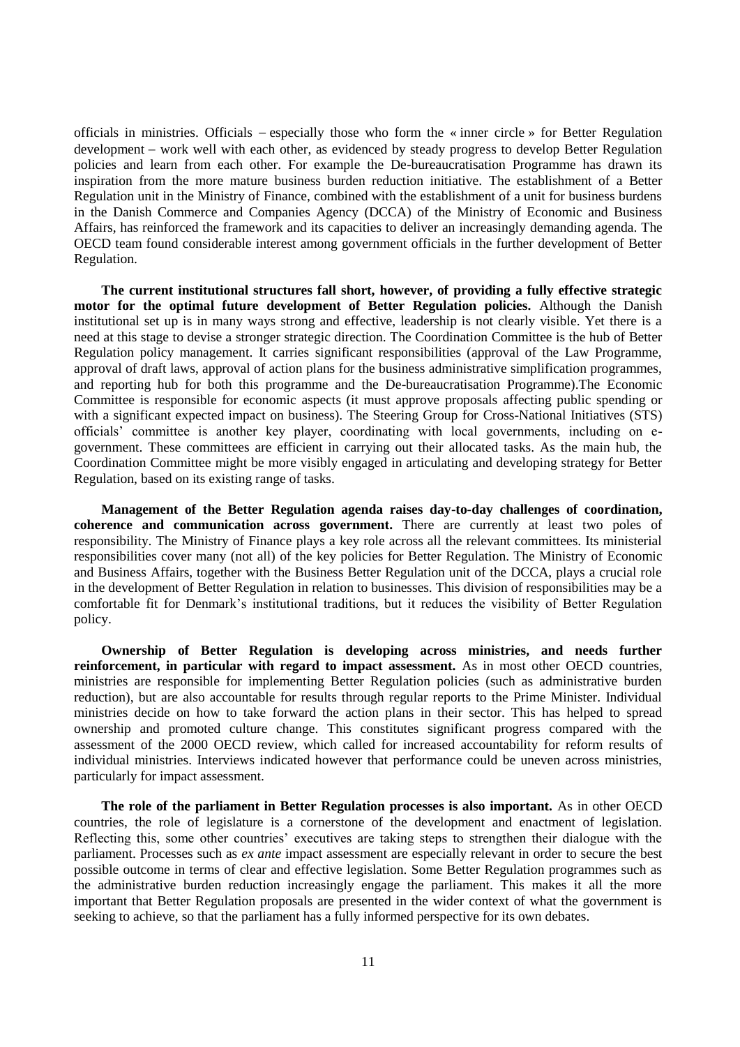officials in ministries. Officials – especially those who form the « inner circle » for Better Regulation development – work well with each other, as evidenced by steady progress to develop Better Regulation policies and learn from each other. For example the De-bureaucratisation Programme has drawn its inspiration from the more mature business burden reduction initiative. The establishment of a Better Regulation unit in the Ministry of Finance, combined with the establishment of a unit for business burdens in the Danish Commerce and Companies Agency (DCCA) of the Ministry of Economic and Business Affairs, has reinforced the framework and its capacities to deliver an increasingly demanding agenda. The OECD team found considerable interest among government officials in the further development of Better Regulation.

**The current institutional structures fall short, however, of providing a fully effective strategic motor for the optimal future development of Better Regulation policies.** Although the Danish institutional set up is in many ways strong and effective, leadership is not clearly visible. Yet there is a need at this stage to devise a stronger strategic direction. The Coordination Committee is the hub of Better Regulation policy management. It carries significant responsibilities (approval of the Law Programme, approval of draft laws, approval of action plans for the business administrative simplification programmes, and reporting hub for both this programme and the De-bureaucratisation Programme).The Economic Committee is responsible for economic aspects (it must approve proposals affecting public spending or with a significant expected impact on business). The Steering Group for Cross-National Initiatives (STS) officials' committee is another key player, coordinating with local governments, including on e-government. These committees are efficient in carrying out their allocated tasks. As the main hub, the Coordination Committee might be more visibly engaged in articulating and developing strategy for Better Regulation, based on its existing range of tasks.

**Management of the Better Regulation agenda raises day-to-day challenges of coordination, coherence and communication across government.** There are currently at least two poles of responsibility. The Ministry of Finance plays a key role across all the relevant committees. Its ministerial responsibilities cover many (not all) of the key policies for Better Regulation. The Ministry of Economic and Business Affairs, together with the Business Better Regulation unit of the DCCA, plays a crucial role in the development of Better Regulation in relation to businesses. This division of responsibilities may be a comfortable fit for Denmark's institutional traditions, but it reduces the visibility of Better Regulation policy.

**Ownership of Better Regulation is developing across ministries, and needs further reinforcement, in particular with regard to impact assessment.** As in most other OECD countries, ministries are responsible for implementing Better Regulation policies (such as administrative burden reduction), but are also accountable for results through regular reports to the Prime Minister. Individual ministries decide on how to take forward the action plans in their sector. This has helped to spread ownership and promoted culture change. This constitutes significant progress compared with the assessment of the 2000 OECD review, which called for increased accountability for reform results of individual ministries. Interviews indicated however that performance could be uneven across ministries, particularly for impact assessment.

**The role of the parliament in Better Regulation processes is also important.** As in other OECD countries, the role of legislature is a cornerstone of the development and enactment of legislation. Reflecting this, some other countries' executives are taking steps to strengthen their dialogue with the parliament. Processes such as *ex ante* impact assessment are especially relevant in order to secure the best possible outcome in terms of clear and effective legislation. Some Better Regulation programmes such as the administrative burden reduction increasingly engage the parliament. This makes it all the more important that Better Regulation proposals are presented in the wider context of what the government is seeking to achieve, so that the parliament has a fully informed perspective for its own debates.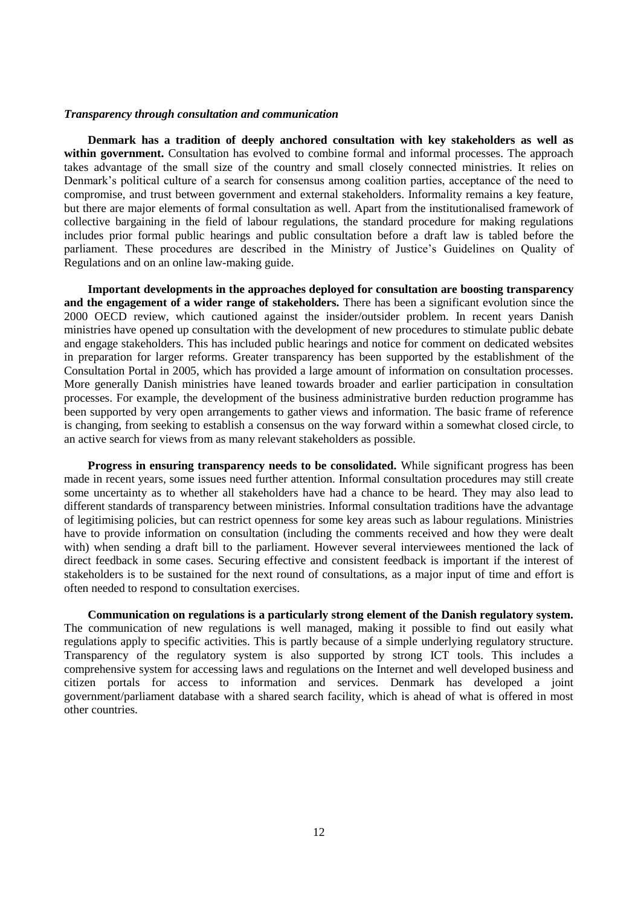***Transparency through consultation and communication***

**Denmark has a tradition of deeply anchored consultation with key stakeholders as well as within government.** Consultation has evolved to combine formal and informal processes. The approach takes advantage of the small size of the country and small closely connected ministries. It relies on Denmark's political culture of a search for consensus among coalition parties, acceptance of the need to compromise, and trust between government and external stakeholders. Informality remains a key feature, but there are major elements of formal consultation as well. Apart from the institutionalised framework of collective bargaining in the field of labour regulations, the standard procedure for making regulations includes prior formal public hearings and public consultation before a draft law is tabled before the parliament. These procedures are described in the Ministry of Justice's Guidelines on Quality of Regulations and on an online law-making guide.

**Important developments in the approaches deployed for consultation are boosting transparency and the engagement of a wider range of stakeholders.** There has been a significant evolution since the 2000 OECD review, which cautioned against the insider/outsider problem. In recent years Danish ministries have opened up consultation with the development of new procedures to stimulate public debate and engage stakeholders. This has included public hearings and notice for comment on dedicated websites in preparation for larger reforms. Greater transparency has been supported by the establishment of the Consultation Portal in 2005, which has provided a large amount of information on consultation processes. More generally Danish ministries have leaned towards broader and earlier participation in consultation processes. For example, the development of the business administrative burden reduction programme has been supported by very open arrangements to gather views and information. The basic frame of reference is changing, from seeking to establish a consensus on the way forward within a somewhat closed circle, to an active search for views from as many relevant stakeholders as possible.

**Progress in ensuring transparency needs to be consolidated.** While significant progress has been made in recent years, some issues need further attention. Informal consultation procedures may still create some uncertainty as to whether all stakeholders have had a chance to be heard. They may also lead to different standards of transparency between ministries. Informal consultation traditions have the advantage of legitimising policies, but can restrict openness for some key areas such as labour regulations. Ministries have to provide information on consultation (including the comments received and how they were dealt with) when sending a draft bill to the parliament. However several interviewees mentioned the lack of direct feedback in some cases. Securing effective and consistent feedback is important if the interest of stakeholders is to be sustained for the next round of consultations, as a major input of time and effort is often needed to respond to consultation exercises.

**Communication on regulations is a particularly strong element of the Danish regulatory system.** The communication of new regulations is well managed, making it possible to find out easily what regulations apply to specific activities. This is partly because of a simple underlying regulatory structure. Transparency of the regulatory system is also supported by strong ICT tools. This includes a comprehensive system for accessing laws and regulations on the Internet and well developed business and citizen portals for access to information and services. Denmark has developed a joint government/parliament database with a shared search facility, which is ahead of what is offered in most other countries.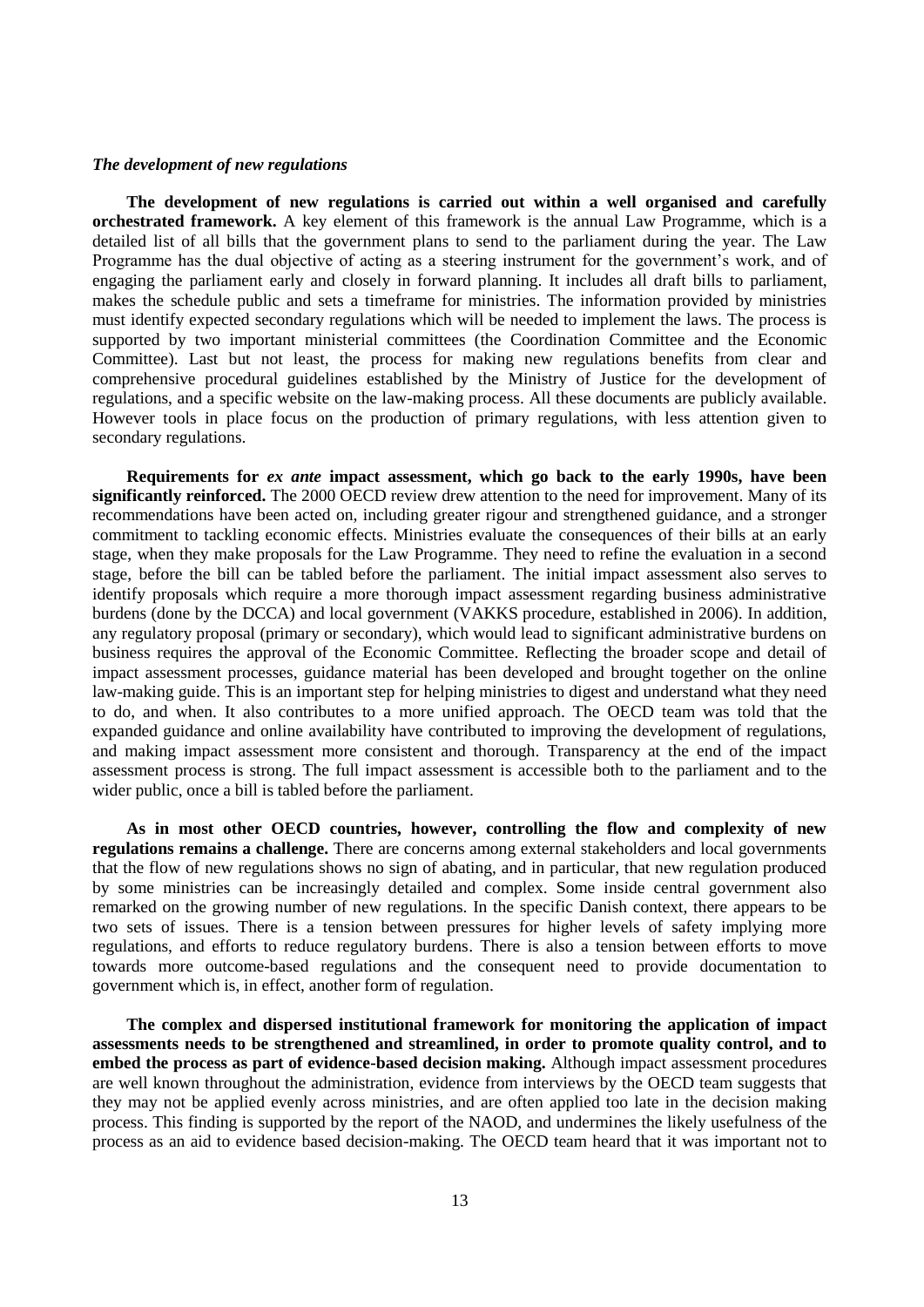### *The development of new regulations*

**The development of new regulations is carried out within a well organised and carefully orchestrated framework.** A key element of this framework is the annual Law Programme, which is a detailed list of all bills that the government plans to send to the parliament during the year. The Law Programme has the dual objective of acting as a steering instrument for the government's work, and of engaging the parliament early and closely in forward planning. It includes all draft bills to parliament, makes the schedule public and sets a timeframe for ministries. The information provided by ministries must identify expected secondary regulations which will be needed to implement the laws. The process is supported by two important ministerial committees (the Coordination Committee and the Economic Committee). Last but not least, the process for making new regulations benefits from clear and comprehensive procedural guidelines established by the Ministry of Justice for the development of regulations, and a specific website on the law-making process. All these documents are publicly available. However tools in place focus on the production of primary regulations, with less attention given to secondary regulations.

**Requirements for *ex ante* impact assessment, which go back to the early 1990s, have been significantly reinforced.** The 2000 OECD review drew attention to the need for improvement. Many of its recommendations have been acted on, including greater rigour and strengthened guidance, and a stronger commitment to tackling economic effects. Ministries evaluate the consequences of their bills at an early stage, when they make proposals for the Law Programme. They need to refine the evaluation in a second stage, before the bill can be tabled before the parliament. The initial impact assessment also serves to identify proposals which require a more thorough impact assessment regarding business administrative burdens (done by the DCCA) and local government (VAKKS procedure, established in 2006). In addition, any regulatory proposal (primary or secondary), which would lead to significant administrative burdens on business requires the approval of the Economic Committee. Reflecting the broader scope and detail of impact assessment processes, guidance material has been developed and brought together on the online law-making guide. This is an important step for helping ministries to digest and understand what they need to do, and when. It also contributes to a more unified approach. The OECD team was told that the expanded guidance and online availability have contributed to improving the development of regulations, and making impact assessment more consistent and thorough. Transparency at the end of the impact assessment process is strong. The full impact assessment is accessible both to the parliament and to the wider public, once a bill is tabled before the parliament.

**As in most other OECD countries, however, controlling the flow and complexity of new regulations remains a challenge.** There are concerns among external stakeholders and local governments that the flow of new regulations shows no sign of abating, and in particular, that new regulation produced by some ministries can be increasingly detailed and complex. Some inside central government also remarked on the growing number of new regulations. In the specific Danish context, there appears to be two sets of issues. There is a tension between pressures for higher levels of safety implying more regulations, and efforts to reduce regulatory burdens. There is also a tension between efforts to move towards more outcome-based regulations and the consequent need to provide documentation to government which is, in effect, another form of regulation.

**The complex and dispersed institutional framework for monitoring the application of impact assessments needs to be strengthened and streamlined, in order to promote quality control, and to embed the process as part of evidence-based decision making.** Although impact assessment procedures are well known throughout the administration, evidence from interviews by the OECD team suggests that they may not be applied evenly across ministries, and are often applied too late in the decision making process. This finding is supported by the report of the NAOD, and undermines the likely usefulness of the process as an aid to evidence based decision-making. The OECD team heard that it was important not to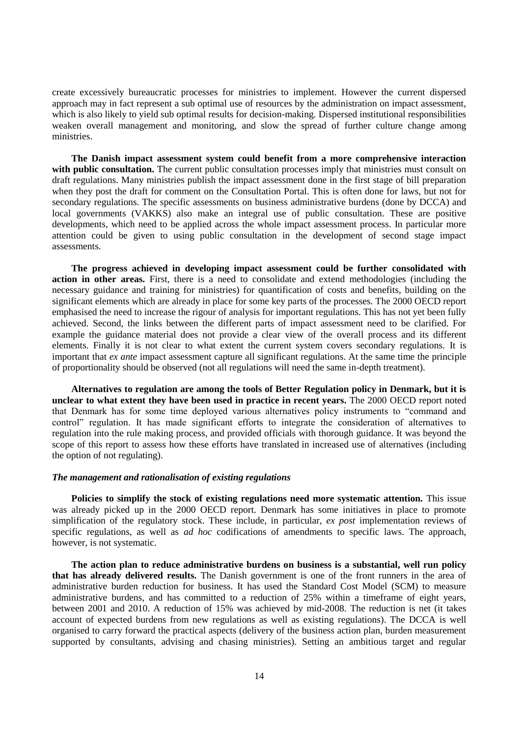create excessively bureaucratic processes for ministries to implement. However the current dispersed approach may in fact represent a sub optimal use of resources by the administration on impact assessment, which is also likely to yield sub optimal results for decision-making. Dispersed institutional responsibilities weaken overall management and monitoring, and slow the spread of further culture change among ministries.

**The Danish impact assessment system could benefit from a more comprehensive interaction with public consultation.** The current public consultation processes imply that ministries must consult on draft regulations. Many ministries publish the impact assessment done in the first stage of bill preparation when they post the draft for comment on the Consultation Portal. This is often done for laws, but not for secondary regulations. The specific assessments on business administrative burdens (done by DCCA) and local governments (VAKKS) also make an integral use of public consultation. These are positive developments, which need to be applied across the whole impact assessment process. In particular more attention could be given to using public consultation in the development of second stage impact assessments.

**The progress achieved in developing impact assessment could be further consolidated with action in other areas.** First, there is a need to consolidate and extend methodologies (including the necessary guidance and training for ministries) for quantification of costs and benefits, building on the significant elements which are already in place for some key parts of the processes. The 2000 OECD report emphasised the need to increase the rigour of analysis for important regulations. This has not yet been fully achieved. Second, the links between the different parts of impact assessment need to be clarified. For example the guidance material does not provide a clear view of the overall process and its different elements. Finally it is not clear to what extent the current system covers secondary regulations. It is important that *ex ante* impact assessment capture all significant regulations. At the same time the principle of proportionality should be observed (not all regulations will need the same in-depth treatment).

**Alternatives to regulation are among the tools of Better Regulation policy in Denmark, but it is unclear to what extent they have been used in practice in recent years.** The 2000 OECD report noted that Denmark has for some time deployed various alternatives policy instruments to "command and control" regulation. It has made significant efforts to integrate the consideration of alternatives to regulation into the rule making process, and provided officials with thorough guidance. It was beyond the scope of this report to assess how these efforts have translated in increased use of alternatives (including the option of not regulating).

***The management and rationalisation of existing regulations***

**Policies to simplify the stock of existing regulations need more systematic attention.** This issue was already picked up in the 2000 OECD report. Denmark has some initiatives in place to promote simplification of the regulatory stock. These include, in particular, *ex post* implementation reviews of specific regulations, as well as *ad hoc* codifications of amendments to specific laws. The approach, however, is not systematic.

**The action plan to reduce administrative burdens on business is a substantial, well run policy that has already delivered results.** The Danish government is one of the front runners in the area of administrative burden reduction for business. It has used the Standard Cost Model (SCM) to measure administrative burdens, and has committed to a reduction of 25% within a timeframe of eight years, between 2001 and 2010. A reduction of 15% was achieved by mid-2008. The reduction is net (it takes account of expected burdens from new regulations as well as existing regulations). The DCCA is well organised to carry forward the practical aspects (delivery of the business action plan, burden measurement supported by consultants, advising and chasing ministries). Setting an ambitious target and regular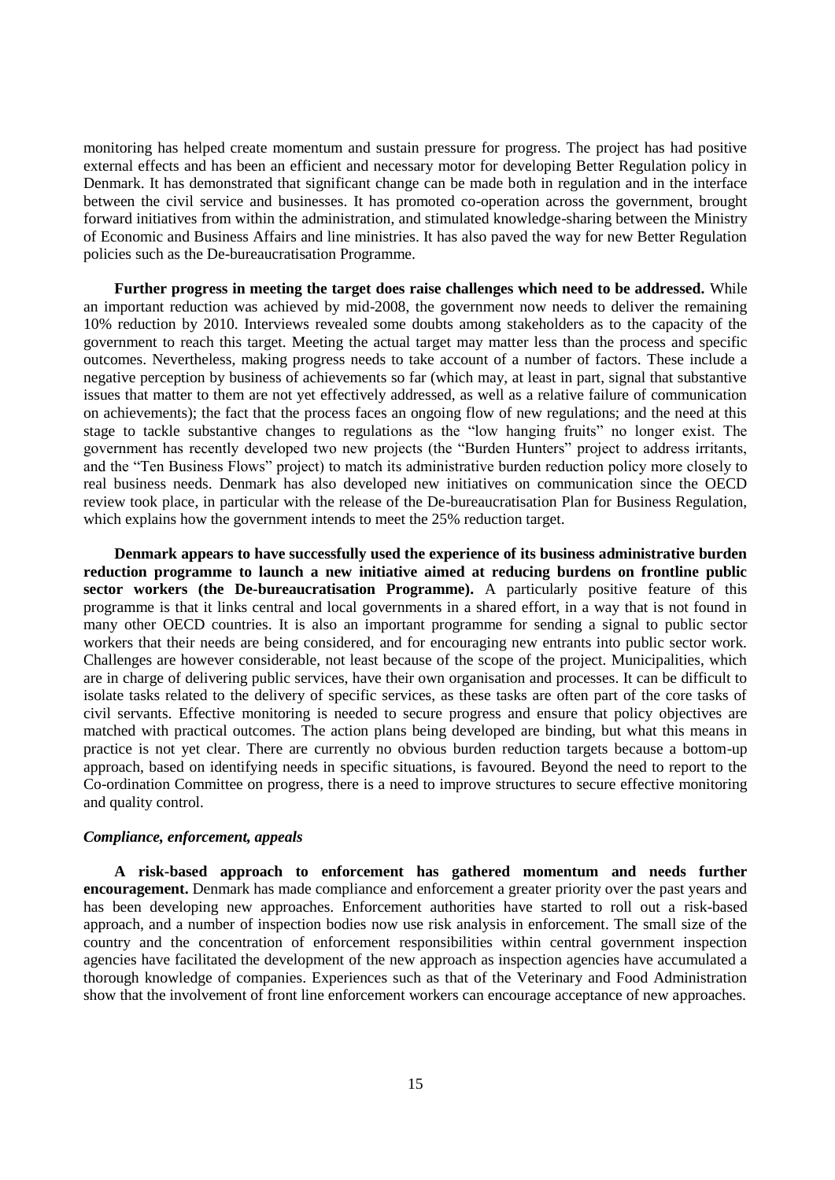monitoring has helped create momentum and sustain pressure for progress. The project has had positive external effects and has been an efficient and necessary motor for developing Better Regulation policy in Denmark. It has demonstrated that significant change can be made both in regulation and in the interface between the civil service and businesses. It has promoted co-operation across the government, brought forward initiatives from within the administration, and stimulated knowledge-sharing between the Ministry of Economic and Business Affairs and line ministries. It has also paved the way for new Better Regulation policies such as the De-bureaucratisation Programme.

**Further progress in meeting the target does raise challenges which need to be addressed.** While an important reduction was achieved by mid-2008, the government now needs to deliver the remaining 10% reduction by 2010. Interviews revealed some doubts among stakeholders as to the capacity of the government to reach this target. Meeting the actual target may matter less than the process and specific outcomes. Nevertheless, making progress needs to take account of a number of factors. These include a negative perception by business of achievements so far (which may, at least in part, signal that substantive issues that matter to them are not yet effectively addressed, as well as a relative failure of communication on achievements); the fact that the process faces an ongoing flow of new regulations; and the need at this stage to tackle substantive changes to regulations as the "low hanging fruits" no longer exist. The government has recently developed two new projects (the "Burden Hunters" project to address irritants, and the "Ten Business Flows" project) to match its administrative burden reduction policy more closely to real business needs. Denmark has also developed new initiatives on communication since the OECD review took place, in particular with the release of the De-bureaucratisation Plan for Business Regulation, which explains how the government intends to meet the 25% reduction target.

**Denmark appears to have successfully used the experience of its business administrative burden reduction programme to launch a new initiative aimed at reducing burdens on frontline public sector workers (the De-bureaucratisation Programme).** A particularly positive feature of this programme is that it links central and local governments in a shared effort, in a way that is not found in many other OECD countries. It is also an important programme for sending a signal to public sector workers that their needs are being considered, and for encouraging new entrants into public sector work. Challenges are however considerable, not least because of the scope of the project. Municipalities, which are in charge of delivering public services, have their own organisation and processes. It can be difficult to isolate tasks related to the delivery of specific services, as these tasks are often part of the core tasks of civil servants. Effective monitoring is needed to secure progress and ensure that policy objectives are matched with practical outcomes. The action plans being developed are binding, but what this means in practice is not yet clear. There are currently no obvious burden reduction targets because a bottom-up approach, based on identifying needs in specific situations, is favoured. Beyond the need to report to the Co-ordination Committee on progress, there is a need to improve structures to secure effective monitoring and quality control.

### *Compliance, enforcement, appeals*

**A risk-based approach to enforcement has gathered momentum and needs further encouragement.** Denmark has made compliance and enforcement a greater priority over the past years and has been developing new approaches. Enforcement authorities have started to roll out a risk-based approach, and a number of inspection bodies now use risk analysis in enforcement. The small size of the country and the concentration of enforcement responsibilities within central government inspection agencies have facilitated the development of the new approach as inspection agencies have accumulated a thorough knowledge of companies. Experiences such as that of the Veterinary and Food Administration show that the involvement of front line enforcement workers can encourage acceptance of new approaches.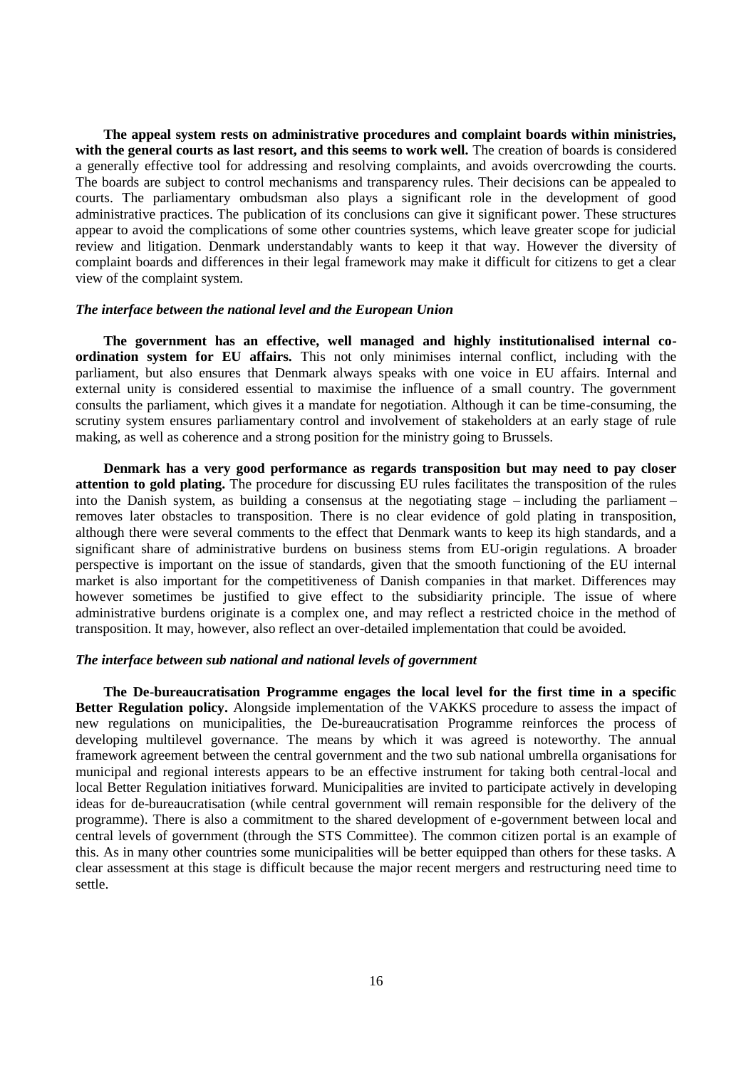**The appeal system rests on administrative procedures and complaint boards within ministries, with the general courts as last resort, and this seems to work well.** The creation of boards is considered a generally effective tool for addressing and resolving complaints, and avoids overcrowding the courts. The boards are subject to control mechanisms and transparency rules. Their decisions can be appealed to courts. The parliamentary ombudsman also plays a significant role in the development of good administrative practices. The publication of its conclusions can give it significant power. These structures appear to avoid the complications of some other countries systems, which leave greater scope for judicial review and litigation. Denmark understandably wants to keep it that way. However the diversity of complaint boards and differences in their legal framework may make it difficult for citizens to get a clear view of the complaint system.

### *The interface between the national level and the European Union*

**The government has an effective, well managed and highly institutionalised internal co-ordination system for EU affairs.** This not only minimises internal conflict, including with the parliament, but also ensures that Denmark always speaks with one voice in EU affairs. Internal and external unity is considered essential to maximise the influence of a small country. The government consults the parliament, which gives it a mandate for negotiation. Although it can be time-consuming, the scrutiny system ensures parliamentary control and involvement of stakeholders at an early stage of rule making, as well as coherence and a strong position for the ministry going to Brussels.

**Denmark has a very good performance as regards transposition but may need to pay closer attention to gold plating.** The procedure for discussing EU rules facilitates the transposition of the rules into the Danish system, as building a consensus at the negotiating stage – including the parliament – removes later obstacles to transposition. There is no clear evidence of gold plating in transposition, although there were several comments to the effect that Denmark wants to keep its high standards, and a significant share of administrative burdens on business stems from EU-origin regulations. A broader perspective is important on the issue of standards, given that the smooth functioning of the EU internal market is also important for the competitiveness of Danish companies in that market. Differences may however sometimes be justified to give effect to the subsidiarity principle. The issue of where administrative burdens originate is a complex one, and may reflect a restricted choice in the method of transposition. It may, however, also reflect an over-detailed implementation that could be avoided.

### *The interface between sub national and national levels of government*

**The De-bureaucratisation Programme engages the local level for the first time in a specific Better Regulation policy.** Alongside implementation of the VAKKS procedure to assess the impact of new regulations on municipalities, the De-bureaucratisation Programme reinforces the process of developing multilevel governance. The means by which it was agreed is noteworthy. The annual framework agreement between the central government and the two sub national umbrella organisations for municipal and regional interests appears to be an effective instrument for taking both central-local and local Better Regulation initiatives forward. Municipalities are invited to participate actively in developing ideas for de-bureaucratisation (while central government will remain responsible for the delivery of the programme). There is also a commitment to the shared development of e-government between local and central levels of government (through the STS Committee). The common citizen portal is an example of this. As in many other countries some municipalities will be better equipped than others for these tasks. A clear assessment at this stage is difficult because the major recent mergers and restructuring need time to settle.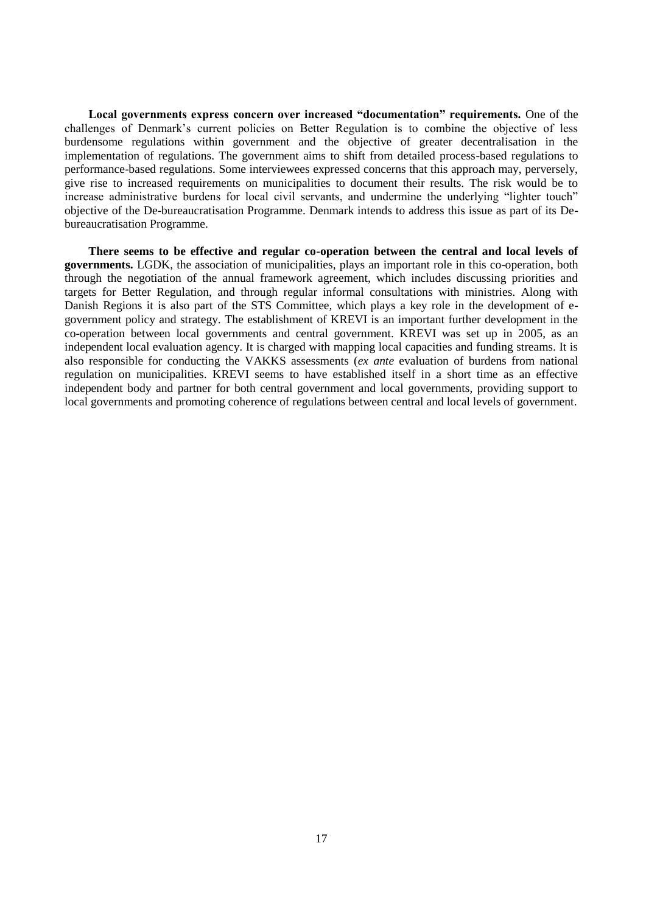**Local governments express concern over increased "documentation" requirements.** One of the challenges of Denmark's current policies on Better Regulation is to combine the objective of less burdensome regulations within government and the objective of greater decentralisation in the implementation of regulations. The government aims to shift from detailed process-based regulations to performance-based regulations. Some interviewees expressed concerns that this approach may, perversely, give rise to increased requirements on municipalities to document their results. The risk would be to increase administrative burdens for local civil servants, and undermine the underlying "lighter touch" objective of the De-bureaucratisation Programme. Denmark intends to address this issue as part of its De-bureaucratisation Programme.

**There seems to be effective and regular co-operation between the central and local levels of governments.** LGDK, the association of municipalities, plays an important role in this co-operation, both through the negotiation of the annual framework agreement, which includes discussing priorities and targets for Better Regulation, and through regular informal consultations with ministries. Along with Danish Regions it is also part of the STS Committee, which plays a key role in the development of e-government policy and strategy. The establishment of KREVI is an important further development in the co-operation between local governments and central government. KREVI was set up in 2005, as an independent local evaluation agency. It is charged with mapping local capacities and funding streams. It is also responsible for conducting the VAKKS assessments (*ex ante* evaluation of burdens from national regulation on municipalities. KREVI seems to have established itself in a short time as an effective independent body and partner for both central government and local governments, providing support to local governments and promoting coherence of regulations between central and local levels of government.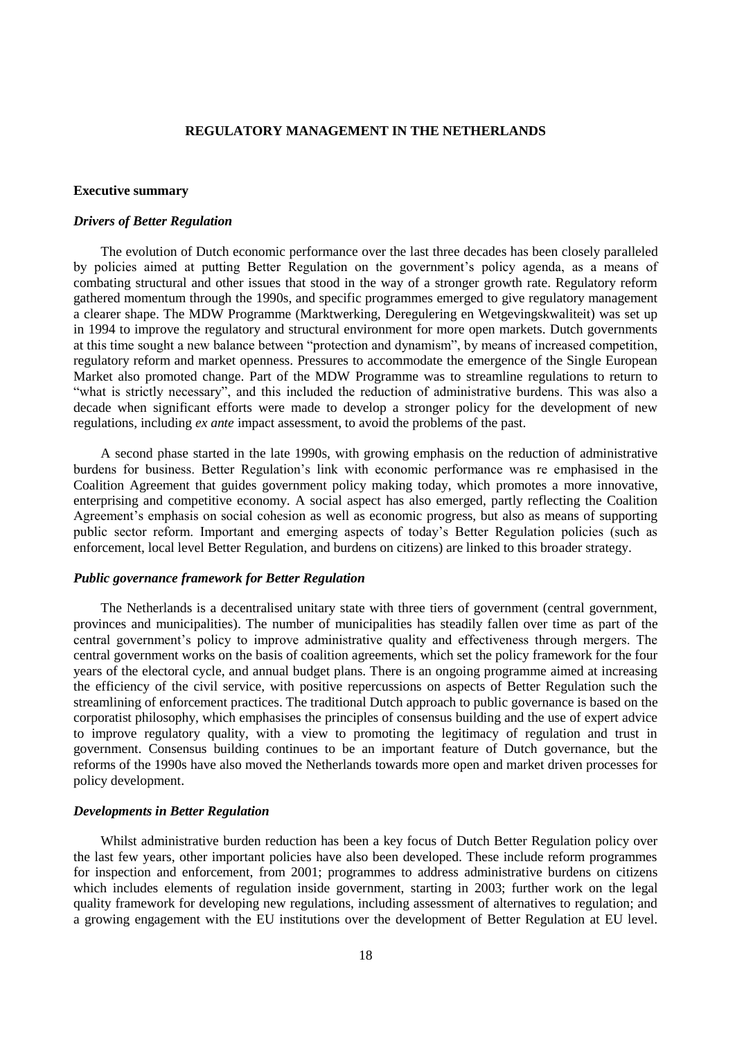# REGULATORY MANAGEMENT IN THE NETHERLANDS

## Executive summary

### *Drivers of Better Regulation*

The evolution of Dutch economic performance over the last three decades has been closely paralleled by policies aimed at putting Better Regulation on the government's policy agenda, as a means of combating structural and other issues that stood in the way of a stronger growth rate. Regulatory reform gathered momentum through the 1990s, and specific programmes emerged to give regulatory management a clearer shape. The MDW Programme (Marktwerking, Deregulering en Wetgevingskwaliteit) was set up in 1994 to improve the regulatory and structural environment for more open markets. Dutch governments at this time sought a new balance between "protection and dynamism", by means of increased competition, regulatory reform and market openness. Pressures to accommodate the emergence of the Single European Market also promoted change. Part of the MDW Programme was to streamline regulations to return to "what is strictly necessary", and this included the reduction of administrative burdens. This was also a decade when significant efforts were made to develop a stronger policy for the development of new regulations, including *ex ante* impact assessment, to avoid the problems of the past.

A second phase started in the late 1990s, with growing emphasis on the reduction of administrative burdens for business. Better Regulation's link with economic performance was re emphasised in the Coalition Agreement that guides government policy making today, which promotes a more innovative, enterprising and competitive economy. A social aspect has also emerged, partly reflecting the Coalition Agreement's emphasis on social cohesion as well as economic progress, but also as means of supporting public sector reform. Important and emerging aspects of today's Better Regulation policies (such as enforcement, local level Better Regulation, and burdens on citizens) are linked to this broader strategy.

### *Public governance framework for Better Regulation*

The Netherlands is a decentralised unitary state with three tiers of government (central government, provinces and municipalities). The number of municipalities has steadily fallen over time as part of the central government's policy to improve administrative quality and effectiveness through mergers. The central government works on the basis of coalition agreements, which set the policy framework for the four years of the electoral cycle, and annual budget plans. There is an ongoing programme aimed at increasing the efficiency of the civil service, with positive repercussions on aspects of Better Regulation such the streamlining of enforcement practices. The traditional Dutch approach to public governance is based on the corporatist philosophy, which emphasises the principles of consensus building and the use of expert advice to improve regulatory quality, with a view to promoting the legitimacy of regulation and trust in government. Consensus building continues to be an important feature of Dutch governance, but the reforms of the 1990s have also moved the Netherlands towards more open and market driven processes for policy development.

### *Developments in Better Regulation*

Whilst administrative burden reduction has been a key focus of Dutch Better Regulation policy over the last few years, other important policies have also been developed. These include reform programmes for inspection and enforcement, from 2001; programmes to address administrative burdens on citizens which includes elements of regulation inside government, starting in 2003; further work on the legal quality framework for developing new regulations, including assessment of alternatives to regulation; and a growing engagement with the EU institutions over the development of Better Regulation at EU level.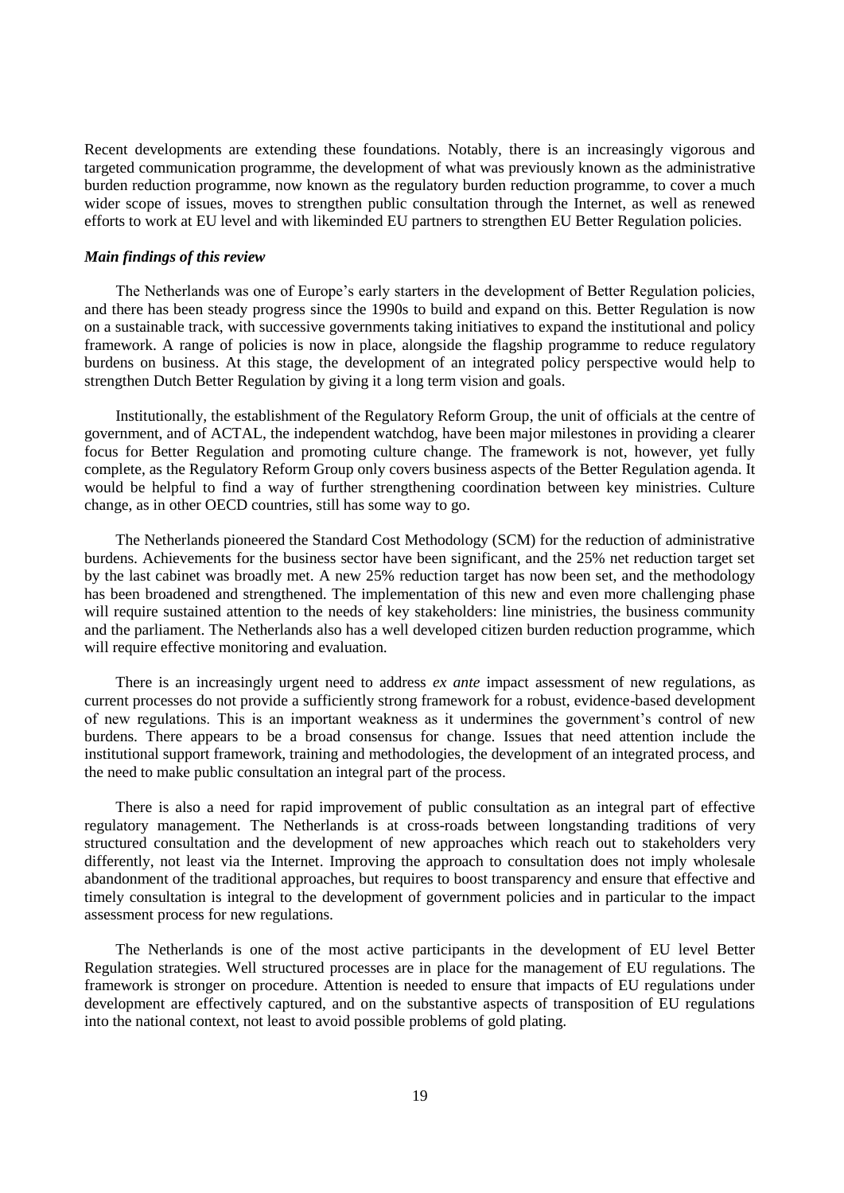Recent developments are extending these foundations. Notably, there is an increasingly vigorous and targeted communication programme, the development of what was previously known as the administrative burden reduction programme, now known as the regulatory burden reduction programme, to cover a much wider scope of issues, moves to strengthen public consultation through the Internet, as well as renewed efforts to work at EU level and with likeminded EU partners to strengthen EU Better Regulation policies.

### *Main findings of this review*

The Netherlands was one of Europe's early starters in the development of Better Regulation policies, and there has been steady progress since the 1990s to build and expand on this. Better Regulation is now on a sustainable track, with successive governments taking initiatives to expand the institutional and policy framework. A range of policies is now in place, alongside the flagship programme to reduce regulatory burdens on business. At this stage, the development of an integrated policy perspective would help to strengthen Dutch Better Regulation by giving it a long term vision and goals.

Institutionally, the establishment of the Regulatory Reform Group, the unit of officials at the centre of government, and of ACTAL, the independent watchdog, have been major milestones in providing a clearer focus for Better Regulation and promoting culture change. The framework is not, however, yet fully complete, as the Regulatory Reform Group only covers business aspects of the Better Regulation agenda. It would be helpful to find a way of further strengthening coordination between key ministries. Culture change, as in other OECD countries, still has some way to go.

The Netherlands pioneered the Standard Cost Methodology (SCM) for the reduction of administrative burdens. Achievements for the business sector have been significant, and the 25% net reduction target set by the last cabinet was broadly met. A new 25% reduction target has now been set, and the methodology has been broadened and strengthened. The implementation of this new and even more challenging phase will require sustained attention to the needs of key stakeholders: line ministries, the business community and the parliament. The Netherlands also has a well developed citizen burden reduction programme, which will require effective monitoring and evaluation.

There is an increasingly urgent need to address *ex ante* impact assessment of new regulations, as current processes do not provide a sufficiently strong framework for a robust, evidence-based development of new regulations. This is an important weakness as it undermines the government's control of new burdens. There appears to be a broad consensus for change. Issues that need attention include the institutional support framework, training and methodologies, the development of an integrated process, and the need to make public consultation an integral part of the process.

There is also a need for rapid improvement of public consultation as an integral part of effective regulatory management. The Netherlands is at cross-roads between longstanding traditions of very structured consultation and the development of new approaches which reach out to stakeholders very differently, not least via the Internet. Improving the approach to consultation does not imply wholesale abandonment of the traditional approaches, but requires to boost transparency and ensure that effective and timely consultation is integral to the development of government policies and in particular to the impact assessment process for new regulations.

The Netherlands is one of the most active participants in the development of EU level Better Regulation strategies. Well structured processes are in place for the management of EU regulations. The framework is stronger on procedure. Attention is needed to ensure that impacts of EU regulations under development are effectively captured, and on the substantive aspects of transposition of EU regulations into the national context, not least to avoid possible problems of gold plating.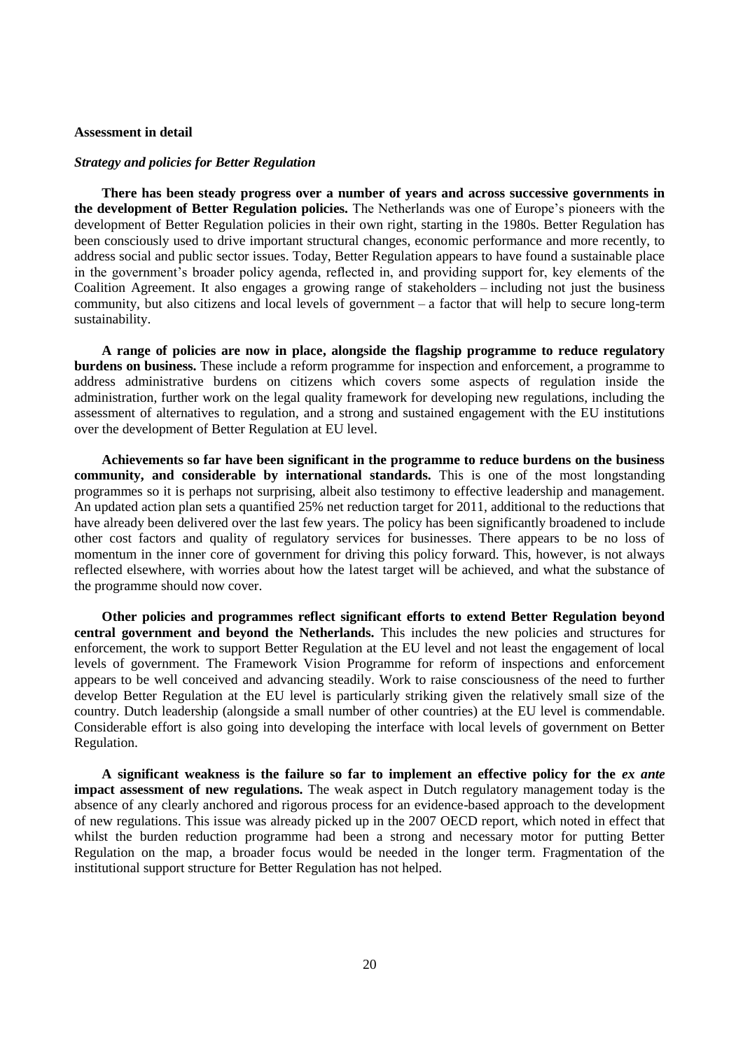**Assessment in detail**

***Strategy and policies for Better Regulation***

**There has been steady progress over a number of years and across successive governments in the development of Better Regulation policies.** The Netherlands was one of Europe's pioneers with the development of Better Regulation policies in their own right, starting in the 1980s. Better Regulation has been consciously used to drive important structural changes, economic performance and more recently, to address social and public sector issues. Today, Better Regulation appears to have found a sustainable place in the government's broader policy agenda, reflected in, and providing support for, key elements of the Coalition Agreement. It also engages a growing range of stakeholders – including not just the business community, but also citizens and local levels of government – a factor that will help to secure long-term sustainability.

**A range of policies are now in place, alongside the flagship programme to reduce regulatory burdens on business.** These include a reform programme for inspection and enforcement, a programme to address administrative burdens on citizens which covers some aspects of regulation inside the administration, further work on the legal quality framework for developing new regulations, including the assessment of alternatives to regulation, and a strong and sustained engagement with the EU institutions over the development of Better Regulation at EU level.

**Achievements so far have been significant in the programme to reduce burdens on the business community, and considerable by international standards.** This is one of the most longstanding programmes so it is perhaps not surprising, albeit also testimony to effective leadership and management. An updated action plan sets a quantified 25% net reduction target for 2011, additional to the reductions that have already been delivered over the last few years. The policy has been significantly broadened to include other cost factors and quality of regulatory services for businesses. There appears to be no loss of momentum in the inner core of government for driving this policy forward. This, however, is not always reflected elsewhere, with worries about how the latest target will be achieved, and what the substance of the programme should now cover.

**Other policies and programmes reflect significant efforts to extend Better Regulation beyond central government and beyond the Netherlands.** This includes the new policies and structures for enforcement, the work to support Better Regulation at the EU level and not least the engagement of local levels of government. The Framework Vision Programme for reform of inspections and enforcement appears to be well conceived and advancing steadily. Work to raise consciousness of the need to further develop Better Regulation at the EU level is particularly striking given the relatively small size of the country. Dutch leadership (alongside a small number of other countries) at the EU level is commendable. Considerable effort is also going into developing the interface with local levels of government on Better Regulation.

**A significant weakness is the failure so far to implement an effective policy for the *ex ante* impact assessment of new regulations.** The weak aspect in Dutch regulatory management today is the absence of any clearly anchored and rigorous process for an evidence-based approach to the development of new regulations. This issue was already picked up in the 2007 OECD report, which noted in effect that whilst the burden reduction programme had been a strong and necessary motor for putting Better Regulation on the map, a broader focus would be needed in the longer term. Fragmentation of the institutional support structure for Better Regulation has not helped.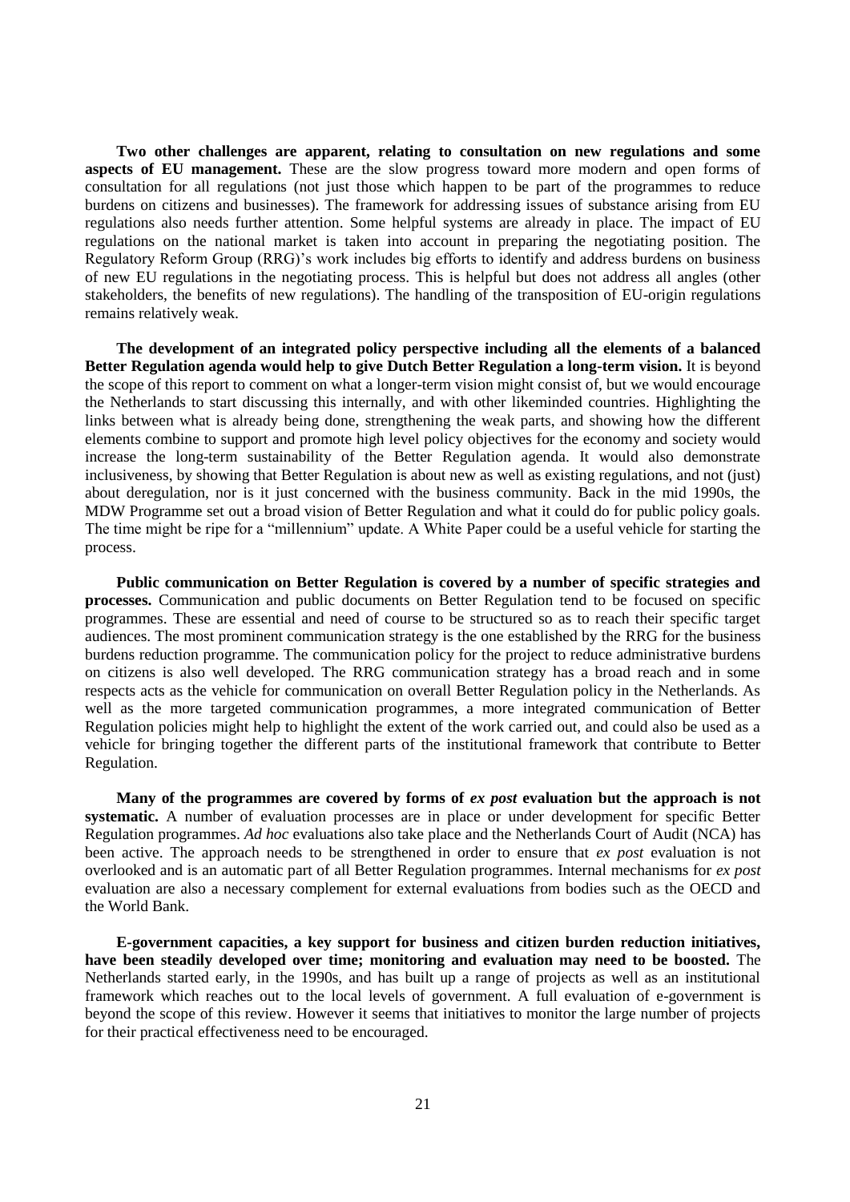**Two other challenges are apparent, relating to consultation on new regulations and some aspects of EU management.** These are the slow progress toward more modern and open forms of consultation for all regulations (not just those which happen to be part of the programmes to reduce burdens on citizens and businesses). The framework for addressing issues of substance arising from EU regulations also needs further attention. Some helpful systems are already in place. The impact of EU regulations on the national market is taken into account in preparing the negotiating position. The Regulatory Reform Group (RRG)'s work includes big efforts to identify and address burdens on business of new EU regulations in the negotiating process. This is helpful but does not address all angles (other stakeholders, the benefits of new regulations). The handling of the transposition of EU-origin regulations remains relatively weak.

**The development of an integrated policy perspective including all the elements of a balanced Better Regulation agenda would help to give Dutch Better Regulation a long-term vision.** It is beyond the scope of this report to comment on what a longer-term vision might consist of, but we would encourage the Netherlands to start discussing this internally, and with other likeminded countries. Highlighting the links between what is already being done, strengthening the weak parts, and showing how the different elements combine to support and promote high level policy objectives for the economy and society would increase the long-term sustainability of the Better Regulation agenda. It would also demonstrate inclusiveness, by showing that Better Regulation is about new as well as existing regulations, and not (just) about deregulation, nor is it just concerned with the business community. Back in the mid 1990s, the MDW Programme set out a broad vision of Better Regulation and what it could do for public policy goals. The time might be ripe for a "millennium" update. A White Paper could be a useful vehicle for starting the process.

**Public communication on Better Regulation is covered by a number of specific strategies and processes.** Communication and public documents on Better Regulation tend to be focused on specific programmes. These are essential and need of course to be structured so as to reach their specific target audiences. The most prominent communication strategy is the one established by the RRG for the business burdens reduction programme. The communication policy for the project to reduce administrative burdens on citizens is also well developed. The RRG communication strategy has a broad reach and in some respects acts as the vehicle for communication on overall Better Regulation policy in the Netherlands. As well as the more targeted communication programmes, a more integrated communication of Better Regulation policies might help to highlight the extent of the work carried out, and could also be used as a vehicle for bringing together the different parts of the institutional framework that contribute to Better Regulation.

**Many of the programmes are covered by forms of *ex post* evaluation but the approach is not systematic.** A number of evaluation processes are in place or under development for specific Better Regulation programmes. *Ad hoc* evaluations also take place and the Netherlands Court of Audit (NCA) has been active. The approach needs to be strengthened in order to ensure that *ex post* evaluation is not overlooked and is an automatic part of all Better Regulation programmes. Internal mechanisms for *ex post* evaluation are also a necessary complement for external evaluations from bodies such as the OECD and the World Bank.

**E-government capacities, a key support for business and citizen burden reduction initiatives, have been steadily developed over time; monitoring and evaluation may need to be boosted.** The Netherlands started early, in the 1990s, and has built up a range of projects as well as an institutional framework which reaches out to the local levels of government. A full evaluation of e-government is beyond the scope of this review. However it seems that initiatives to monitor the large number of projects for their practical effectiveness need to be encouraged.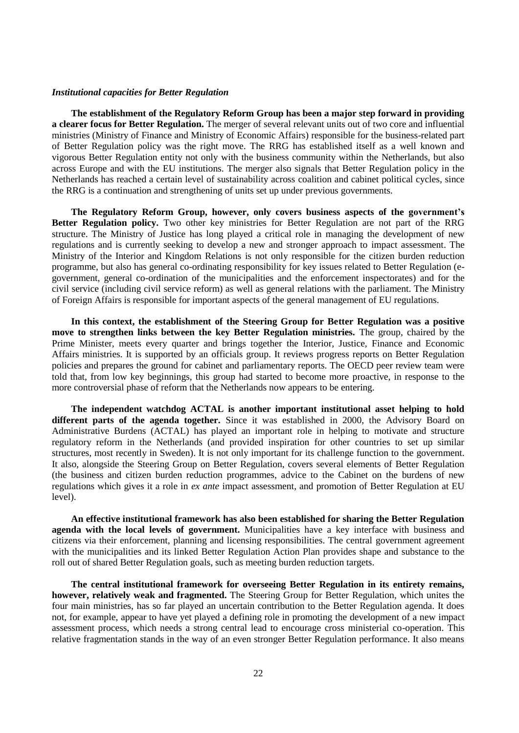### *Institutional capacities for Better Regulation*

**The establishment of the Regulatory Reform Group has been a major step forward in providing a clearer focus for Better Regulation.** The merger of several relevant units out of two core and influential ministries (Ministry of Finance and Ministry of Economic Affairs) responsible for the business-related part of Better Regulation policy was the right move. The RRG has established itself as a well known and vigorous Better Regulation entity not only with the business community within the Netherlands, but also across Europe and with the EU institutions. The merger also signals that Better Regulation policy in the Netherlands has reached a certain level of sustainability across coalition and cabinet political cycles, since the RRG is a continuation and strengthening of units set up under previous governments.

**The Regulatory Reform Group, however, only covers business aspects of the government's Better Regulation policy.** Two other key ministries for Better Regulation are not part of the RRG structure. The Ministry of Justice has long played a critical role in managing the development of new regulations and is currently seeking to develop a new and stronger approach to impact assessment. The Ministry of the Interior and Kingdom Relations is not only responsible for the citizen burden reduction programme, but also has general co-ordinating responsibility for key issues related to Better Regulation (e-government, general co-ordination of the municipalities and the enforcement inspectorates) and for the civil service (including civil service reform) as well as general relations with the parliament. The Ministry of Foreign Affairs is responsible for important aspects of the general management of EU regulations.

**In this context, the establishment of the Steering Group for Better Regulation was a positive move to strengthen links between the key Better Regulation ministries.** The group, chaired by the Prime Minister, meets every quarter and brings together the Interior, Justice, Finance and Economic Affairs ministries. It is supported by an officials group. It reviews progress reports on Better Regulation policies and prepares the ground for cabinet and parliamentary reports. The OECD peer review team were told that, from low key beginnings, this group had started to become more proactive, in response to the more controversial phase of reform that the Netherlands now appears to be entering.

**The independent watchdog ACTAL is another important institutional asset helping to hold different parts of the agenda together.** Since it was established in 2000, the Advisory Board on Administrative Burdens (ACTAL) has played an important role in helping to motivate and structure regulatory reform in the Netherlands (and provided inspiration for other countries to set up similar structures, most recently in Sweden). It is not only important for its challenge function to the government. It also, alongside the Steering Group on Better Regulation, covers several elements of Better Regulation (the business and citizen burden reduction programmes, advice to the Cabinet on the burdens of new regulations which gives it a role in *ex ante* impact assessment, and promotion of Better Regulation at EU level).

**An effective institutional framework has also been established for sharing the Better Regulation agenda with the local levels of government.** Municipalities have a key interface with business and citizens via their enforcement, planning and licensing responsibilities. The central government agreement with the municipalities and its linked Better Regulation Action Plan provides shape and substance to the roll out of shared Better Regulation goals, such as meeting burden reduction targets.

**The central institutional framework for overseeing Better Regulation in its entirety remains, however, relatively weak and fragmented.** The Steering Group for Better Regulation, which unites the four main ministries, has so far played an uncertain contribution to the Better Regulation agenda. It does not, for example, appear to have yet played a defining role in promoting the development of a new impact assessment process, which needs a strong central lead to encourage cross ministerial co-operation. This relative fragmentation stands in the way of an even stronger Better Regulation performance. It also means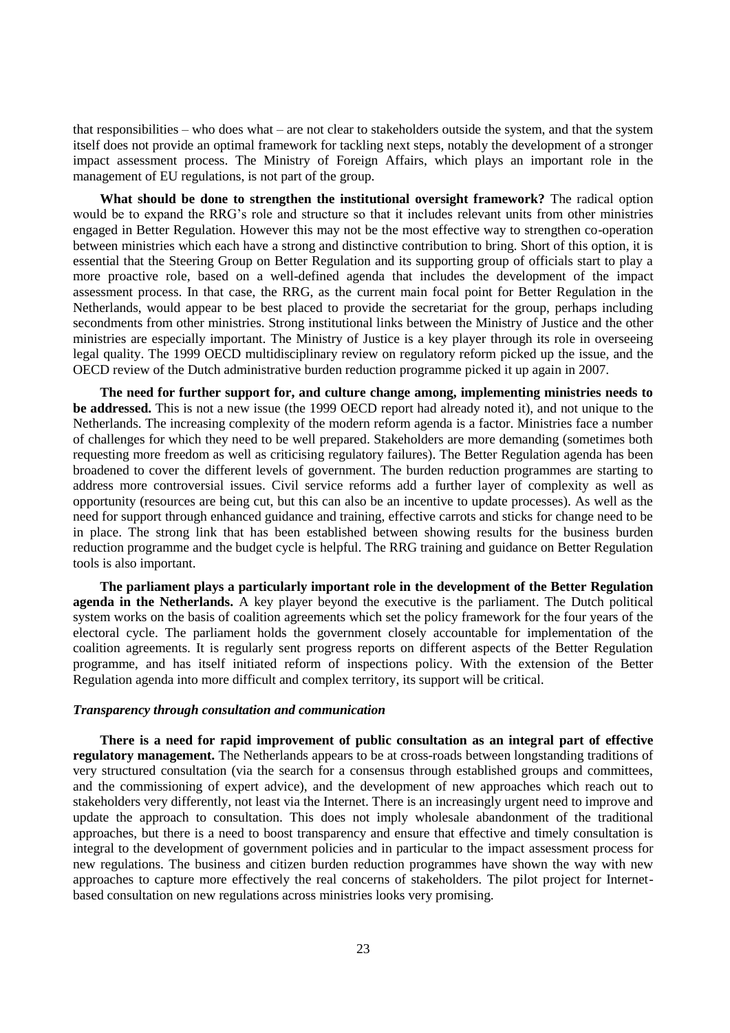that responsibilities – who does what – are not clear to stakeholders outside the system, and that the system itself does not provide an optimal framework for tackling next steps, notably the development of a stronger impact assessment process. The Ministry of Foreign Affairs, which plays an important role in the management of EU regulations, is not part of the group.

**What should be done to strengthen the institutional oversight framework?** The radical option would be to expand the RRG's role and structure so that it includes relevant units from other ministries engaged in Better Regulation. However this may not be the most effective way to strengthen co-operation between ministries which each have a strong and distinctive contribution to bring. Short of this option, it is essential that the Steering Group on Better Regulation and its supporting group of officials start to play a more proactive role, based on a well-defined agenda that includes the development of the impact assessment process. In that case, the RRG, as the current main focal point for Better Regulation in the Netherlands, would appear to be best placed to provide the secretariat for the group, perhaps including secondments from other ministries. Strong institutional links between the Ministry of Justice and the other ministries are especially important. The Ministry of Justice is a key player through its role in overseeing legal quality. The 1999 OECD multidisciplinary review on regulatory reform picked up the issue, and the OECD review of the Dutch administrative burden reduction programme picked it up again in 2007.

**The need for further support for, and culture change among, implementing ministries needs to be addressed.** This is not a new issue (the 1999 OECD report had already noted it), and not unique to the Netherlands. The increasing complexity of the modern reform agenda is a factor. Ministries face a number of challenges for which they need to be well prepared. Stakeholders are more demanding (sometimes both requesting more freedom as well as criticising regulatory failures). The Better Regulation agenda has been broadened to cover the different levels of government. The burden reduction programmes are starting to address more controversial issues. Civil service reforms add a further layer of complexity as well as opportunity (resources are being cut, but this can also be an incentive to update processes). As well as the need for support through enhanced guidance and training, effective carrots and sticks for change need to be in place. The strong link that has been established between showing results for the business burden reduction programme and the budget cycle is helpful. The RRG training and guidance on Better Regulation tools is also important.

**The parliament plays a particularly important role in the development of the Better Regulation agenda in the Netherlands.** A key player beyond the executive is the parliament. The Dutch political system works on the basis of coalition agreements which set the policy framework for the four years of the electoral cycle. The parliament holds the government closely accountable for implementation of the coalition agreements. It is regularly sent progress reports on different aspects of the Better Regulation programme, and has itself initiated reform of inspections policy. With the extension of the Better Regulation agenda into more difficult and complex territory, its support will be critical.

### *Transparency through consultation and communication*

**There is a need for rapid improvement of public consultation as an integral part of effective regulatory management.** The Netherlands appears to be at cross-roads between longstanding traditions of very structured consultation (via the search for a consensus through established groups and committees, and the commissioning of expert advice), and the development of new approaches which reach out to stakeholders very differently, not least via the Internet. There is an increasingly urgent need to improve and update the approach to consultation. This does not imply wholesale abandonment of the traditional approaches, but there is a need to boost transparency and ensure that effective and timely consultation is integral to the development of government policies and in particular to the impact assessment process for new regulations. The business and citizen burden reduction programmes have shown the way with new approaches to capture more effectively the real concerns of stakeholders. The pilot project for Internet-based consultation on new regulations across ministries looks very promising.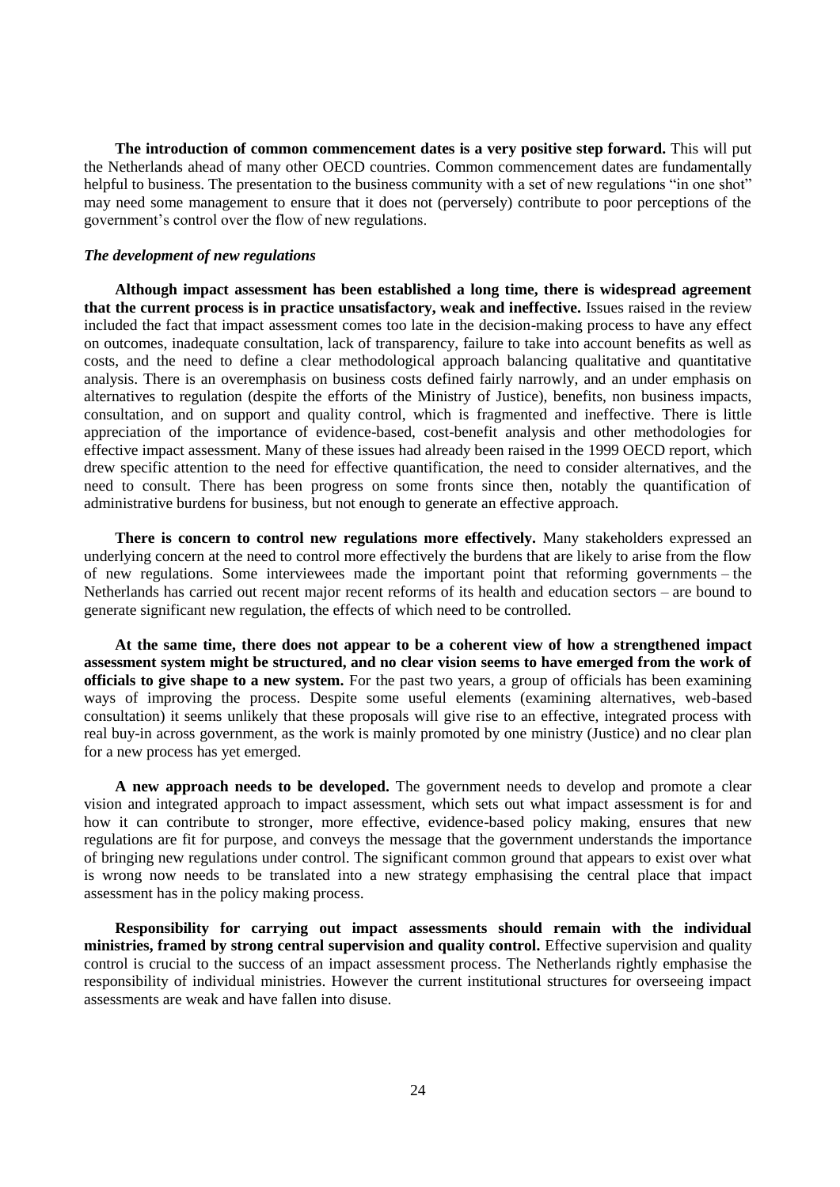**The introduction of common commencement dates is a very positive step forward.** This will put the Netherlands ahead of many other OECD countries. Common commencement dates are fundamentally helpful to business. The presentation to the business community with a set of new regulations "in one shot" may need some management to ensure that it does not (perversely) contribute to poor perceptions of the government's control over the flow of new regulations.

### *The development of new regulations*

**Although impact assessment has been established a long time, there is widespread agreement that the current process is in practice unsatisfactory, weak and ineffective.** Issues raised in the review included the fact that impact assessment comes too late in the decision-making process to have any effect on outcomes, inadequate consultation, lack of transparency, failure to take into account benefits as well as costs, and the need to define a clear methodological approach balancing qualitative and quantitative analysis. There is an overemphasis on business costs defined fairly narrowly, and an under emphasis on alternatives to regulation (despite the efforts of the Ministry of Justice), benefits, non business impacts, consultation, and on support and quality control, which is fragmented and ineffective. There is little appreciation of the importance of evidence-based, cost-benefit analysis and other methodologies for effective impact assessment. Many of these issues had already been raised in the 1999 OECD report, which drew specific attention to the need for effective quantification, the need to consider alternatives, and the need to consult. There has been progress on some fronts since then, notably the quantification of administrative burdens for business, but not enough to generate an effective approach.

**There is concern to control new regulations more effectively.** Many stakeholders expressed an underlying concern at the need to control more effectively the burdens that are likely to arise from the flow of new regulations. Some interviewees made the important point that reforming governments – the Netherlands has carried out recent major recent reforms of its health and education sectors – are bound to generate significant new regulation, the effects of which need to be controlled.

**At the same time, there does not appear to be a coherent view of how a strengthened impact assessment system might be structured, and no clear vision seems to have emerged from the work of officials to give shape to a new system.** For the past two years, a group of officials has been examining ways of improving the process. Despite some useful elements (examining alternatives, web-based consultation) it seems unlikely that these proposals will give rise to an effective, integrated process with real buy-in across government, as the work is mainly promoted by one ministry (Justice) and no clear plan for a new process has yet emerged.

**A new approach needs to be developed.** The government needs to develop and promote a clear vision and integrated approach to impact assessment, which sets out what impact assessment is for and how it can contribute to stronger, more effective, evidence-based policy making, ensures that new regulations are fit for purpose, and conveys the message that the government understands the importance of bringing new regulations under control. The significant common ground that appears to exist over what is wrong now needs to be translated into a new strategy emphasising the central place that impact assessment has in the policy making process.

**Responsibility for carrying out impact assessments should remain with the individual ministries, framed by strong central supervision and quality control.** Effective supervision and quality control is crucial to the success of an impact assessment process. The Netherlands rightly emphasise the responsibility of individual ministries. However the current institutional structures for overseeing impact assessments are weak and have fallen into disuse.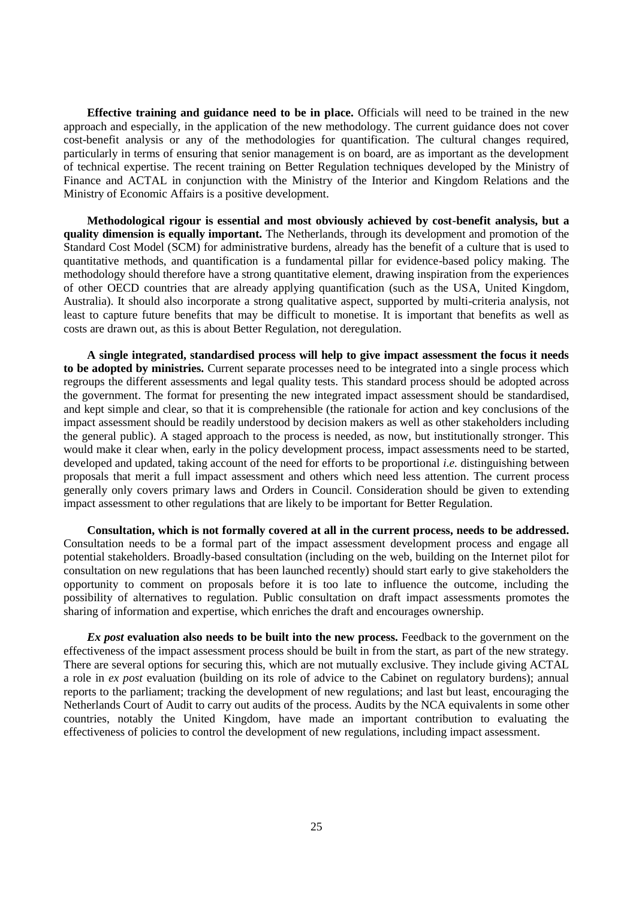**Effective training and guidance need to be in place.** Officials will need to be trained in the new approach and especially, in the application of the new methodology. The current guidance does not cover cost-benefit analysis or any of the methodologies for quantification. The cultural changes required, particularly in terms of ensuring that senior management is on board, are as important as the development of technical expertise. The recent training on Better Regulation techniques developed by the Ministry of Finance and ACTAL in conjunction with the Ministry of the Interior and Kingdom Relations and the Ministry of Economic Affairs is a positive development.

**Methodological rigour is essential and most obviously achieved by cost-benefit analysis, but a quality dimension is equally important.** The Netherlands, through its development and promotion of the Standard Cost Model (SCM) for administrative burdens, already has the benefit of a culture that is used to quantitative methods, and quantification is a fundamental pillar for evidence-based policy making. The methodology should therefore have a strong quantitative element, drawing inspiration from the experiences of other OECD countries that are already applying quantification (such as the USA, United Kingdom, Australia). It should also incorporate a strong qualitative aspect, supported by multi-criteria analysis, not least to capture future benefits that may be difficult to monetise. It is important that benefits as well as costs are drawn out, as this is about Better Regulation, not deregulation.

**A single integrated, standardised process will help to give impact assessment the focus it needs to be adopted by ministries.** Current separate processes need to be integrated into a single process which regroups the different assessments and legal quality tests. This standard process should be adopted across the government. The format for presenting the new integrated impact assessment should be standardised, and kept simple and clear, so that it is comprehensible (the rationale for action and key conclusions of the impact assessment should be readily understood by decision makers as well as other stakeholders including the general public). A staged approach to the process is needed, as now, but institutionally stronger. This would make it clear when, early in the policy development process, impact assessments need to be started, developed and updated, taking account of the need for efforts to be proportional *i.e.* distinguishing between proposals that merit a full impact assessment and others which need less attention. The current process generally only covers primary laws and Orders in Council. Consideration should be given to extending impact assessment to other regulations that are likely to be important for Better Regulation.

**Consultation, which is not formally covered at all in the current process, needs to be addressed.** Consultation needs to be a formal part of the impact assessment development process and engage all potential stakeholders. Broadly-based consultation (including on the web, building on the Internet pilot for consultation on new regulations that has been launched recently) should start early to give stakeholders the opportunity to comment on proposals before it is too late to influence the outcome, including the possibility of alternatives to regulation. Public consultation on draft impact assessments promotes the sharing of information and expertise, which enriches the draft and encourages ownership.

***Ex post*** **evaluation also needs to be built into the new process.** Feedback to the government on the effectiveness of the impact assessment process should be built in from the start, as part of the new strategy. There are several options for securing this, which are not mutually exclusive. They include giving ACTAL a role in *ex post* evaluation (building on its role of advice to the Cabinet on regulatory burdens); annual reports to the parliament; tracking the development of new regulations; and last but least, encouraging the Netherlands Court of Audit to carry out audits of the process. Audits by the NCA equivalents in some other countries, notably the United Kingdom, have made an important contribution to evaluating the effectiveness of policies to control the development of new regulations, including impact assessment.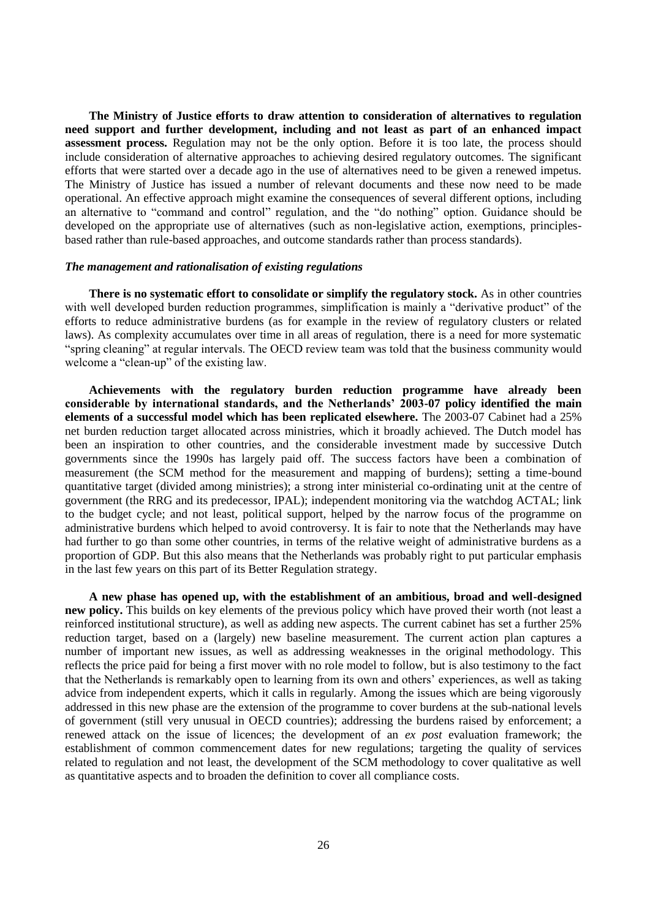**The Ministry of Justice efforts to draw attention to consideration of alternatives to regulation need support and further development, including and not least as part of an enhanced impact assessment process.** Regulation may not be the only option. Before it is too late, the process should include consideration of alternative approaches to achieving desired regulatory outcomes. The significant efforts that were started over a decade ago in the use of alternatives need to be given a renewed impetus. The Ministry of Justice has issued a number of relevant documents and these now need to be made operational. An effective approach might examine the consequences of several different options, including an alternative to "command and control" regulation, and the "do nothing" option. Guidance should be developed on the appropriate use of alternatives (such as non-legislative action, exemptions, principles-based rather than rule-based approaches, and outcome standards rather than process standards).

***The management and rationalisation of existing regulations***

**There is no systematic effort to consolidate or simplify the regulatory stock.** As in other countries with well developed burden reduction programmes, simplification is mainly a "derivative product" of the efforts to reduce administrative burdens (as for example in the review of regulatory clusters or related laws). As complexity accumulates over time in all areas of regulation, there is a need for more systematic "spring cleaning" at regular intervals. The OECD review team was told that the business community would welcome a "clean-up" of the existing law.

**Achievements with the regulatory burden reduction programme have already been considerable by international standards, and the Netherlands' 2003-07 policy identified the main elements of a successful model which has been replicated elsewhere.** The 2003-07 Cabinet had a 25% net burden reduction target allocated across ministries, which it broadly achieved. The Dutch model has been an inspiration to other countries, and the considerable investment made by successive Dutch governments since the 1990s has largely paid off. The success factors have been a combination of measurement (the SCM method for the measurement and mapping of burdens); setting a time-bound quantitative target (divided among ministries); a strong inter ministerial co-ordinating unit at the centre of government (the RRG and its predecessor, IPAL); independent monitoring via the watchdog ACTAL; link to the budget cycle; and not least, political support, helped by the narrow focus of the programme on administrative burdens which helped to avoid controversy. It is fair to note that the Netherlands may have had further to go than some other countries, in terms of the relative weight of administrative burdens as a proportion of GDP. But this also means that the Netherlands was probably right to put particular emphasis in the last few years on this part of its Better Regulation strategy.

**A new phase has opened up, with the establishment of an ambitious, broad and well-designed new policy.** This builds on key elements of the previous policy which have proved their worth (not least a reinforced institutional structure), as well as adding new aspects. The current cabinet has set a further 25% reduction target, based on a (largely) new baseline measurement. The current action plan captures a number of important new issues, as well as addressing weaknesses in the original methodology. This reflects the price paid for being a first mover with no role model to follow, but is also testimony to the fact that the Netherlands is remarkably open to learning from its own and others' experiences, as well as taking advice from independent experts, which it calls in regularly. Among the issues which are being vigorously addressed in this new phase are the extension of the programme to cover burdens at the sub-national levels of government (still very unusual in OECD countries); addressing the burdens raised by enforcement; a renewed attack on the issue of licences; the development of an *ex post* evaluation framework; the establishment of common commencement dates for new regulations; targeting the quality of services related to regulation and not least, the development of the SCM methodology to cover qualitative as well as quantitative aspects and to broaden the definition to cover all compliance costs.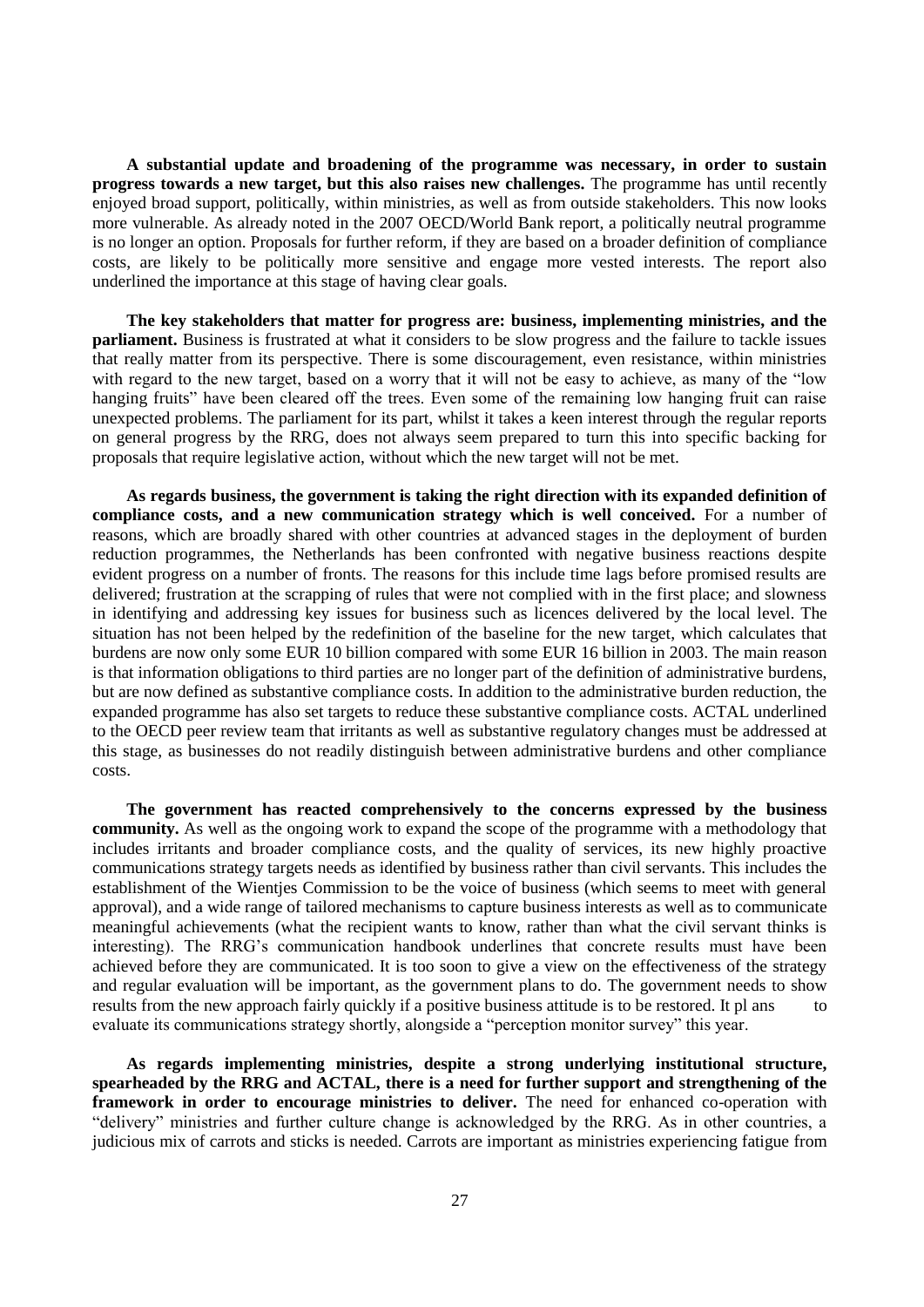**A substantial update and broadening of the programme was necessary, in order to sustain progress towards a new target, but this also raises new challenges.** The programme has until recently enjoyed broad support, politically, within ministries, as well as from outside stakeholders. This now looks more vulnerable. As already noted in the 2007 OECD/World Bank report, a politically neutral programme is no longer an option. Proposals for further reform, if they are based on a broader definition of compliance costs, are likely to be politically more sensitive and engage more vested interests. The report also underlined the importance at this stage of having clear goals.

**The key stakeholders that matter for progress are: business, implementing ministries, and the parliament.** Business is frustrated at what it considers to be slow progress and the failure to tackle issues that really matter from its perspective. There is some discouragement, even resistance, within ministries with regard to the new target, based on a worry that it will not be easy to achieve, as many of the "low hanging fruits" have been cleared off the trees. Even some of the remaining low hanging fruit can raise unexpected problems. The parliament for its part, whilst it takes a keen interest through the regular reports on general progress by the RRG, does not always seem prepared to turn this into specific backing for proposals that require legislative action, without which the new target will not be met.

**As regards business, the government is taking the right direction with its expanded definition of compliance costs, and a new communication strategy which is well conceived.** For a number of reasons, which are broadly shared with other countries at advanced stages in the deployment of burden reduction programmes, the Netherlands has been confronted with negative business reactions despite evident progress on a number of fronts. The reasons for this include time lags before promised results are delivered; frustration at the scrapping of rules that were not complied with in the first place; and slowness in identifying and addressing key issues for business such as licences delivered by the local level. The situation has not been helped by the redefinition of the baseline for the new target, which calculates that burdens are now only some EUR 10 billion compared with some EUR 16 billion in 2003. The main reason is that information obligations to third parties are no longer part of the definition of administrative burdens, but are now defined as substantive compliance costs. In addition to the administrative burden reduction, the expanded programme has also set targets to reduce these substantive compliance costs. ACTAL underlined to the OECD peer review team that irritants as well as substantive regulatory changes must be addressed at this stage, as businesses do not readily distinguish between administrative burdens and other compliance costs.

**The government has reacted comprehensively to the concerns expressed by the business community.** As well as the ongoing work to expand the scope of the programme with a methodology that includes irritants and broader compliance costs, and the quality of services, its new highly proactive communications strategy targets needs as identified by business rather than civil servants. This includes the establishment of the Wientjes Commission to be the voice of business (which seems to meet with general approval), and a wide range of tailored mechanisms to capture business interests as well as to communicate meaningful achievements (what the recipient wants to know, rather than what the civil servant thinks is interesting). The RRG's communication handbook underlines that concrete results must have been achieved before they are communicated. It is too soon to give a view on the effectiveness of the strategy and regular evaluation will be important, as the government plans to do. The government needs to show results from the new approach fairly quickly if a positive business attitude is to be restored. It plans to evaluate its communications strategy shortly, alongside a "perception monitor survey" this year.

**As regards implementing ministries, despite a strong underlying institutional structure, spearheaded by the RRG and ACTAL, there is a need for further support and strengthening of the framework in order to encourage ministries to deliver.** The need for enhanced co-operation with "delivery" ministries and further culture change is acknowledged by the RRG. As in other countries, a judicious mix of carrots and sticks is needed. Carrots are important as ministries experiencing fatigue from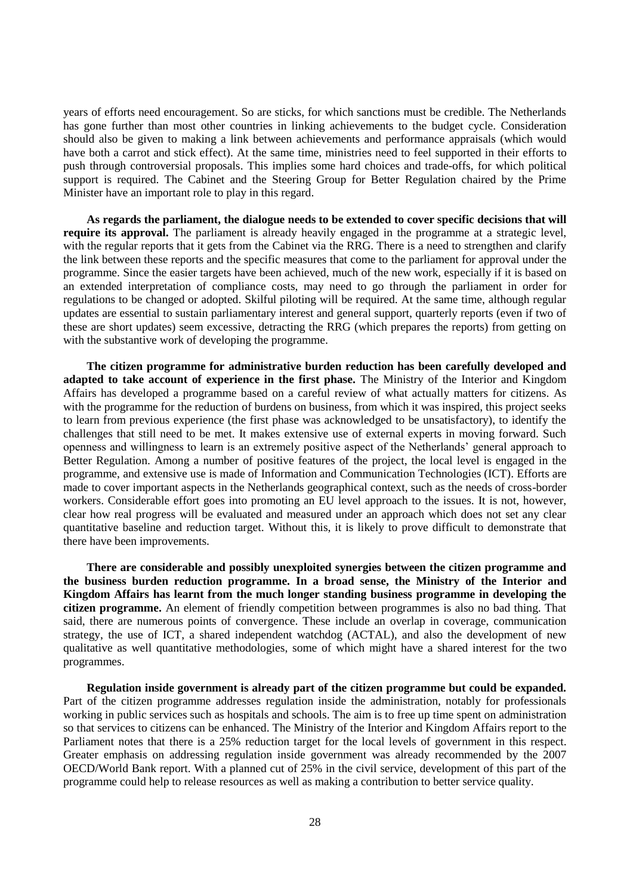years of efforts need encouragement. So are sticks, for which sanctions must be credible. The Netherlands has gone further than most other countries in linking achievements to the budget cycle. Consideration should also be given to making a link between achievements and performance appraisals (which would have both a carrot and stick effect). At the same time, ministries need to feel supported in their efforts to push through controversial proposals. This implies some hard choices and trade-offs, for which political support is required. The Cabinet and the Steering Group for Better Regulation chaired by the Prime Minister have an important role to play in this regard.

**As regards the parliament, the dialogue needs to be extended to cover specific decisions that will require its approval.** The parliament is already heavily engaged in the programme at a strategic level, with the regular reports that it gets from the Cabinet via the RRG. There is a need to strengthen and clarify the link between these reports and the specific measures that come to the parliament for approval under the programme. Since the easier targets have been achieved, much of the new work, especially if it is based on an extended interpretation of compliance costs, may need to go through the parliament in order for regulations to be changed or adopted. Skilful piloting will be required. At the same time, although regular updates are essential to sustain parliamentary interest and general support, quarterly reports (even if two of these are short updates) seem excessive, detracting the RRG (which prepares the reports) from getting on with the substantive work of developing the programme.

**The citizen programme for administrative burden reduction has been carefully developed and adapted to take account of experience in the first phase.** The Ministry of the Interior and Kingdom Affairs has developed a programme based on a careful review of what actually matters for citizens. As with the programme for the reduction of burdens on business, from which it was inspired, this project seeks to learn from previous experience (the first phase was acknowledged to be unsatisfactory), to identify the challenges that still need to be met. It makes extensive use of external experts in moving forward. Such openness and willingness to learn is an extremely positive aspect of the Netherlands' general approach to Better Regulation. Among a number of positive features of the project, the local level is engaged in the programme, and extensive use is made of Information and Communication Technologies (ICT). Efforts are made to cover important aspects in the Netherlands geographical context, such as the needs of cross-border workers. Considerable effort goes into promoting an EU level approach to the issues. It is not, however, clear how real progress will be evaluated and measured under an approach which does not set any clear quantitative baseline and reduction target. Without this, it is likely to prove difficult to demonstrate that there have been improvements.

**There are considerable and possibly unexploited synergies between the citizen programme and the business burden reduction programme. In a broad sense, the Ministry of the Interior and Kingdom Affairs has learnt from the much longer standing business programme in developing the citizen programme.** An element of friendly competition between programmes is also no bad thing. That said, there are numerous points of convergence. These include an overlap in coverage, communication strategy, the use of ICT, a shared independent watchdog (ACTAL), and also the development of new qualitative as well quantitative methodologies, some of which might have a shared interest for the two programmes.

**Regulation inside government is already part of the citizen programme but could be expanded.** Part of the citizen programme addresses regulation inside the administration, notably for professionals working in public services such as hospitals and schools. The aim is to free up time spent on administration so that services to citizens can be enhanced. The Ministry of the Interior and Kingdom Affairs report to the Parliament notes that there is a 25% reduction target for the local levels of government in this respect. Greater emphasis on addressing regulation inside government was already recommended by the 2007 OECD/World Bank report. With a planned cut of 25% in the civil service, development of this part of the programme could help to release resources as well as making a contribution to better service quality.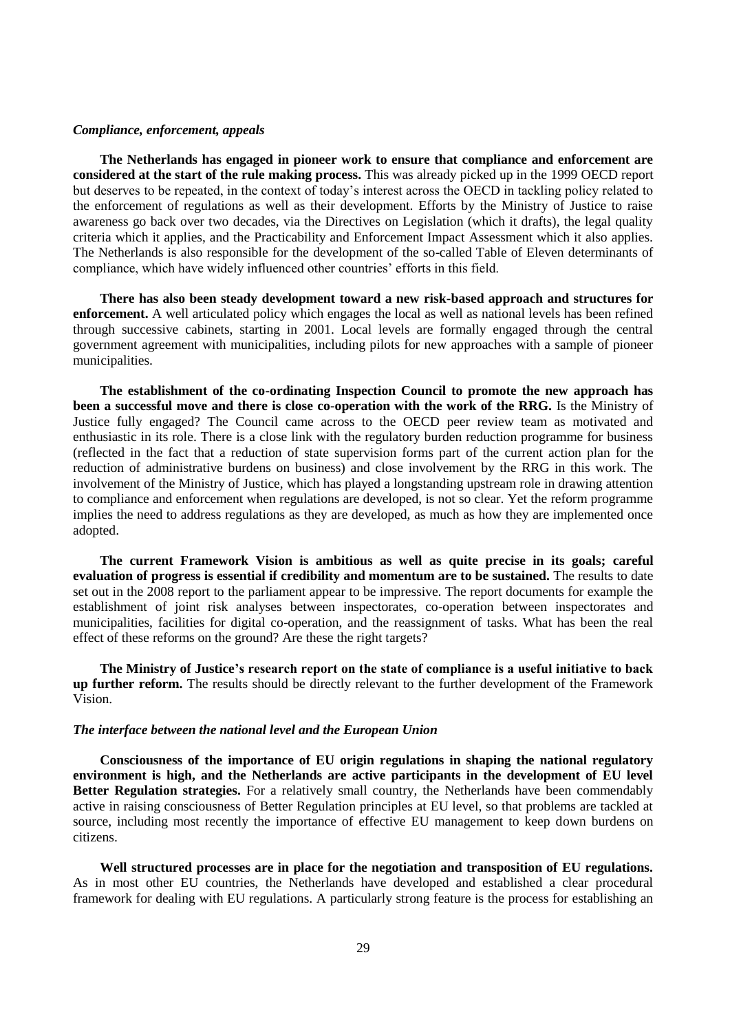### *Compliance, enforcement, appeals*

**The Netherlands has engaged in pioneer work to ensure that compliance and enforcement are considered at the start of the rule making process.** This was already picked up in the 1999 OECD report but deserves to be repeated, in the context of today's interest across the OECD in tackling policy related to the enforcement of regulations as well as their development. Efforts by the Ministry of Justice to raise awareness go back over two decades, via the Directives on Legislation (which it drafts), the legal quality criteria which it applies, and the Practicability and Enforcement Impact Assessment which it also applies. The Netherlands is also responsible for the development of the so-called Table of Eleven determinants of compliance, which have widely influenced other countries' efforts in this field.

**There has also been steady development toward a new risk-based approach and structures for enforcement.** A well articulated policy which engages the local as well as national levels has been refined through successive cabinets, starting in 2001. Local levels are formally engaged through the central government agreement with municipalities, including pilots for new approaches with a sample of pioneer municipalities.

**The establishment of the co-ordinating Inspection Council to promote the new approach has been a successful move and there is close co-operation with the work of the RRG.** Is the Ministry of Justice fully engaged? The Council came across to the OECD peer review team as motivated and enthusiastic in its role. There is a close link with the regulatory burden reduction programme for business (reflected in the fact that a reduction of state supervision forms part of the current action plan for the reduction of administrative burdens on business) and close involvement by the RRG in this work. The involvement of the Ministry of Justice, which has played a longstanding upstream role in drawing attention to compliance and enforcement when regulations are developed, is not so clear. Yet the reform programme implies the need to address regulations as they are developed, as much as how they are implemented once adopted.

**The current Framework Vision is ambitious as well as quite precise in its goals; careful evaluation of progress is essential if credibility and momentum are to be sustained.** The results to date set out in the 2008 report to the parliament appear to be impressive. The report documents for example the establishment of joint risk analyses between inspectorates, co-operation between inspectorates and municipalities, facilities for digital co-operation, and the reassignment of tasks. What has been the real effect of these reforms on the ground? Are these the right targets?

**The Ministry of Justice's research report on the state of compliance is a useful initiative to back up further reform.** The results should be directly relevant to the further development of the Framework Vision.

### *The interface between the national level and the European Union*

**Consciousness of the importance of EU origin regulations in shaping the national regulatory environment is high, and the Netherlands are active participants in the development of EU level Better Regulation strategies.** For a relatively small country, the Netherlands have been commendably active in raising consciousness of Better Regulation principles at EU level, so that problems are tackled at source, including most recently the importance of effective EU management to keep down burdens on citizens.

**Well structured processes are in place for the negotiation and transposition of EU regulations.** As in most other EU countries, the Netherlands have developed and established a clear procedural framework for dealing with EU regulations. A particularly strong feature is the process for establishing an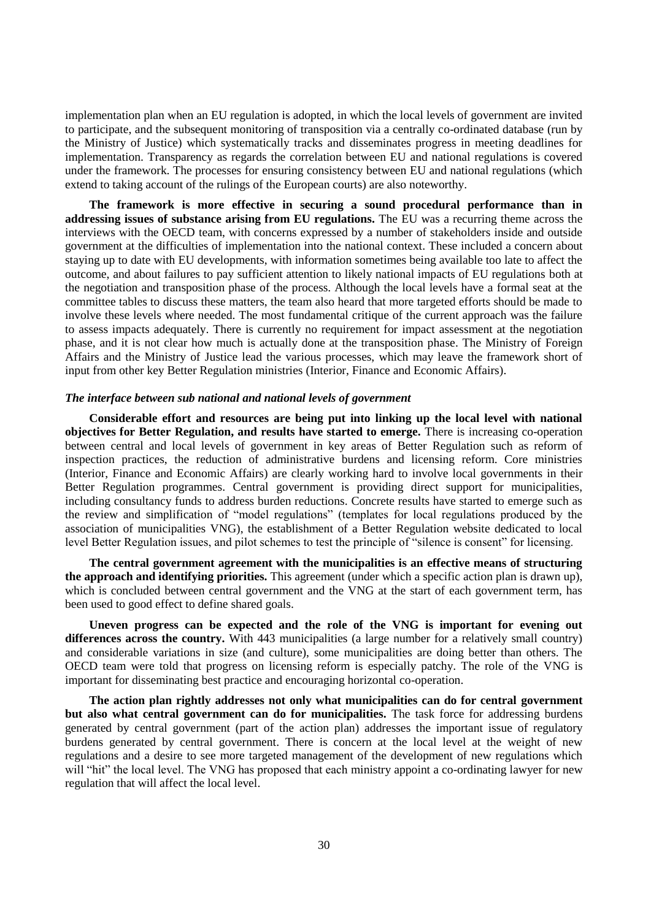implementation plan when an EU regulation is adopted, in which the local levels of government are invited to participate, and the subsequent monitoring of transposition via a centrally co-ordinated database (run by the Ministry of Justice) which systematically tracks and disseminates progress in meeting deadlines for implementation. Transparency as regards the correlation between EU and national regulations is covered under the framework. The processes for ensuring consistency between EU and national regulations (which extend to taking account of the rulings of the European courts) are also noteworthy.

**The framework is more effective in securing a sound procedural performance than in addressing issues of substance arising from EU regulations.** The EU was a recurring theme across the interviews with the OECD team, with concerns expressed by a number of stakeholders inside and outside government at the difficulties of implementation into the national context. These included a concern about staying up to date with EU developments, with information sometimes being available too late to affect the outcome, and about failures to pay sufficient attention to likely national impacts of EU regulations both at the negotiation and transposition phase of the process. Although the local levels have a formal seat at the committee tables to discuss these matters, the team also heard that more targeted efforts should be made to involve these levels where needed. The most fundamental critique of the current approach was the failure to assess impacts adequately. There is currently no requirement for impact assessment at the negotiation phase, and it is not clear how much is actually done at the transposition phase. The Ministry of Foreign Affairs and the Ministry of Justice lead the various processes, which may leave the framework short of input from other key Better Regulation ministries (Interior, Finance and Economic Affairs).

### *The interface between sub national and national levels of government*

**Considerable effort and resources are being put into linking up the local level with national objectives for Better Regulation, and results have started to emerge.** There is increasing co-operation between central and local levels of government in key areas of Better Regulation such as reform of inspection practices, the reduction of administrative burdens and licensing reform. Core ministries (Interior, Finance and Economic Affairs) are clearly working hard to involve local governments in their Better Regulation programmes. Central government is providing direct support for municipalities, including consultancy funds to address burden reductions. Concrete results have started to emerge such as the review and simplification of "model regulations" (templates for local regulations produced by the association of municipalities VNG), the establishment of a Better Regulation website dedicated to local level Better Regulation issues, and pilot schemes to test the principle of "silence is consent" for licensing.

**The central government agreement with the municipalities is an effective means of structuring the approach and identifying priorities.** This agreement (under which a specific action plan is drawn up), which is concluded between central government and the VNG at the start of each government term, has been used to good effect to define shared goals.

**Uneven progress can be expected and the role of the VNG is important for evening out differences across the country.** With 443 municipalities (a large number for a relatively small country) and considerable variations in size (and culture), some municipalities are doing better than others. The OECD team were told that progress on licensing reform is especially patchy. The role of the VNG is important for disseminating best practice and encouraging horizontal co-operation.

**The action plan rightly addresses not only what municipalities can do for central government but also what central government can do for municipalities.** The task force for addressing burdens generated by central government (part of the action plan) addresses the important issue of regulatory burdens generated by central government. There is concern at the local level at the weight of new regulations and a desire to see more targeted management of the development of new regulations which will "hit" the local level. The VNG has proposed that each ministry appoint a co-ordinating lawyer for new regulation that will affect the local level.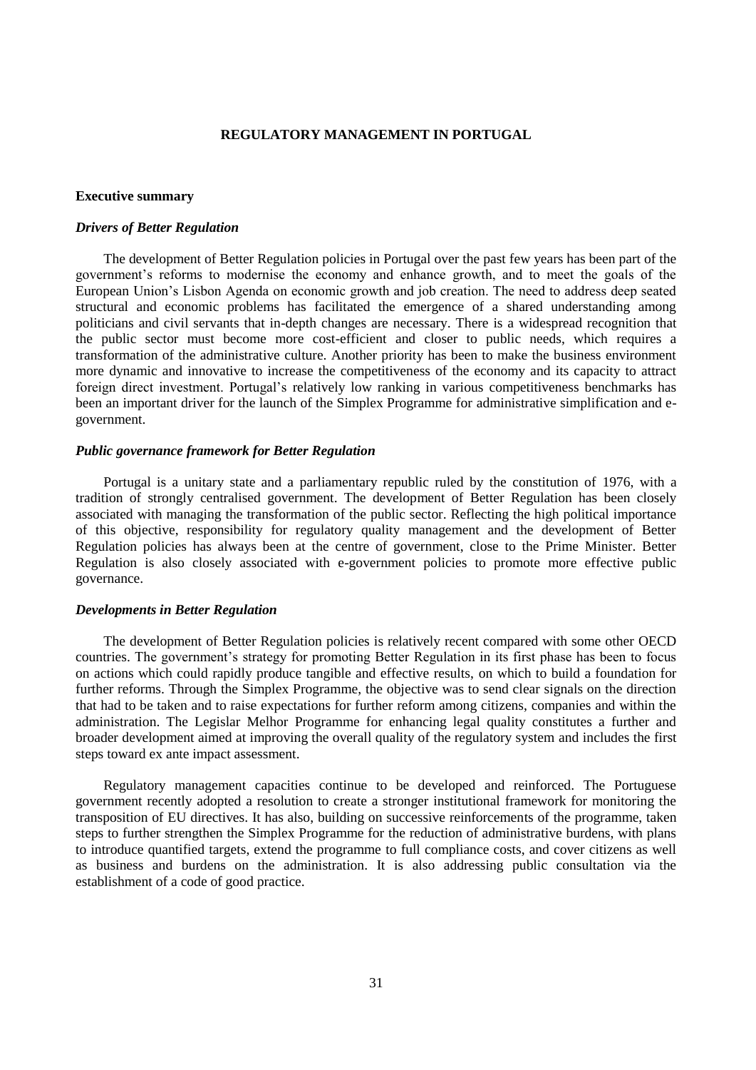# REGULATORY MANAGEMENT IN PORTUGAL

## Executive summary

### *Drivers of Better Regulation*

The development of Better Regulation policies in Portugal over the past few years has been part of the government's reforms to modernise the economy and enhance growth, and to meet the goals of the European Union's Lisbon Agenda on economic growth and job creation. The need to address deep seated structural and economic problems has facilitated the emergence of a shared understanding among politicians and civil servants that in-depth changes are necessary. There is a widespread recognition that the public sector must become more cost-efficient and closer to public needs, which requires a transformation of the administrative culture. Another priority has been to make the business environment more dynamic and innovative to increase the competitiveness of the economy and its capacity to attract foreign direct investment. Portugal's relatively low ranking in various competitiveness benchmarks has been an important driver for the launch of the Simplex Programme for administrative simplification and e-government.

### *Public governance framework for Better Regulation*

Portugal is a unitary state and a parliamentary republic ruled by the constitution of 1976, with a tradition of strongly centralised government. The development of Better Regulation has been closely associated with managing the transformation of the public sector. Reflecting the high political importance of this objective, responsibility for regulatory quality management and the development of Better Regulation policies has always been at the centre of government, close to the Prime Minister. Better Regulation is also closely associated with e-government policies to promote more effective public governance.

### *Developments in Better Regulation*

The development of Better Regulation policies is relatively recent compared with some other OECD countries. The government's strategy for promoting Better Regulation in its first phase has been to focus on actions which could rapidly produce tangible and effective results, on which to build a foundation for further reforms. Through the Simplex Programme, the objective was to send clear signals on the direction that had to be taken and to raise expectations for further reform among citizens, companies and within the administration. The Legislar Melhor Programme for enhancing legal quality constitutes a further and broader development aimed at improving the overall quality of the regulatory system and includes the first steps toward ex ante impact assessment.

Regulatory management capacities continue to be developed and reinforced. The Portuguese government recently adopted a resolution to create a stronger institutional framework for monitoring the transposition of EU directives. It has also, building on successive reinforcements of the programme, taken steps to further strengthen the Simplex Programme for the reduction of administrative burdens, with plans to introduce quantified targets, extend the programme to full compliance costs, and cover citizens as well as business and burdens on the administration. It is also addressing public consultation via the establishment of a code of good practice.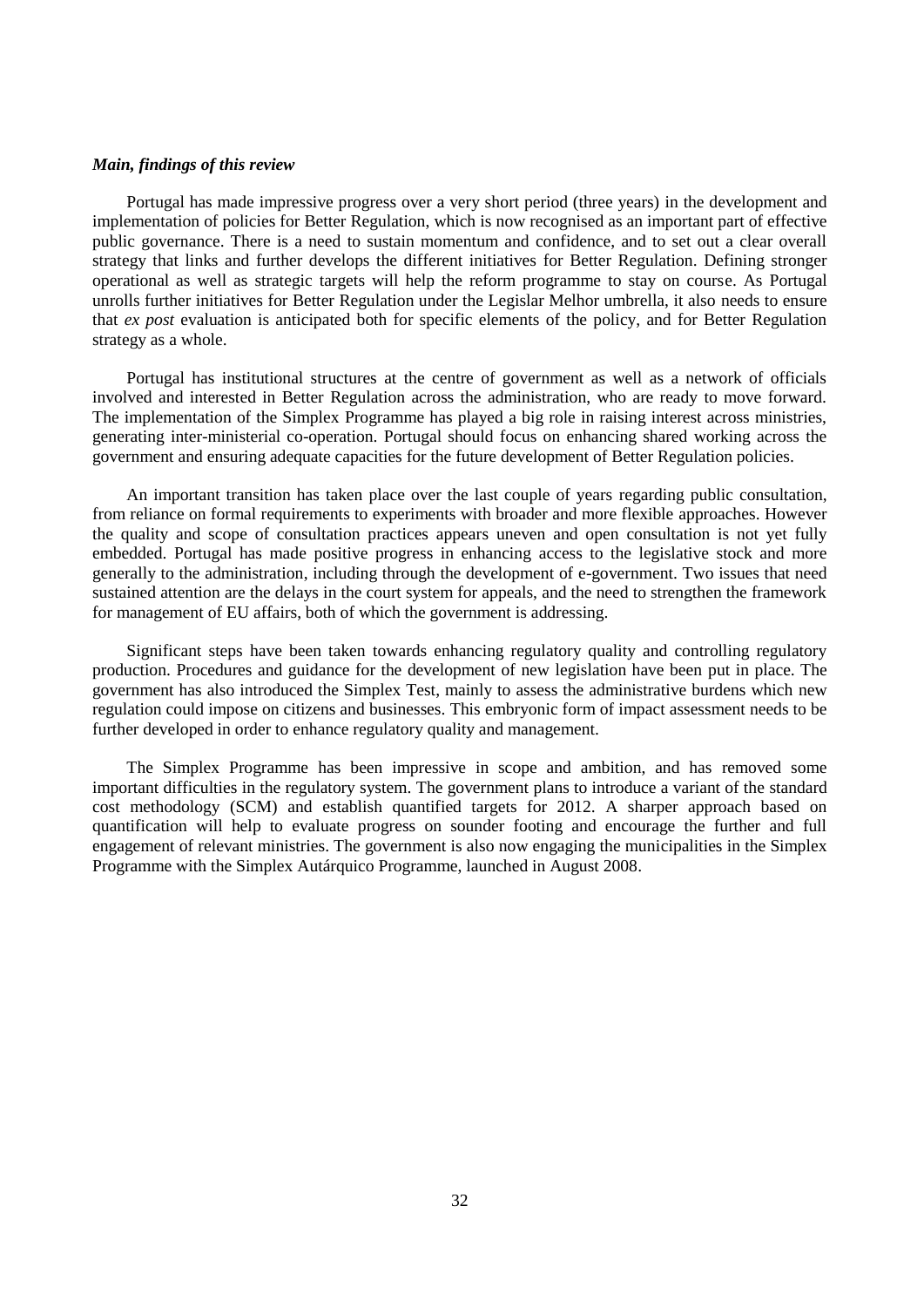***Main, findings of this review***

Portugal has made impressive progress over a very short period (three years) in the development and implementation of policies for Better Regulation, which is now recognised as an important part of effective public governance. There is a need to sustain momentum and confidence, and to set out a clear overall strategy that links and further develops the different initiatives for Better Regulation. Defining stronger operational as well as strategic targets will help the reform programme to stay on course. As Portugal unrolls further initiatives for Better Regulation under the Legislar Melhor umbrella, it also needs to ensure that *ex post* evaluation is anticipated both for specific elements of the policy, and for Better Regulation strategy as a whole.

Portugal has institutional structures at the centre of government as well as a network of officials involved and interested in Better Regulation across the administration, who are ready to move forward. The implementation of the Simplex Programme has played a big role in raising interest across ministries, generating inter-ministerial co-operation. Portugal should focus on enhancing shared working across the government and ensuring adequate capacities for the future development of Better Regulation policies.

An important transition has taken place over the last couple of years regarding public consultation, from reliance on formal requirements to experiments with broader and more flexible approaches. However the quality and scope of consultation practices appears uneven and open consultation is not yet fully embedded. Portugal has made positive progress in enhancing access to the legislative stock and more generally to the administration, including through the development of e-government. Two issues that need sustained attention are the delays in the court system for appeals, and the need to strengthen the framework for management of EU affairs, both of which the government is addressing.

Significant steps have been taken towards enhancing regulatory quality and controlling regulatory production. Procedures and guidance for the development of new legislation have been put in place. The government has also introduced the Simplex Test, mainly to assess the administrative burdens which new regulation could impose on citizens and businesses. This embryonic form of impact assessment needs to be further developed in order to enhance regulatory quality and management.

The Simplex Programme has been impressive in scope and ambition, and has removed some important difficulties in the regulatory system. The government plans to introduce a variant of the standard cost methodology (SCM) and establish quantified targets for 2012. A sharper approach based on quantification will help to evaluate progress on sounder footing and encourage the further and full engagement of relevant ministries. The government is also now engaging the municipalities in the Simplex Programme with the Simplex Autárquico Programme, launched in August 2008.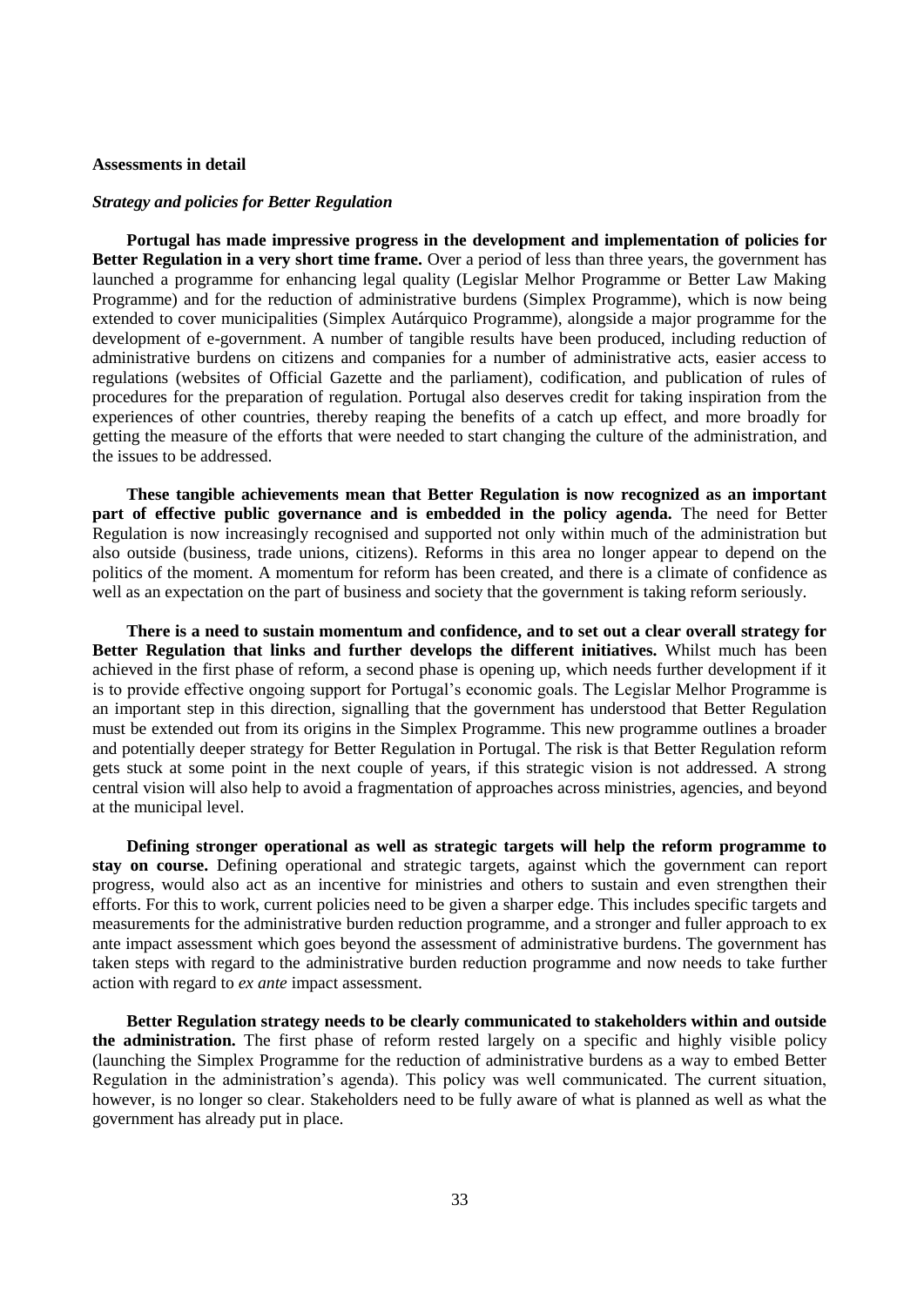**Assessments in detail**

***Strategy and policies for Better Regulation***

**Portugal has made impressive progress in the development and implementation of policies for Better Regulation in a very short time frame.** Over a period of less than three years, the government has launched a programme for enhancing legal quality (Legislar Melhor Programme or Better Law Making Programme) and for the reduction of administrative burdens (Simplex Programme), which is now being extended to cover municipalities (Simplex Autárquico Programme), alongside a major programme for the development of e-government. A number of tangible results have been produced, including reduction of administrative burdens on citizens and companies for a number of administrative acts, easier access to regulations (websites of Official Gazette and the parliament), codification, and publication of rules of procedures for the preparation of regulation. Portugal also deserves credit for taking inspiration from the experiences of other countries, thereby reaping the benefits of a catch up effect, and more broadly for getting the measure of the efforts that were needed to start changing the culture of the administration, and the issues to be addressed.

**These tangible achievements mean that Better Regulation is now recognized as an important part of effective public governance and is embedded in the policy agenda.** The need for Better Regulation is now increasingly recognised and supported not only within much of the administration but also outside (business, trade unions, citizens). Reforms in this area no longer appear to depend on the politics of the moment. A momentum for reform has been created, and there is a climate of confidence as well as an expectation on the part of business and society that the government is taking reform seriously.

**There is a need to sustain momentum and confidence, and to set out a clear overall strategy for Better Regulation that links and further develops the different initiatives.** Whilst much has been achieved in the first phase of reform, a second phase is opening up, which needs further development if it is to provide effective ongoing support for Portugal's economic goals. The Legislar Melhor Programme is an important step in this direction, signalling that the government has understood that Better Regulation must be extended out from its origins in the Simplex Programme. This new programme outlines a broader and potentially deeper strategy for Better Regulation in Portugal. The risk is that Better Regulation reform gets stuck at some point in the next couple of years, if this strategic vision is not addressed. A strong central vision will also help to avoid a fragmentation of approaches across ministries, agencies, and beyond at the municipal level.

**Defining stronger operational as well as strategic targets will help the reform programme to stay on course.** Defining operational and strategic targets, against which the government can report progress, would also act as an incentive for ministries and others to sustain and even strengthen their efforts. For this to work, current policies need to be given a sharper edge. This includes specific targets and measurements for the administrative burden reduction programme, and a stronger and fuller approach to ex ante impact assessment which goes beyond the assessment of administrative burdens. The government has taken steps with regard to the administrative burden reduction programme and now needs to take further action with regard to *ex ante* impact assessment.

**Better Regulation strategy needs to be clearly communicated to stakeholders within and outside the administration.** The first phase of reform rested largely on a specific and highly visible policy (launching the Simplex Programme for the reduction of administrative burdens as a way to embed Better Regulation in the administration's agenda). This policy was well communicated. The current situation, however, is no longer so clear. Stakeholders need to be fully aware of what is planned as well as what the government has already put in place.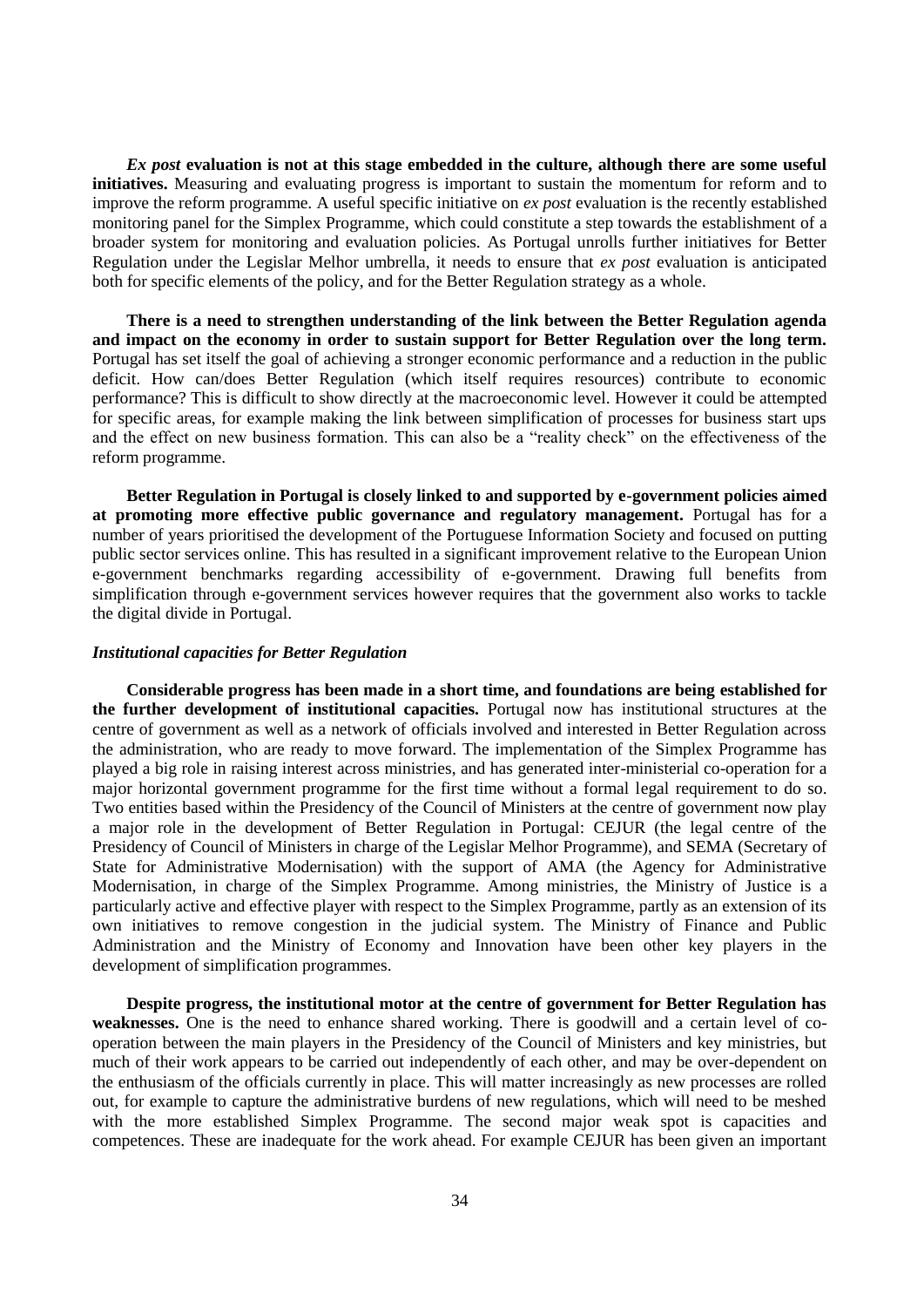***Ex post* evaluation is not at this stage embedded in the culture, although there are some useful initiatives.** Measuring and evaluating progress is important to sustain the momentum for reform and to improve the reform programme. A useful specific initiative on *ex post* evaluation is the recently established monitoring panel for the Simplex Programme, which could constitute a step towards the establishment of a broader system for monitoring and evaluation policies. As Portugal unrolls further initiatives for Better Regulation under the Legislar Melhor umbrella, it needs to ensure that *ex post* evaluation is anticipated both for specific elements of the policy, and for the Better Regulation strategy as a whole.

**There is a need to strengthen understanding of the link between the Better Regulation agenda and impact on the economy in order to sustain support for Better Regulation over the long term.** Portugal has set itself the goal of achieving a stronger economic performance and a reduction in the public deficit. How can/does Better Regulation (which itself requires resources) contribute to economic performance? This is difficult to show directly at the macroeconomic level. However it could be attempted for specific areas, for example making the link between simplification of processes for business start ups and the effect on new business formation. This can also be a "reality check" on the effectiveness of the reform programme.

**Better Regulation in Portugal is closely linked to and supported by e-government policies aimed at promoting more effective public governance and regulatory management.** Portugal has for a number of years prioritised the development of the Portuguese Information Society and focused on putting public sector services online. This has resulted in a significant improvement relative to the European Union e-government benchmarks regarding accessibility of e-government. Drawing full benefits from simplification through e-government services however requires that the government also works to tackle the digital divide in Portugal.

***Institutional capacities for Better Regulation***

**Considerable progress has been made in a short time, and foundations are being established for the further development of institutional capacities.** Portugal now has institutional structures at the centre of government as well as a network of officials involved and interested in Better Regulation across the administration, who are ready to move forward. The implementation of the Simplex Programme has played a big role in raising interest across ministries, and has generated inter-ministerial co-operation for a major horizontal government programme for the first time without a formal legal requirement to do so. Two entities based within the Presidency of the Council of Ministers at the centre of government now play a major role in the development of Better Regulation in Portugal: CEJUR (the legal centre of the Presidency of Council of Ministers in charge of the Legislar Melhor Programme), and SEMA (Secretary of State for Administrative Modernisation) with the support of AMA (the Agency for Administrative Modernisation, in charge of the Simplex Programme. Among ministries, the Ministry of Justice is a particularly active and effective player with respect to the Simplex Programme, partly as an extension of its own initiatives to remove congestion in the judicial system. The Ministry of Finance and Public Administration and the Ministry of Economy and Innovation have been other key players in the development of simplification programmes.

**Despite progress, the institutional motor at the centre of government for Better Regulation has weaknesses.** One is the need to enhance shared working. There is goodwill and a certain level of co-operation between the main players in the Presidency of the Council of Ministers and key ministries, but much of their work appears to be carried out independently of each other, and may be over-dependent on the enthusiasm of the officials currently in place. This will matter increasingly as new processes are rolled out, for example to capture the administrative burdens of new regulations, which will need to be meshed with the more established Simplex Programme. The second major weak spot is capacities and competences. These are inadequate for the work ahead. For example CEJUR has been given an important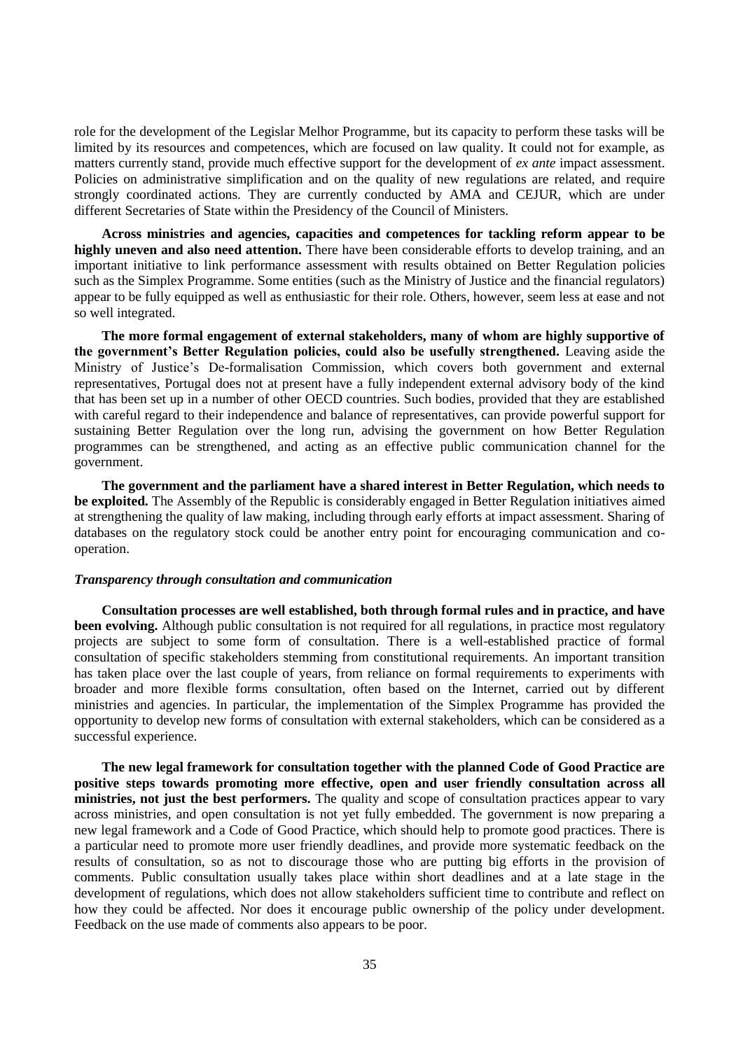role for the development of the Legislar Melhor Programme, but its capacity to perform these tasks will be limited by its resources and competences, which are focused on law quality. It could not for example, as matters currently stand, provide much effective support for the development of *ex ante* impact assessment. Policies on administrative simplification and on the quality of new regulations are related, and require strongly coordinated actions. They are currently conducted by AMA and CEJUR, which are under different Secretaries of State within the Presidency of the Council of Ministers.

**Across ministries and agencies, capacities and competences for tackling reform appear to be highly uneven and also need attention.** There have been considerable efforts to develop training, and an important initiative to link performance assessment with results obtained on Better Regulation policies such as the Simplex Programme. Some entities (such as the Ministry of Justice and the financial regulators) appear to be fully equipped as well as enthusiastic for their role. Others, however, seem less at ease and not so well integrated.

**The more formal engagement of external stakeholders, many of whom are highly supportive of the government's Better Regulation policies, could also be usefully strengthened.** Leaving aside the Ministry of Justice's De-formalisation Commission, which covers both government and external representatives, Portugal does not at present have a fully independent external advisory body of the kind that has been set up in a number of other OECD countries. Such bodies, provided that they are established with careful regard to their independence and balance of representatives, can provide powerful support for sustaining Better Regulation over the long run, advising the government on how Better Regulation programmes can be strengthened, and acting as an effective public communication channel for the government.

**The government and the parliament have a shared interest in Better Regulation, which needs to be exploited.** The Assembly of the Republic is considerably engaged in Better Regulation initiatives aimed at strengthening the quality of law making, including through early efforts at impact assessment. Sharing of databases on the regulatory stock could be another entry point for encouraging communication and co-operation.

### *Transparency through consultation and communication*

**Consultation processes are well established, both through formal rules and in practice, and have been evolving.** Although public consultation is not required for all regulations, in practice most regulatory projects are subject to some form of consultation. There is a well-established practice of formal consultation of specific stakeholders stemming from constitutional requirements. An important transition has taken place over the last couple of years, from reliance on formal requirements to experiments with broader and more flexible forms consultation, often based on the Internet, carried out by different ministries and agencies. In particular, the implementation of the Simplex Programme has provided the opportunity to develop new forms of consultation with external stakeholders, which can be considered as a successful experience.

**The new legal framework for consultation together with the planned Code of Good Practice are positive steps towards promoting more effective, open and user friendly consultation across all ministries, not just the best performers.** The quality and scope of consultation practices appear to vary across ministries, and open consultation is not yet fully embedded. The government is now preparing a new legal framework and a Code of Good Practice, which should help to promote good practices. There is a particular need to promote more user friendly deadlines, and provide more systematic feedback on the results of consultation, so as not to discourage those who are putting big efforts in the provision of comments. Public consultation usually takes place within short deadlines and at a late stage in the development of regulations, which does not allow stakeholders sufficient time to contribute and reflect on how they could be affected. Nor does it encourage public ownership of the policy under development. Feedback on the use made of comments also appears to be poor.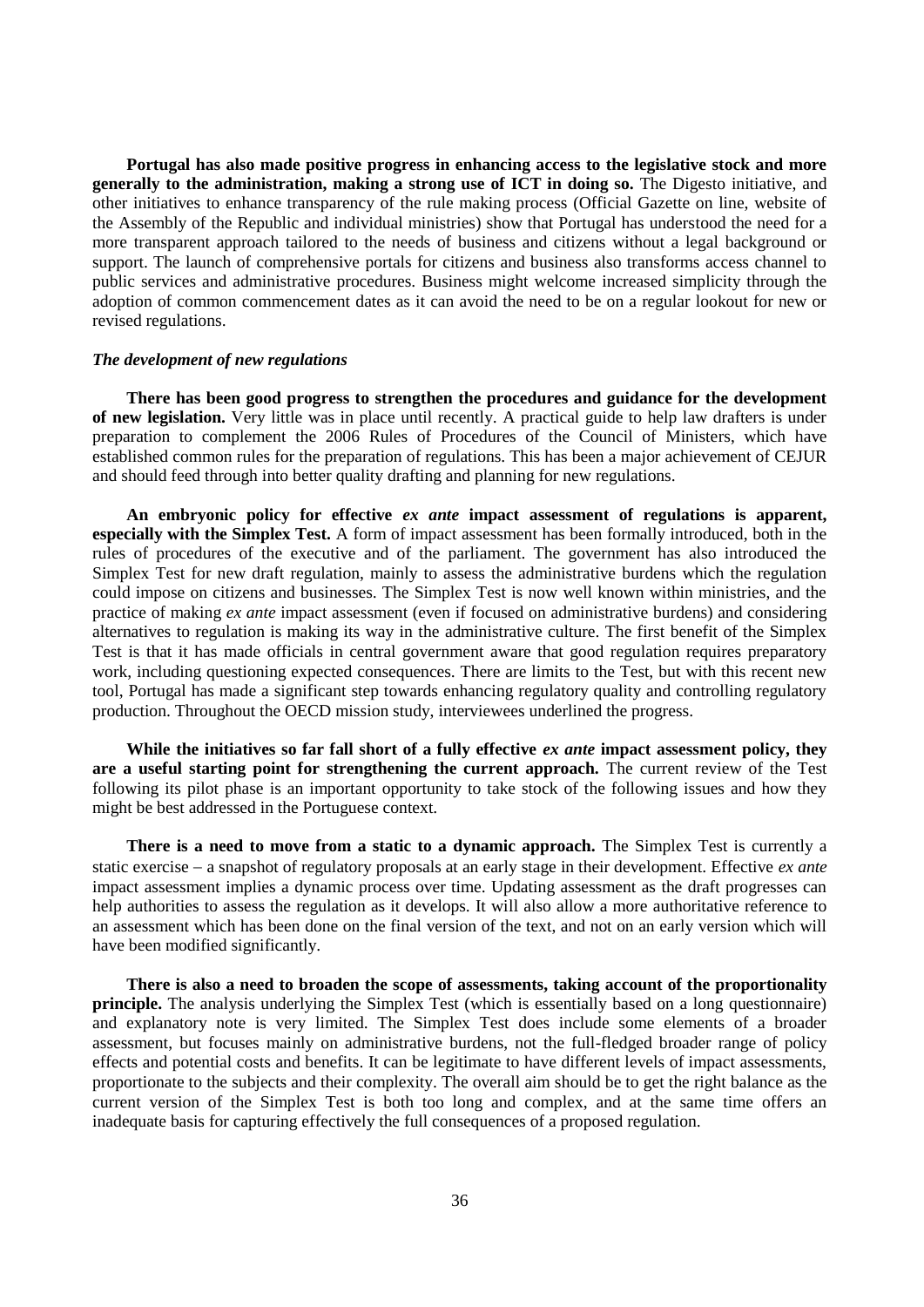**Portugal has also made positive progress in enhancing access to the legislative stock and more generally to the administration, making a strong use of ICT in doing so.** The Digesto initiative, and other initiatives to enhance transparency of the rule making process (Official Gazette on line, website of the Assembly of the Republic and individual ministries) show that Portugal has understood the need for a more transparent approach tailored to the needs of business and citizens without a legal background or support. The launch of comprehensive portals for citizens and business also transforms access channel to public services and administrative procedures. Business might welcome increased simplicity through the adoption of common commencement dates as it can avoid the need to be on a regular lookout for new or revised regulations.

***The development of new regulations***

**There has been good progress to strengthen the procedures and guidance for the development of new legislation.** Very little was in place until recently. A practical guide to help law drafters is under preparation to complement the 2006 Rules of Procedures of the Council of Ministers, which have established common rules for the preparation of regulations. This has been a major achievement of CEJUR and should feed through into better quality drafting and planning for new regulations.

**An embryonic policy for effective *ex ante* impact assessment of regulations is apparent, especially with the Simplex Test.** A form of impact assessment has been formally introduced, both in the rules of procedures of the executive and of the parliament. The government has also introduced the Simplex Test for new draft regulation, mainly to assess the administrative burdens which the regulation could impose on citizens and businesses. The Simplex Test is now well known within ministries, and the practice of making *ex ante* impact assessment (even if focused on administrative burdens) and considering alternatives to regulation is making its way in the administrative culture. The first benefit of the Simplex Test is that it has made officials in central government aware that good regulation requires preparatory work, including questioning expected consequences. There are limits to the Test, but with this recent new tool, Portugal has made a significant step towards enhancing regulatory quality and controlling regulatory production. Throughout the OECD mission study, interviewees underlined the progress.

**While the initiatives so far fall short of a fully effective *ex ante* impact assessment policy, they are a useful starting point for strengthening the current approach.** The current review of the Test following its pilot phase is an important opportunity to take stock of the following issues and how they might be best addressed in the Portuguese context.

**There is a need to move from a static to a dynamic approach.** The Simplex Test is currently a static exercise – a snapshot of regulatory proposals at an early stage in their development. Effective *ex ante* impact assessment implies a dynamic process over time. Updating assessment as the draft progresses can help authorities to assess the regulation as it develops. It will also allow a more authoritative reference to an assessment which has been done on the final version of the text, and not on an early version which will have been modified significantly.

**There is also a need to broaden the scope of assessments, taking account of the proportionality principle.** The analysis underlying the Simplex Test (which is essentially based on a long questionnaire) and explanatory note is very limited. The Simplex Test does include some elements of a broader assessment, but focuses mainly on administrative burdens, not the full-fledged broader range of policy effects and potential costs and benefits. It can be legitimate to have different levels of impact assessments, proportionate to the subjects and their complexity. The overall aim should be to get the right balance as the current version of the Simplex Test is both too long and complex, and at the same time offers an inadequate basis for capturing effectively the full consequences of a proposed regulation.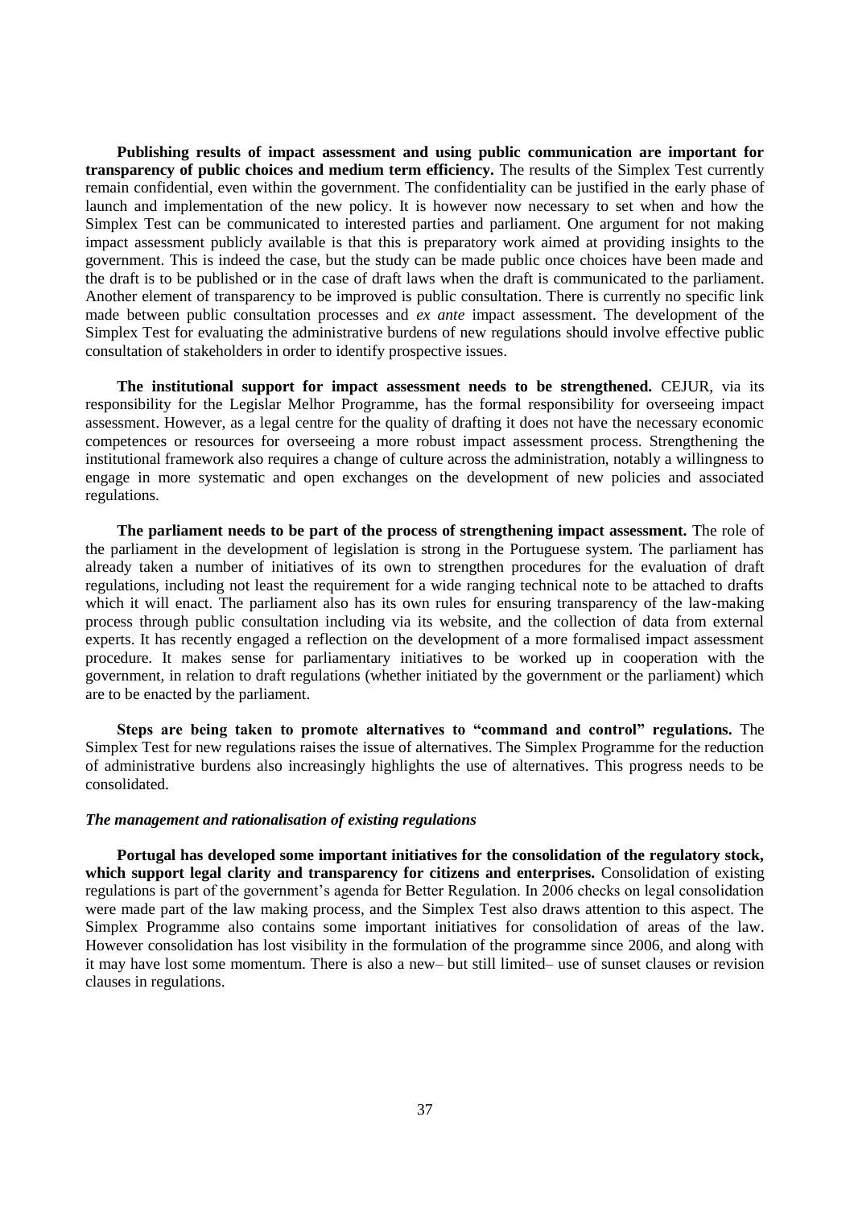**Publishing results of impact assessment and using public communication are important for transparency of public choices and medium term efficiency.** The results of the Simplex Test currently remain confidential, even within the government. The confidentiality can be justified in the early phase of launch and implementation of the new policy. It is however now necessary to set when and how the Simplex Test can be communicated to interested parties and parliament. One argument for not making impact assessment publicly available is that this is preparatory work aimed at providing insights to the government. This is indeed the case, but the study can be made public once choices have been made and the draft is to be published or in the case of draft laws when the draft is communicated to the parliament. Another element of transparency to be improved is public consultation. There is currently no specific link made between public consultation processes and *ex ante* impact assessment. The development of the Simplex Test for evaluating the administrative burdens of new regulations should involve effective public consultation of stakeholders in order to identify prospective issues.

**The institutional support for impact assessment needs to be strengthened.** CEJUR, via its responsibility for the Legislar Melhor Programme, has the formal responsibility for overseeing impact assessment. However, as a legal centre for the quality of drafting it does not have the necessary economic competences or resources for overseeing a more robust impact assessment process. Strengthening the institutional framework also requires a change of culture across the administration, notably a willingness to engage in more systematic and open exchanges on the development of new policies and associated regulations.

**The parliament needs to be part of the process of strengthening impact assessment.** The role of the parliament in the development of legislation is strong in the Portuguese system. The parliament has already taken a number of initiatives of its own to strengthen procedures for the evaluation of draft regulations, including not least the requirement for a wide ranging technical note to be attached to drafts which it will enact. The parliament also has its own rules for ensuring transparency of the law-making process through public consultation including via its website, and the collection of data from external experts. It has recently engaged a reflection on the development of a more formalised impact assessment procedure. It makes sense for parliamentary initiatives to be worked up in cooperation with the government, in relation to draft regulations (whether initiated by the government or the parliament) which are to be enacted by the parliament.

**Steps are being taken to promote alternatives to "command and control" regulations.** The Simplex Test for new regulations raises the issue of alternatives. The Simplex Programme for the reduction of administrative burdens also increasingly highlights the use of alternatives. This progress needs to be consolidated.

***The management and rationalisation of existing regulations***

**Portugal has developed some important initiatives for the consolidation of the regulatory stock, which support legal clarity and transparency for citizens and enterprises.** Consolidation of existing regulations is part of the government's agenda for Better Regulation. In 2006 checks on legal consolidation were made part of the law making process, and the Simplex Test also draws attention to this aspect. The Simplex Programme also contains some important initiatives for consolidation of areas of the law. However consolidation has lost visibility in the formulation of the programme since 2006, and along with it may have lost some momentum. There is also a new– but still limited– use of sunset clauses or revision clauses in regulations.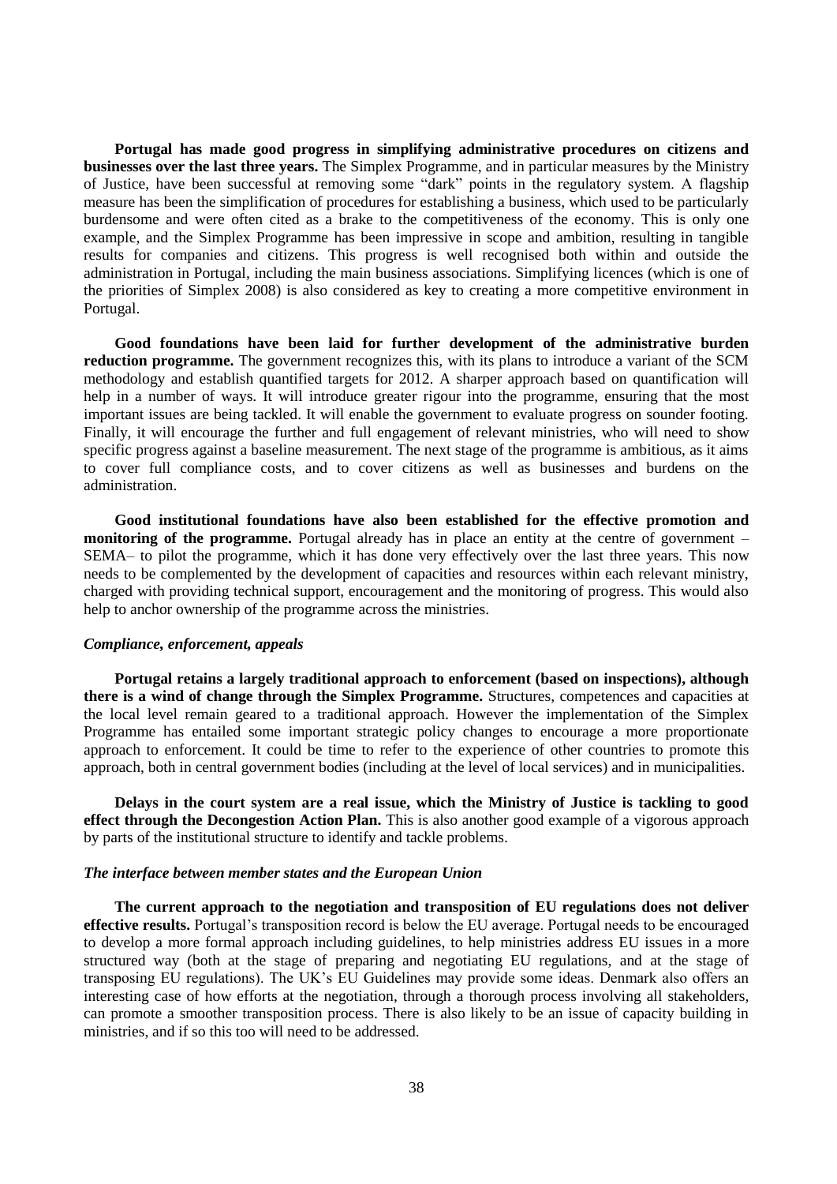**Portugal has made good progress in simplifying administrative procedures on citizens and businesses over the last three years.** The Simplex Programme, and in particular measures by the Ministry of Justice, have been successful at removing some "dark" points in the regulatory system. A flagship measure has been the simplification of procedures for establishing a business, which used to be particularly burdensome and were often cited as a brake to the competitiveness of the economy. This is only one example, and the Simplex Programme has been impressive in scope and ambition, resulting in tangible results for companies and citizens. This progress is well recognised both within and outside the administration in Portugal, including the main business associations. Simplifying licences (which is one of the priorities of Simplex 2008) is also considered as key to creating a more competitive environment in Portugal.

**Good foundations have been laid for further development of the administrative burden reduction programme.** The government recognizes this, with its plans to introduce a variant of the SCM methodology and establish quantified targets for 2012. A sharper approach based on quantification will help in a number of ways. It will introduce greater rigour into the programme, ensuring that the most important issues are being tackled. It will enable the government to evaluate progress on sounder footing. Finally, it will encourage the further and full engagement of relevant ministries, who will need to show specific progress against a baseline measurement. The next stage of the programme is ambitious, as it aims to cover full compliance costs, and to cover citizens as well as businesses and burdens on the administration.

**Good institutional foundations have also been established for the effective promotion and monitoring of the programme.** Portugal already has in place an entity at the centre of government – SEMA– to pilot the programme, which it has done very effectively over the last three years. This now needs to be complemented by the development of capacities and resources within each relevant ministry, charged with providing technical support, encouragement and the monitoring of progress. This would also help to anchor ownership of the programme across the ministries.

### *Compliance, enforcement, appeals*

**Portugal retains a largely traditional approach to enforcement (based on inspections), although there is a wind of change through the Simplex Programme.** Structures, competences and capacities at the local level remain geared to a traditional approach. However the implementation of the Simplex Programme has entailed some important strategic policy changes to encourage a more proportionate approach to enforcement. It could be time to refer to the experience of other countries to promote this approach, both in central government bodies (including at the level of local services) and in municipalities.

**Delays in the court system are a real issue, which the Ministry of Justice is tackling to good effect through the Decongestion Action Plan.** This is also another good example of a vigorous approach by parts of the institutional structure to identify and tackle problems.

### *The interface between member states and the European Union*

**The current approach to the negotiation and transposition of EU regulations does not deliver effective results.** Portugal's transposition record is below the EU average. Portugal needs to be encouraged to develop a more formal approach including guidelines, to help ministries address EU issues in a more structured way (both at the stage of preparing and negotiating EU regulations, and at the stage of transposing EU regulations). The UK's EU Guidelines may provide some ideas. Denmark also offers an interesting case of how efforts at the negotiation, through a thorough process involving all stakeholders, can promote a smoother transposition process. There is also likely to be an issue of capacity building in ministries, and if so this too will need to be addressed.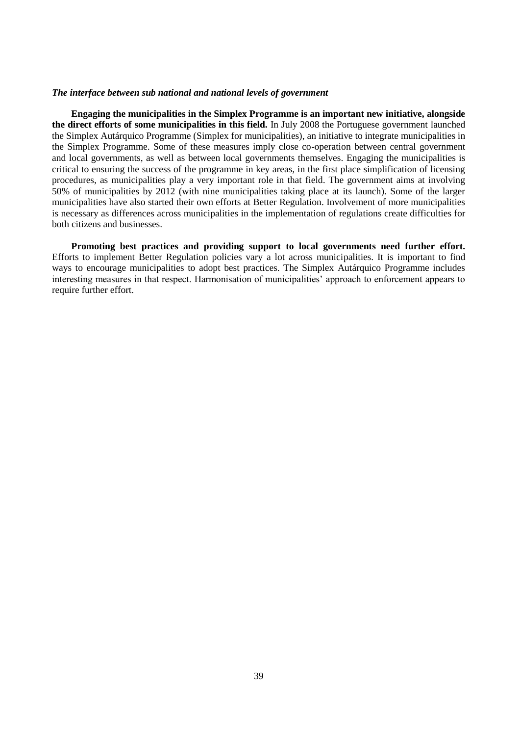*The interface between sub national and national levels of government*

**Engaging the municipalities in the Simplex Programme is an important new initiative, alongside the direct efforts of some municipalities in this field.** In July 2008 the Portuguese government launched the Simplex Autárquico Programme (Simplex for municipalities), an initiative to integrate municipalities in the Simplex Programme. Some of these measures imply close co-operation between central government and local governments, as well as between local governments themselves. Engaging the municipalities is critical to ensuring the success of the programme in key areas, in the first place simplification of licensing procedures, as municipalities play a very important role in that field. The government aims at involving 50% of municipalities by 2012 (with nine municipalities taking place at its launch). Some of the larger municipalities have also started their own efforts at Better Regulation. Involvement of more municipalities is necessary as differences across municipalities in the implementation of regulations create difficulties for both citizens and businesses.

**Promoting best practices and providing support to local governments need further effort.** Efforts to implement Better Regulation policies vary a lot across municipalities. It is important to find ways to encourage municipalities to adopt best practices. The Simplex Autárquico Programme includes interesting measures in that respect. Harmonisation of municipalities' approach to enforcement appears to require further effort.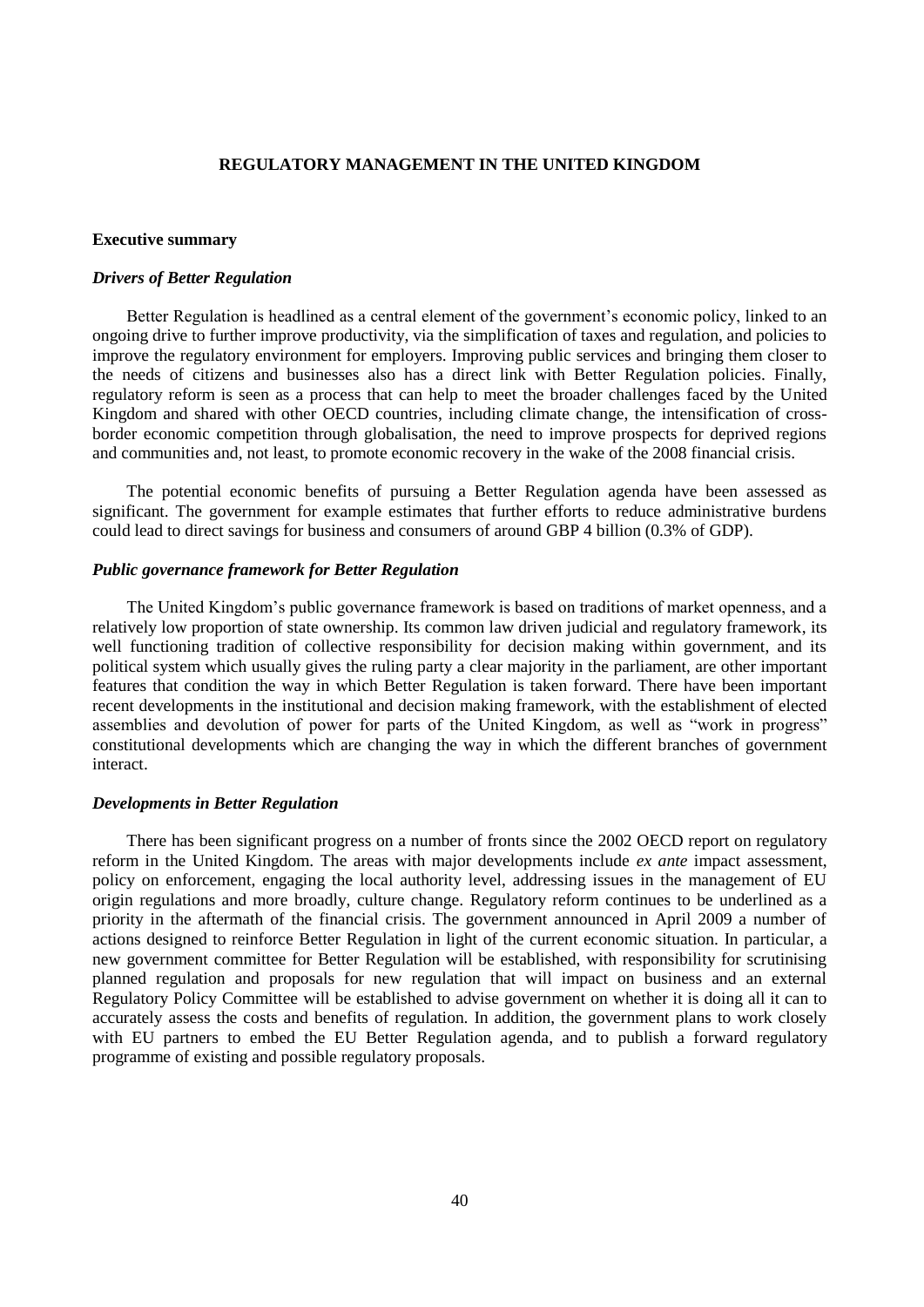# REGULATORY MANAGEMENT IN THE UNITED KINGDOM

## Executive summary

### *Drivers of Better Regulation*

Better Regulation is headlined as a central element of the government's economic policy, linked to an ongoing drive to further improve productivity, via the simplification of taxes and regulation, and policies to improve the regulatory environment for employers. Improving public services and bringing them closer to the needs of citizens and businesses also has a direct link with Better Regulation policies. Finally, regulatory reform is seen as a process that can help to meet the broader challenges faced by the United Kingdom and shared with other OECD countries, including climate change, the intensification of cross-border economic competition through globalisation, the need to improve prospects for deprived regions and communities and, not least, to promote economic recovery in the wake of the 2008 financial crisis.

The potential economic benefits of pursuing a Better Regulation agenda have been assessed as significant. The government for example estimates that further efforts to reduce administrative burdens could lead to direct savings for business and consumers of around GBP 4 billion (0.3% of GDP).

### *Public governance framework for Better Regulation*

The United Kingdom's public governance framework is based on traditions of market openness, and a relatively low proportion of state ownership. Its common law driven judicial and regulatory framework, its well functioning tradition of collective responsibility for decision making within government, and its political system which usually gives the ruling party a clear majority in the parliament, are other important features that condition the way in which Better Regulation is taken forward. There have been important recent developments in the institutional and decision making framework, with the establishment of elected assemblies and devolution of power for parts of the United Kingdom, as well as "work in progress" constitutional developments which are changing the way in which the different branches of government interact.

### *Developments in Better Regulation*

There has been significant progress on a number of fronts since the 2002 OECD report on regulatory reform in the United Kingdom. The areas with major developments include *ex ante* impact assessment, policy on enforcement, engaging the local authority level, addressing issues in the management of EU origin regulations and more broadly, culture change. Regulatory reform continues to be underlined as a priority in the aftermath of the financial crisis. The government announced in April 2009 a number of actions designed to reinforce Better Regulation in light of the current economic situation. In particular, a new government committee for Better Regulation will be established, with responsibility for scrutinising planned regulation and proposals for new regulation that will impact on business and an external Regulatory Policy Committee will be established to advise government on whether it is doing all it can to accurately assess the costs and benefits of regulation. In addition, the government plans to work closely with EU partners to embed the EU Better Regulation agenda, and to publish a forward regulatory programme of existing and possible regulatory proposals.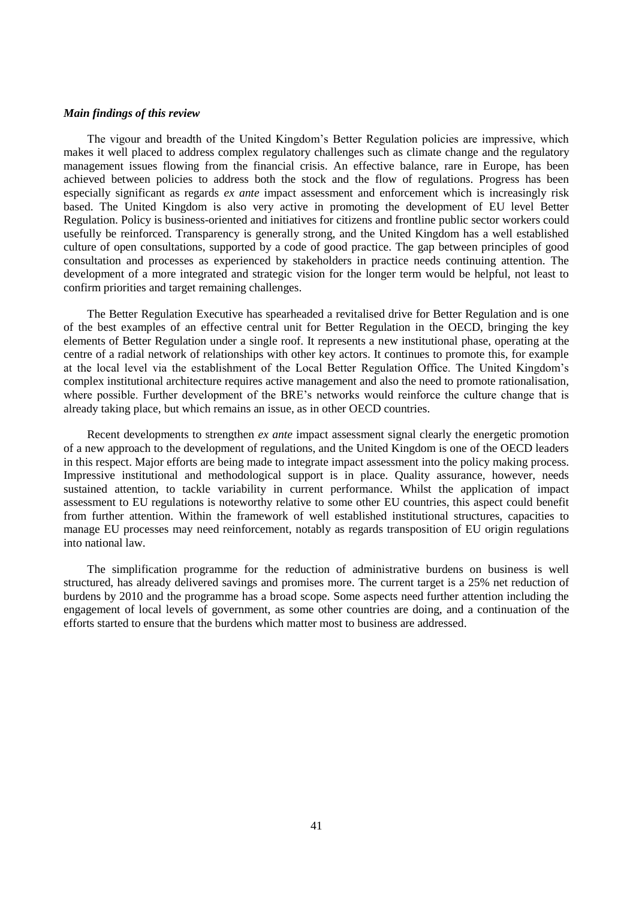***Main findings of this review***

The vigour and breadth of the United Kingdom's Better Regulation policies are impressive, which makes it well placed to address complex regulatory challenges such as climate change and the regulatory management issues flowing from the financial crisis. An effective balance, rare in Europe, has been achieved between policies to address both the stock and the flow of regulations. Progress has been especially significant as regards *ex ante* impact assessment and enforcement which is increasingly risk based. The United Kingdom is also very active in promoting the development of EU level Better Regulation. Policy is business-oriented and initiatives for citizens and frontline public sector workers could usefully be reinforced. Transparency is generally strong, and the United Kingdom has a well established culture of open consultations, supported by a code of good practice. The gap between principles of good consultation and processes as experienced by stakeholders in practice needs continuing attention. The development of a more integrated and strategic vision for the longer term would be helpful, not least to confirm priorities and target remaining challenges.

The Better Regulation Executive has spearheaded a revitalised drive for Better Regulation and is one of the best examples of an effective central unit for Better Regulation in the OECD, bringing the key elements of Better Regulation under a single roof. It represents a new institutional phase, operating at the centre of a radial network of relationships with other key actors. It continues to promote this, for example at the local level via the establishment of the Local Better Regulation Office. The United Kingdom's complex institutional architecture requires active management and also the need to promote rationalisation, where possible. Further development of the BRE's networks would reinforce the culture change that is already taking place, but which remains an issue, as in other OECD countries.

Recent developments to strengthen *ex ante* impact assessment signal clearly the energetic promotion of a new approach to the development of regulations, and the United Kingdom is one of the OECD leaders in this respect. Major efforts are being made to integrate impact assessment into the policy making process. Impressive institutional and methodological support is in place. Quality assurance, however, needs sustained attention, to tackle variability in current performance. Whilst the application of impact assessment to EU regulations is noteworthy relative to some other EU countries, this aspect could benefit from further attention. Within the framework of well established institutional structures, capacities to manage EU processes may need reinforcement, notably as regards transposition of EU origin regulations into national law.

The simplification programme for the reduction of administrative burdens on business is well structured, has already delivered savings and promises more. The current target is a 25% net reduction of burdens by 2010 and the programme has a broad scope. Some aspects need further attention including the engagement of local levels of government, as some other countries are doing, and a continuation of the efforts started to ensure that the burdens which matter most to business are addressed.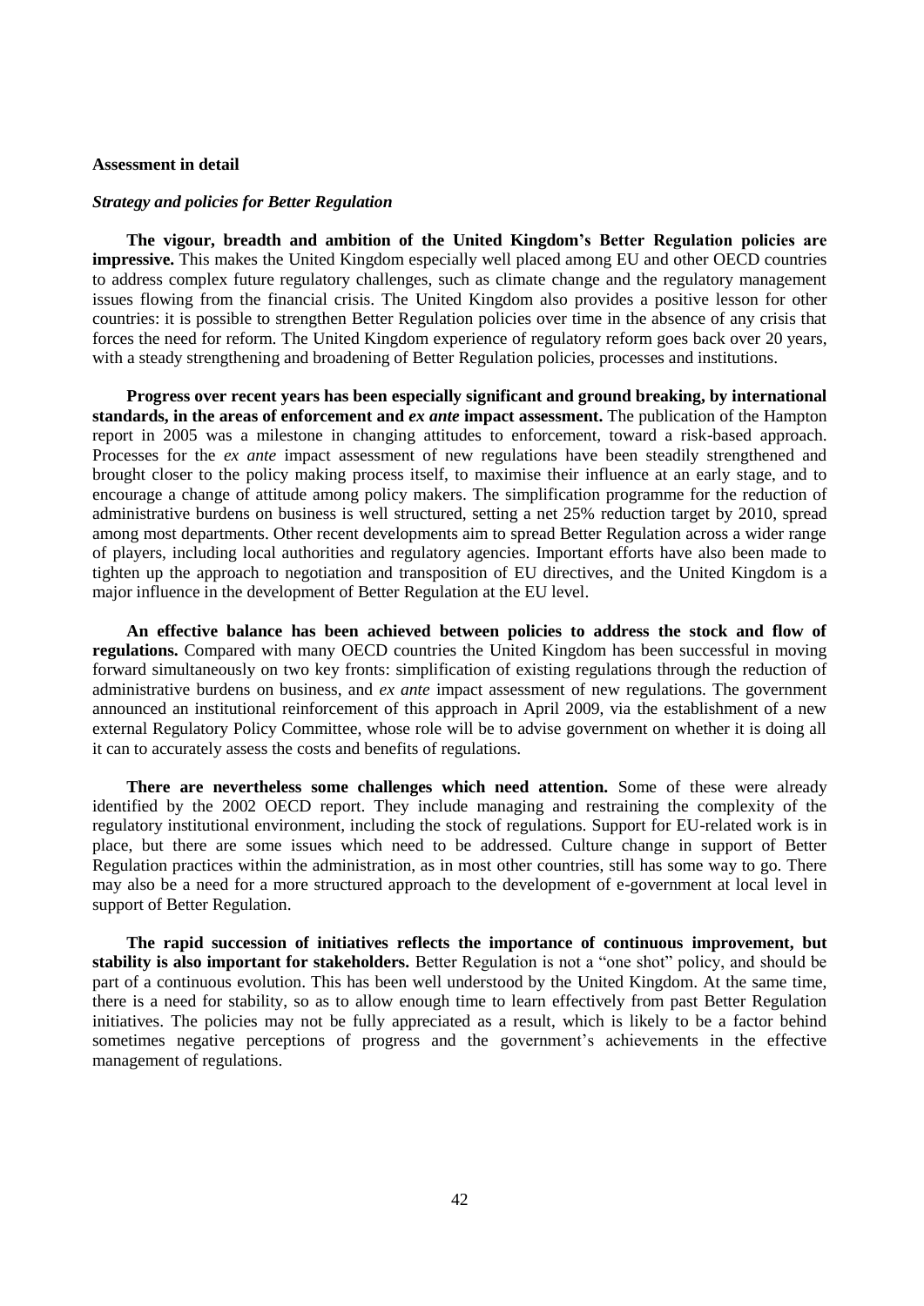### Assessment in detail

#### *Strategy and policies for Better Regulation*

**The vigour, breadth and ambition of the United Kingdom's Better Regulation policies are impressive.** This makes the United Kingdom especially well placed among EU and other OECD countries to address complex future regulatory challenges, such as climate change and the regulatory management issues flowing from the financial crisis. The United Kingdom also provides a positive lesson for other countries: it is possible to strengthen Better Regulation policies over time in the absence of any crisis that forces the need for reform. The United Kingdom experience of regulatory reform goes back over 20 years, with a steady strengthening and broadening of Better Regulation policies, processes and institutions.

**Progress over recent years has been especially significant and ground breaking, by international standards, in the areas of enforcement and *ex ante* impact assessment.** The publication of the Hampton report in 2005 was a milestone in changing attitudes to enforcement, toward a risk-based approach. Processes for the *ex ante* impact assessment of new regulations have been steadily strengthened and brought closer to the policy making process itself, to maximise their influence at an early stage, and to encourage a change of attitude among policy makers. The simplification programme for the reduction of administrative burdens on business is well structured, setting a net 25% reduction target by 2010, spread among most departments. Other recent developments aim to spread Better Regulation across a wider range of players, including local authorities and regulatory agencies. Important efforts have also been made to tighten up the approach to negotiation and transposition of EU directives, and the United Kingdom is a major influence in the development of Better Regulation at the EU level.

**An effective balance has been achieved between policies to address the stock and flow of regulations.** Compared with many OECD countries the United Kingdom has been successful in moving forward simultaneously on two key fronts: simplification of existing regulations through the reduction of administrative burdens on business, and *ex ante* impact assessment of new regulations. The government announced an institutional reinforcement of this approach in April 2009, via the establishment of a new external Regulatory Policy Committee, whose role will be to advise government on whether it is doing all it can to accurately assess the costs and benefits of regulations.

**There are nevertheless some challenges which need attention.** Some of these were already identified by the 2002 OECD report. They include managing and restraining the complexity of the regulatory institutional environment, including the stock of regulations. Support for EU-related work is in place, but there are some issues which need to be addressed. Culture change in support of Better Regulation practices within the administration, as in most other countries, still has some way to go. There may also be a need for a more structured approach to the development of e-government at local level in support of Better Regulation.

**The rapid succession of initiatives reflects the importance of continuous improvement, but stability is also important for stakeholders.** Better Regulation is not a "one shot" policy, and should be part of a continuous evolution. This has been well understood by the United Kingdom. At the same time, there is a need for stability, so as to allow enough time to learn effectively from past Better Regulation initiatives. The policies may not be fully appreciated as a result, which is likely to be a factor behind sometimes negative perceptions of progress and the government's achievements in the effective management of regulations.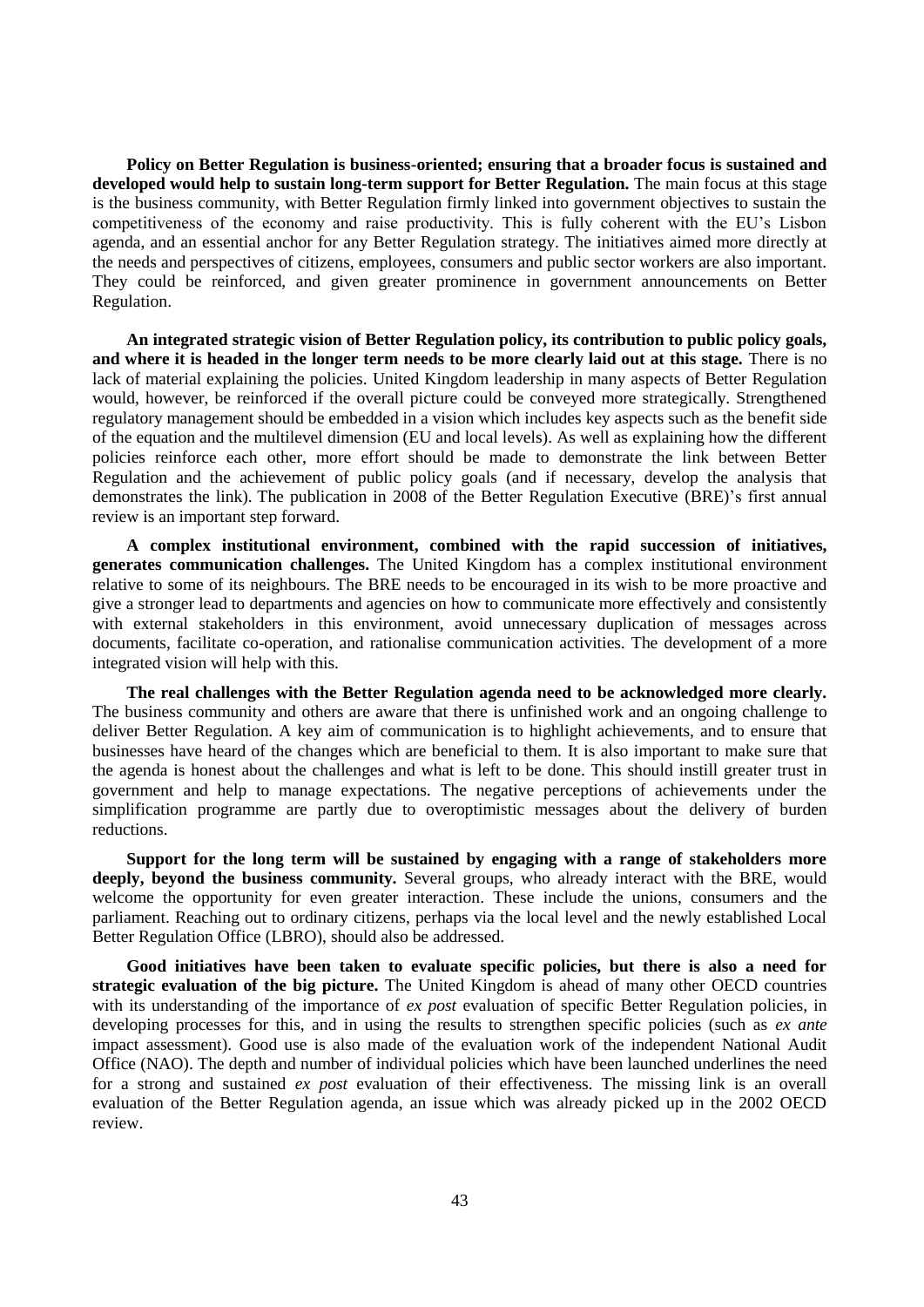**Policy on Better Regulation is business-oriented; ensuring that a broader focus is sustained and developed would help to sustain long-term support for Better Regulation.** The main focus at this stage is the business community, with Better Regulation firmly linked into government objectives to sustain the competitiveness of the economy and raise productivity. This is fully coherent with the EU's Lisbon agenda, and an essential anchor for any Better Regulation strategy. The initiatives aimed more directly at the needs and perspectives of citizens, employees, consumers and public sector workers are also important. They could be reinforced, and given greater prominence in government announcements on Better Regulation.

**An integrated strategic vision of Better Regulation policy, its contribution to public policy goals, and where it is headed in the longer term needs to be more clearly laid out at this stage.** There is no lack of material explaining the policies. United Kingdom leadership in many aspects of Better Regulation would, however, be reinforced if the overall picture could be conveyed more strategically. Strengthened regulatory management should be embedded in a vision which includes key aspects such as the benefit side of the equation and the multilevel dimension (EU and local levels). As well as explaining how the different policies reinforce each other, more effort should be made to demonstrate the link between Better Regulation and the achievement of public policy goals (and if necessary, develop the analysis that demonstrates the link). The publication in 2008 of the Better Regulation Executive (BRE)'s first annual review is an important step forward.

**A complex institutional environment, combined with the rapid succession of initiatives, generates communication challenges.** The United Kingdom has a complex institutional environment relative to some of its neighbours. The BRE needs to be encouraged in its wish to be more proactive and give a stronger lead to departments and agencies on how to communicate more effectively and consistently with external stakeholders in this environment, avoid unnecessary duplication of messages across documents, facilitate co-operation, and rationalise communication activities. The development of a more integrated vision will help with this.

**The real challenges with the Better Regulation agenda need to be acknowledged more clearly.** The business community and others are aware that there is unfinished work and an ongoing challenge to deliver Better Regulation. A key aim of communication is to highlight achievements, and to ensure that businesses have heard of the changes which are beneficial to them. It is also important to make sure that the agenda is honest about the challenges and what is left to be done. This should instill greater trust in government and help to manage expectations. The negative perceptions of achievements under the simplification programme are partly due to overoptimistic messages about the delivery of burden reductions.

**Support for the long term will be sustained by engaging with a range of stakeholders more deeply, beyond the business community.** Several groups, who already interact with the BRE, would welcome the opportunity for even greater interaction. These include the unions, consumers and the parliament. Reaching out to ordinary citizens, perhaps via the local level and the newly established Local Better Regulation Office (LBRO), should also be addressed.

**Good initiatives have been taken to evaluate specific policies, but there is also a need for strategic evaluation of the big picture.** The United Kingdom is ahead of many other OECD countries with its understanding of the importance of *ex post* evaluation of specific Better Regulation policies, in developing processes for this, and in using the results to strengthen specific policies (such as *ex ante* impact assessment). Good use is also made of the evaluation work of the independent National Audit Office (NAO). The depth and number of individual policies which have been launched underlines the need for a strong and sustained *ex post* evaluation of their effectiveness. The missing link is an overall evaluation of the Better Regulation agenda, an issue which was already picked up in the 2002 OECD review.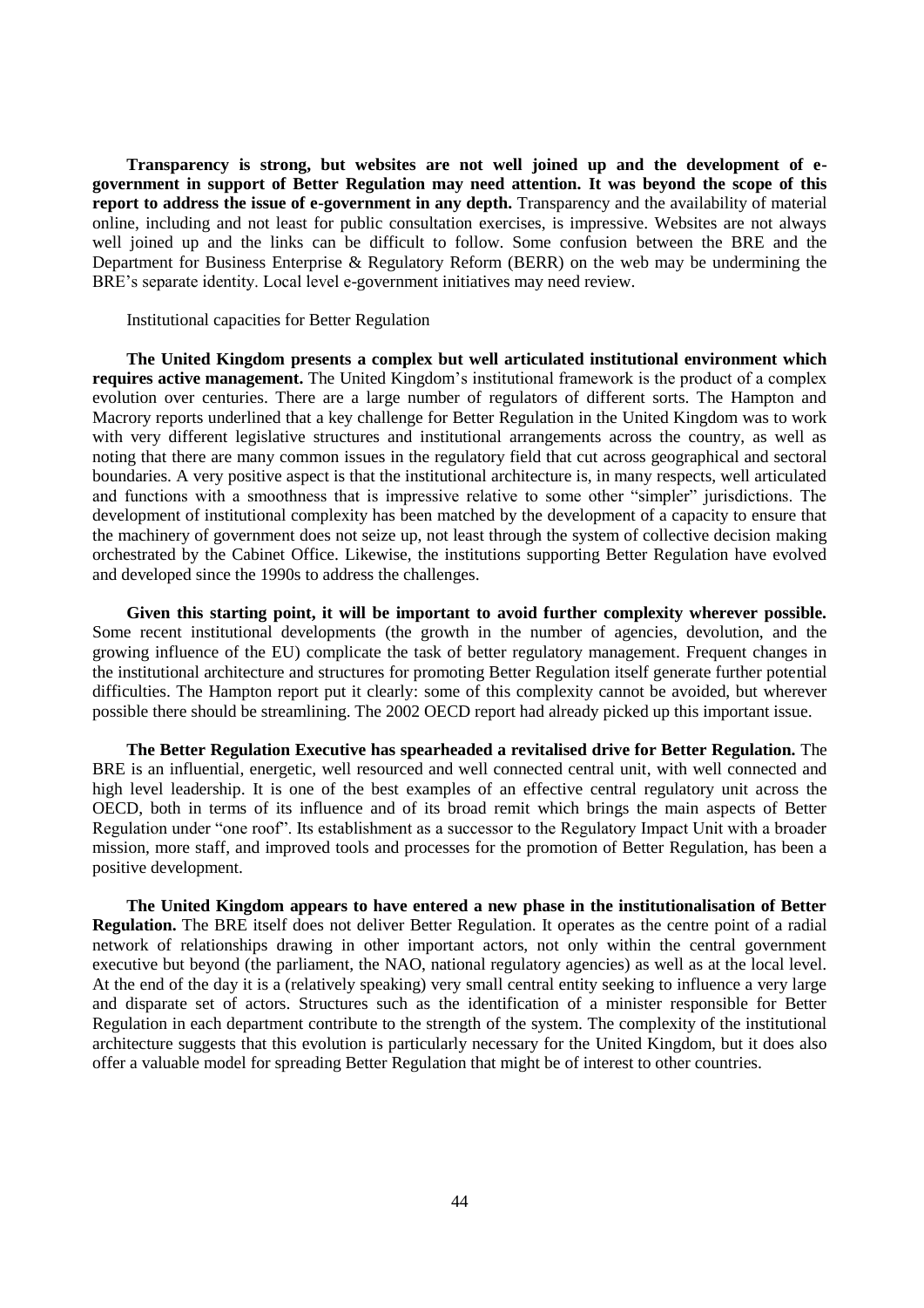**Transparency is strong, but websites are not well joined up and the development of e-government in support of Better Regulation may need attention. It was beyond the scope of this report to address the issue of e-government in any depth.** Transparency and the availability of material online, including and not least for public consultation exercises, is impressive. Websites are not always well joined up and the links can be difficult to follow. Some confusion between the BRE and the Department for Business Enterprise & Regulatory Reform (BERR) on the web may be undermining the BRE's separate identity. Local level e-government initiatives may need review.

Institutional capacities for Better Regulation

**The United Kingdom presents a complex but well articulated institutional environment which requires active management.** The United Kingdom's institutional framework is the product of a complex evolution over centuries. There are a large number of regulators of different sorts. The Hampton and Macrory reports underlined that a key challenge for Better Regulation in the United Kingdom was to work with very different legislative structures and institutional arrangements across the country, as well as noting that there are many common issues in the regulatory field that cut across geographical and sectoral boundaries. A very positive aspect is that the institutional architecture is, in many respects, well articulated and functions with a smoothness that is impressive relative to some other "simpler" jurisdictions. The development of institutional complexity has been matched by the development of a capacity to ensure that the machinery of government does not seize up, not least through the system of collective decision making orchestrated by the Cabinet Office. Likewise, the institutions supporting Better Regulation have evolved and developed since the 1990s to address the challenges.

**Given this starting point, it will be important to avoid further complexity wherever possible.** Some recent institutional developments (the growth in the number of agencies, devolution, and the growing influence of the EU) complicate the task of better regulatory management. Frequent changes in the institutional architecture and structures for promoting Better Regulation itself generate further potential difficulties. The Hampton report put it clearly: some of this complexity cannot be avoided, but wherever possible there should be streamlining. The 2002 OECD report had already picked up this important issue.

**The Better Regulation Executive has spearheaded a revitalised drive for Better Regulation.** The BRE is an influential, energetic, well resourced and well connected central unit, with well connected and high level leadership. It is one of the best examples of an effective central regulatory unit across the OECD, both in terms of its influence and of its broad remit which brings the main aspects of Better Regulation under "one roof". Its establishment as a successor to the Regulatory Impact Unit with a broader mission, more staff, and improved tools and processes for the promotion of Better Regulation, has been a positive development.

**The United Kingdom appears to have entered a new phase in the institutionalisation of Better Regulation.** The BRE itself does not deliver Better Regulation. It operates as the centre point of a radial network of relationships drawing in other important actors, not only within the central government executive but beyond (the parliament, the NAO, national regulatory agencies) as well as at the local level. At the end of the day it is a (relatively speaking) very small central entity seeking to influence a very large and disparate set of actors. Structures such as the identification of a minister responsible for Better Regulation in each department contribute to the strength of the system. The complexity of the institutional architecture suggests that this evolution is particularly necessary for the United Kingdom, but it does also offer a valuable model for spreading Better Regulation that might be of interest to other countries.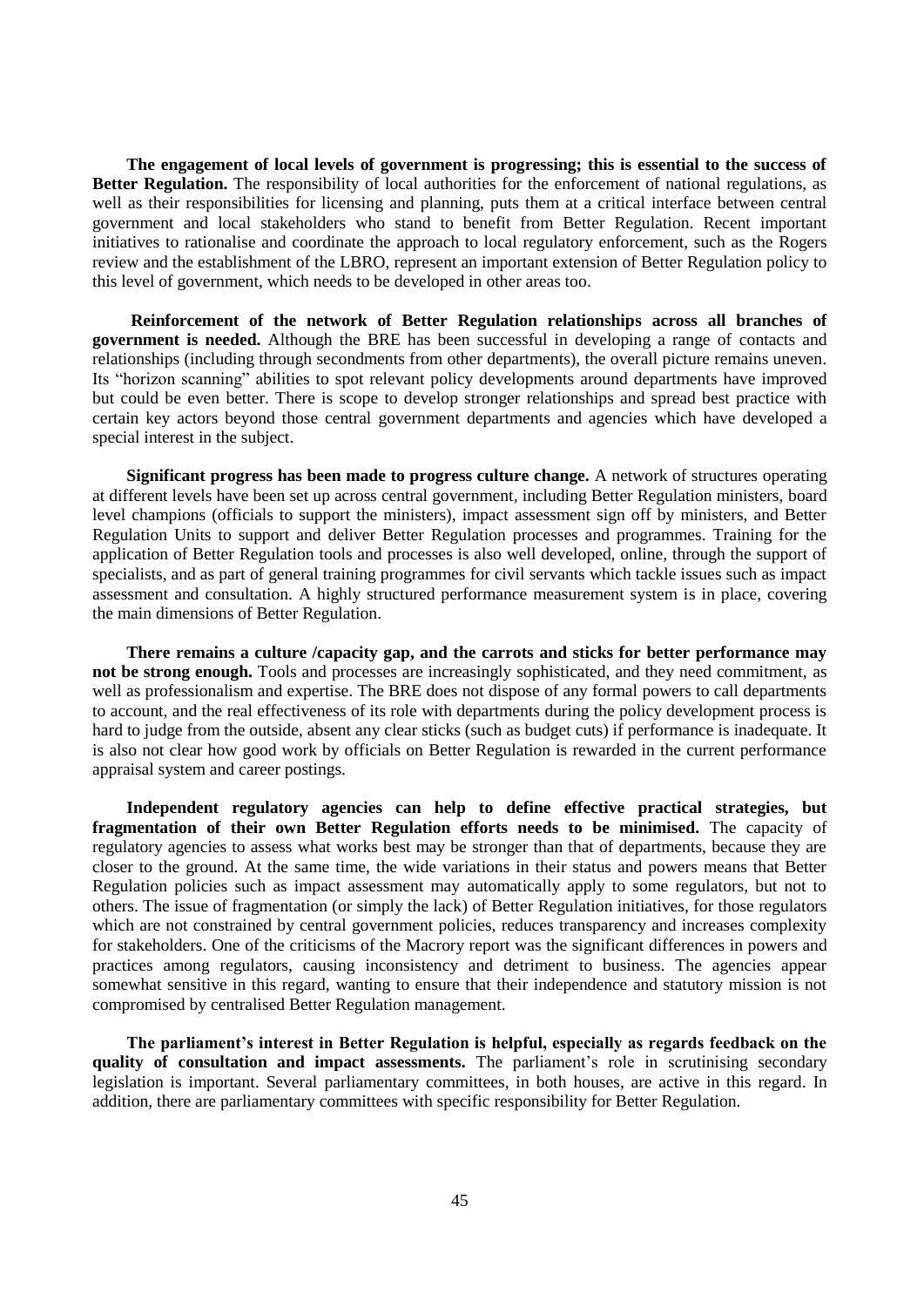**The engagement of local levels of government is progressing; this is essential to the success of Better Regulation.** The responsibility of local authorities for the enforcement of national regulations, as well as their responsibilities for licensing and planning, puts them at a critical interface between central government and local stakeholders who stand to benefit from Better Regulation. Recent important initiatives to rationalise and coordinate the approach to local regulatory enforcement, such as the Rogers review and the establishment of the LBRO, represent an important extension of Better Regulation policy to this level of government, which needs to be developed in other areas too.

**Reinforcement of the network of Better Regulation relationships across all branches of government is needed.** Although the BRE has been successful in developing a range of contacts and relationships (including through secondments from other departments), the overall picture remains uneven. Its "horizon scanning" abilities to spot relevant policy developments around departments have improved but could be even better. There is scope to develop stronger relationships and spread best practice with certain key actors beyond those central government departments and agencies which have developed a special interest in the subject.

**Significant progress has been made to progress culture change.** A network of structures operating at different levels have been set up across central government, including Better Regulation ministers, board level champions (officials to support the ministers), impact assessment sign off by ministers, and Better Regulation Units to support and deliver Better Regulation processes and programmes. Training for the application of Better Regulation tools and processes is also well developed, online, through the support of specialists, and as part of general training programmes for civil servants which tackle issues such as impact assessment and consultation. A highly structured performance measurement system is in place, covering the main dimensions of Better Regulation.

**There remains a culture /capacity gap, and the carrots and sticks for better performance may not be strong enough.** Tools and processes are increasingly sophisticated, and they need commitment, as well as professionalism and expertise. The BRE does not dispose of any formal powers to call departments to account, and the real effectiveness of its role with departments during the policy development process is hard to judge from the outside, absent any clear sticks (such as budget cuts) if performance is inadequate. It is also not clear how good work by officials on Better Regulation is rewarded in the current performance appraisal system and career postings.

**Independent regulatory agencies can help to define effective practical strategies, but fragmentation of their own Better Regulation efforts needs to be minimised.** The capacity of regulatory agencies to assess what works best may be stronger than that of departments, because they are closer to the ground. At the same time, the wide variations in their status and powers means that Better Regulation policies such as impact assessment may automatically apply to some regulators, but not to others. The issue of fragmentation (or simply the lack) of Better Regulation initiatives, for those regulators which are not constrained by central government policies, reduces transparency and increases complexity for stakeholders. One of the criticisms of the Macrory report was the significant differences in powers and practices among regulators, causing inconsistency and detriment to business. The agencies appear somewhat sensitive in this regard, wanting to ensure that their independence and statutory mission is not compromised by centralised Better Regulation management.

**The parliament's interest in Better Regulation is helpful, especially as regards feedback on the quality of consultation and impact assessments.** The parliament's role in scrutinising secondary legislation is important. Several parliamentary committees, in both houses, are active in this regard. In addition, there are parliamentary committees with specific responsibility for Better Regulation.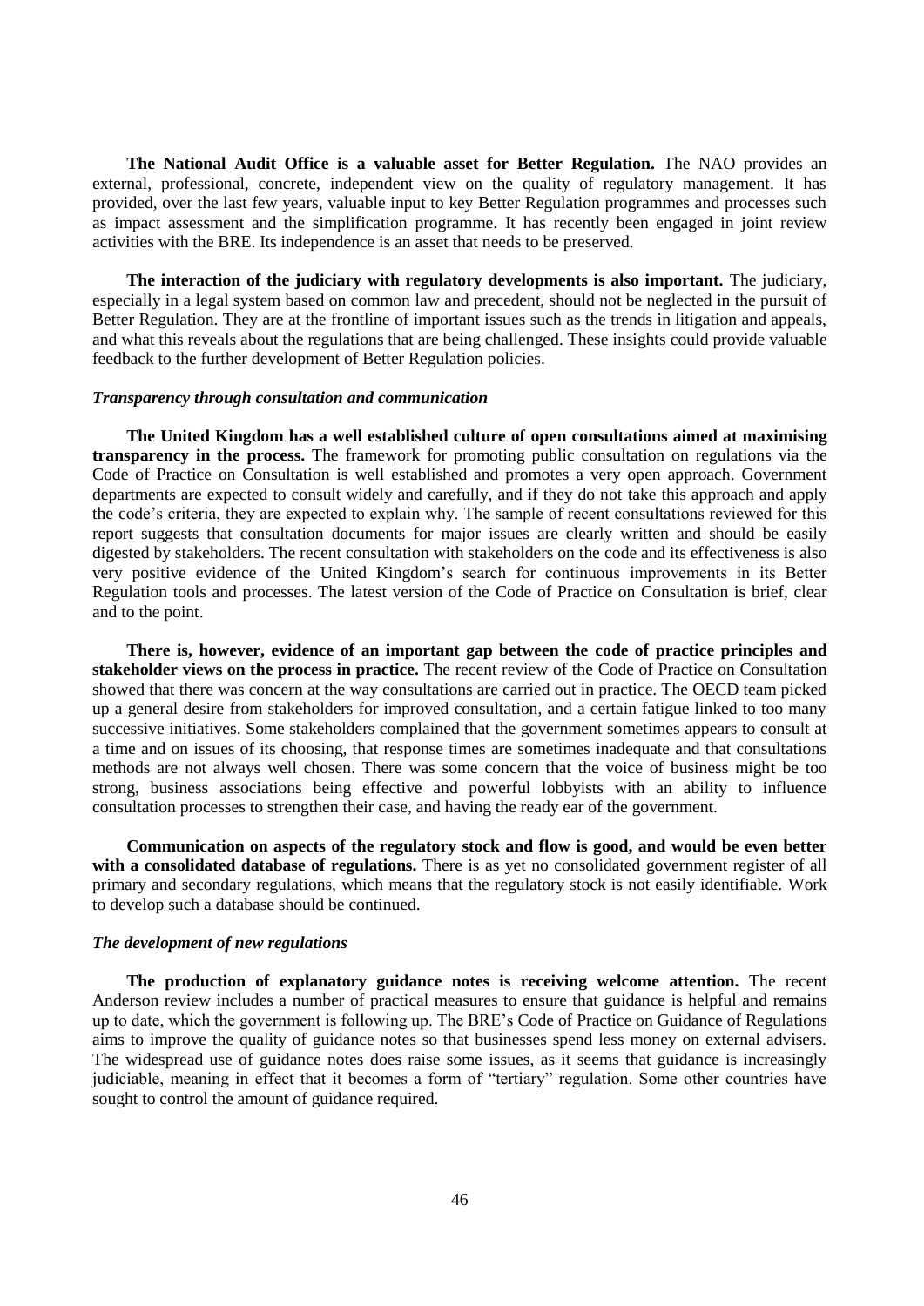**The National Audit Office is a valuable asset for Better Regulation.** The NAO provides an external, professional, concrete, independent view on the quality of regulatory management. It has provided, over the last few years, valuable input to key Better Regulation programmes and processes such as impact assessment and the simplification programme. It has recently been engaged in joint review activities with the BRE. Its independence is an asset that needs to be preserved.

**The interaction of the judiciary with regulatory developments is also important.** The judiciary, especially in a legal system based on common law and precedent, should not be neglected in the pursuit of Better Regulation. They are at the frontline of important issues such as the trends in litigation and appeals, and what this reveals about the regulations that are being challenged. These insights could provide valuable feedback to the further development of Better Regulation policies.

***Transparency through consultation and communication***

**The United Kingdom has a well established culture of open consultations aimed at maximising transparency in the process.** The framework for promoting public consultation on regulations via the Code of Practice on Consultation is well established and promotes a very open approach. Government departments are expected to consult widely and carefully, and if they do not take this approach and apply the code's criteria, they are expected to explain why. The sample of recent consultations reviewed for this report suggests that consultation documents for major issues are clearly written and should be easily digested by stakeholders. The recent consultation with stakeholders on the code and its effectiveness is also very positive evidence of the United Kingdom's search for continuous improvements in its Better Regulation tools and processes. The latest version of the Code of Practice on Consultation is brief, clear and to the point.

**There is, however, evidence of an important gap between the code of practice principles and stakeholder views on the process in practice.** The recent review of the Code of Practice on Consultation showed that there was concern at the way consultations are carried out in practice. The OECD team picked up a general desire from stakeholders for improved consultation, and a certain fatigue linked to too many successive initiatives. Some stakeholders complained that the government sometimes appears to consult at a time and on issues of its choosing, that response times are sometimes inadequate and that consultations methods are not always well chosen. There was some concern that the voice of business might be too strong, business associations being effective and powerful lobbyists with an ability to influence consultation processes to strengthen their case, and having the ready ear of the government.

**Communication on aspects of the regulatory stock and flow is good, and would be even better with a consolidated database of regulations.** There is as yet no consolidated government register of all primary and secondary regulations, which means that the regulatory stock is not easily identifiable. Work to develop such a database should be continued.

***The development of new regulations***

**The production of explanatory guidance notes is receiving welcome attention.** The recent Anderson review includes a number of practical measures to ensure that guidance is helpful and remains up to date, which the government is following up. The BRE's Code of Practice on Guidance of Regulations aims to improve the quality of guidance notes so that businesses spend less money on external advisers. The widespread use of guidance notes does raise some issues, as it seems that guidance is increasingly judiciable, meaning in effect that it becomes a form of "tertiary" regulation. Some other countries have sought to control the amount of guidance required.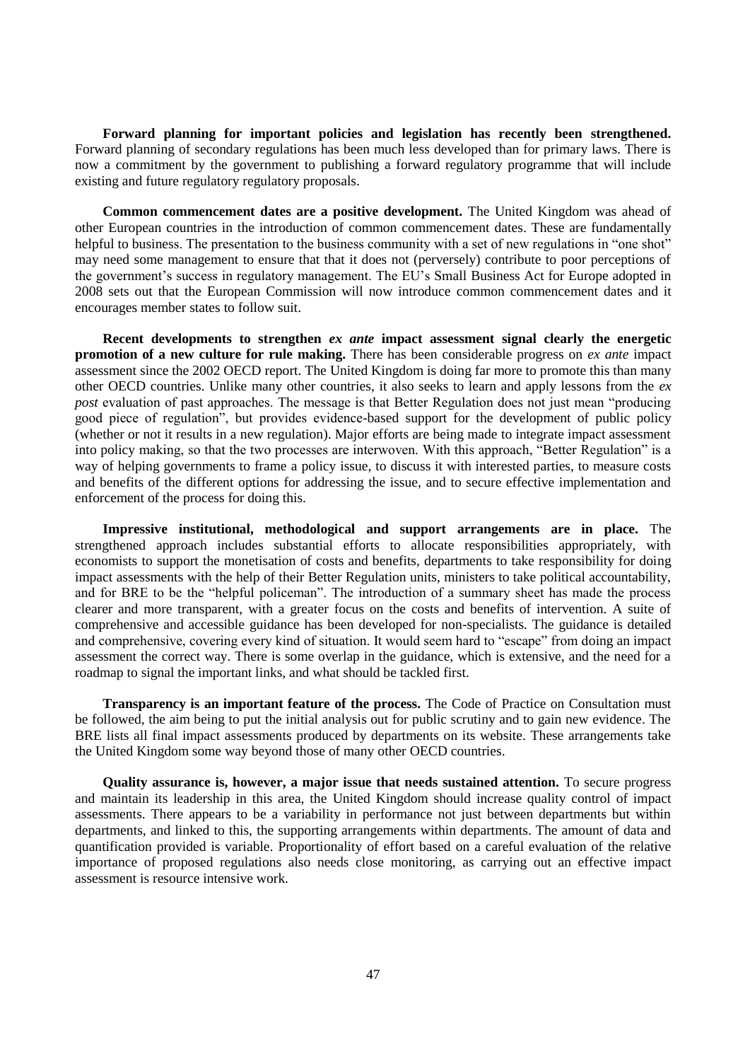**Forward planning for important policies and legislation has recently been strengthened.** Forward planning of secondary regulations has been much less developed than for primary laws. There is now a commitment by the government to publishing a forward regulatory programme that will include existing and future regulatory regulatory proposals.

**Common commencement dates are a positive development.** The United Kingdom was ahead of other European countries in the introduction of common commencement dates. These are fundamentally helpful to business. The presentation to the business community with a set of new regulations in "one shot" may need some management to ensure that that it does not (perversely) contribute to poor perceptions of the government's success in regulatory management. The EU's Small Business Act for Europe adopted in 2008 sets out that the European Commission will now introduce common commencement dates and it encourages member states to follow suit.

**Recent developments to strengthen *ex ante* impact assessment signal clearly the energetic promotion of a new culture for rule making.** There has been considerable progress on *ex ante* impact assessment since the 2002 OECD report. The United Kingdom is doing far more to promote this than many other OECD countries. Unlike many other countries, it also seeks to learn and apply lessons from the *ex post* evaluation of past approaches. The message is that Better Regulation does not just mean "producing good piece of regulation", but provides evidence-based support for the development of public policy (whether or not it results in a new regulation). Major efforts are being made to integrate impact assessment into policy making, so that the two processes are interwoven. With this approach, "Better Regulation" is a way of helping governments to frame a policy issue, to discuss it with interested parties, to measure costs and benefits of the different options for addressing the issue, and to secure effective implementation and enforcement of the process for doing this.

**Impressive institutional, methodological and support arrangements are in place.** The strengthened approach includes substantial efforts to allocate responsibilities appropriately, with economists to support the monetisation of costs and benefits, departments to take responsibility for doing impact assessments with the help of their Better Regulation units, ministers to take political accountability, and for BRE to be the "helpful policeman". The introduction of a summary sheet has made the process clearer and more transparent, with a greater focus on the costs and benefits of intervention. A suite of comprehensive and accessible guidance has been developed for non-specialists. The guidance is detailed and comprehensive, covering every kind of situation. It would seem hard to "escape" from doing an impact assessment the correct way. There is some overlap in the guidance, which is extensive, and the need for a roadmap to signal the important links, and what should be tackled first.

**Transparency is an important feature of the process.** The Code of Practice on Consultation must be followed, the aim being to put the initial analysis out for public scrutiny and to gain new evidence. The BRE lists all final impact assessments produced by departments on its website. These arrangements take the United Kingdom some way beyond those of many other OECD countries.

**Quality assurance is, however, a major issue that needs sustained attention.** To secure progress and maintain its leadership in this area, the United Kingdom should increase quality control of impact assessments. There appears to be a variability in performance not just between departments but within departments, and linked to this, the supporting arrangements within departments. The amount of data and quantification provided is variable. Proportionality of effort based on a careful evaluation of the relative importance of proposed regulations also needs close monitoring, as carrying out an effective impact assessment is resource intensive work.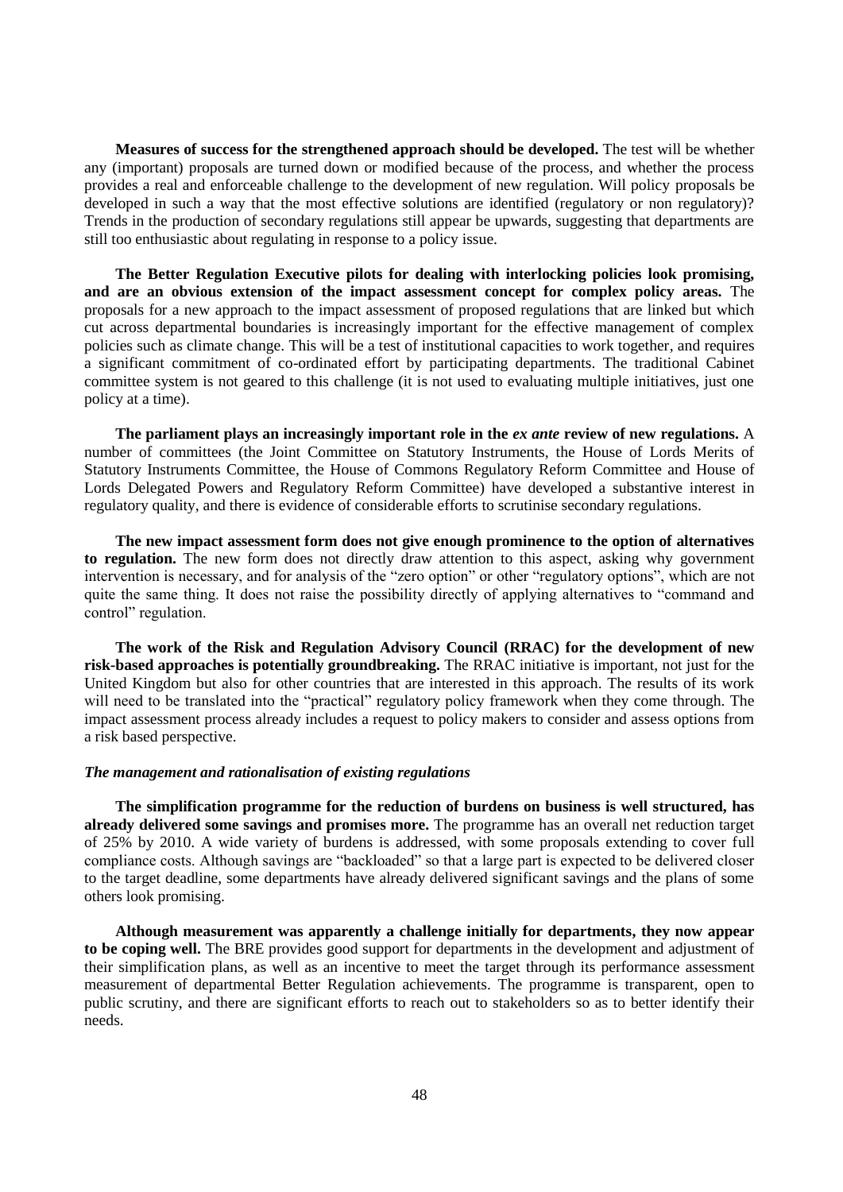**Measures of success for the strengthened approach should be developed.** The test will be whether any (important) proposals are turned down or modified because of the process, and whether the process provides a real and enforceable challenge to the development of new regulation. Will policy proposals be developed in such a way that the most effective solutions are identified (regulatory or non regulatory)? Trends in the production of secondary regulations still appear be upwards, suggesting that departments are still too enthusiastic about regulating in response to a policy issue.

**The Better Regulation Executive pilots for dealing with interlocking policies look promising, and are an obvious extension of the impact assessment concept for complex policy areas.** The proposals for a new approach to the impact assessment of proposed regulations that are linked but which cut across departmental boundaries is increasingly important for the effective management of complex policies such as climate change. This will be a test of institutional capacities to work together, and requires a significant commitment of co-ordinated effort by participating departments. The traditional Cabinet committee system is not geared to this challenge (it is not used to evaluating multiple initiatives, just one policy at a time).

**The parliament plays an increasingly important role in the *ex ante* review of new regulations.** A number of committees (the Joint Committee on Statutory Instruments, the House of Lords Merits of Statutory Instruments Committee, the House of Commons Regulatory Reform Committee and House of Lords Delegated Powers and Regulatory Reform Committee) have developed a substantive interest in regulatory quality, and there is evidence of considerable efforts to scrutinise secondary regulations.

**The new impact assessment form does not give enough prominence to the option of alternatives to regulation.** The new form does not directly draw attention to this aspect, asking why government intervention is necessary, and for analysis of the "zero option" or other "regulatory options", which are not quite the same thing. It does not raise the possibility directly of applying alternatives to "command and control" regulation.

**The work of the Risk and Regulation Advisory Council (RRAC) for the development of new risk-based approaches is potentially groundbreaking.** The RRAC initiative is important, not just for the United Kingdom but also for other countries that are interested in this approach. The results of its work will need to be translated into the "practical" regulatory policy framework when they come through. The impact assessment process already includes a request to policy makers to consider and assess options from a risk based perspective.

***The management and rationalisation of existing regulations***

**The simplification programme for the reduction of burdens on business is well structured, has already delivered some savings and promises more.** The programme has an overall net reduction target of 25% by 2010. A wide variety of burdens is addressed, with some proposals extending to cover full compliance costs. Although savings are "backloaded" so that a large part is expected to be delivered closer to the target deadline, some departments have already delivered significant savings and the plans of some others look promising.

**Although measurement was apparently a challenge initially for departments, they now appear to be coping well.** The BRE provides good support for departments in the development and adjustment of their simplification plans, as well as an incentive to meet the target through its performance assessment measurement of departmental Better Regulation achievements. The programme is transparent, open to public scrutiny, and there are significant efforts to reach out to stakeholders so as to better identify their needs.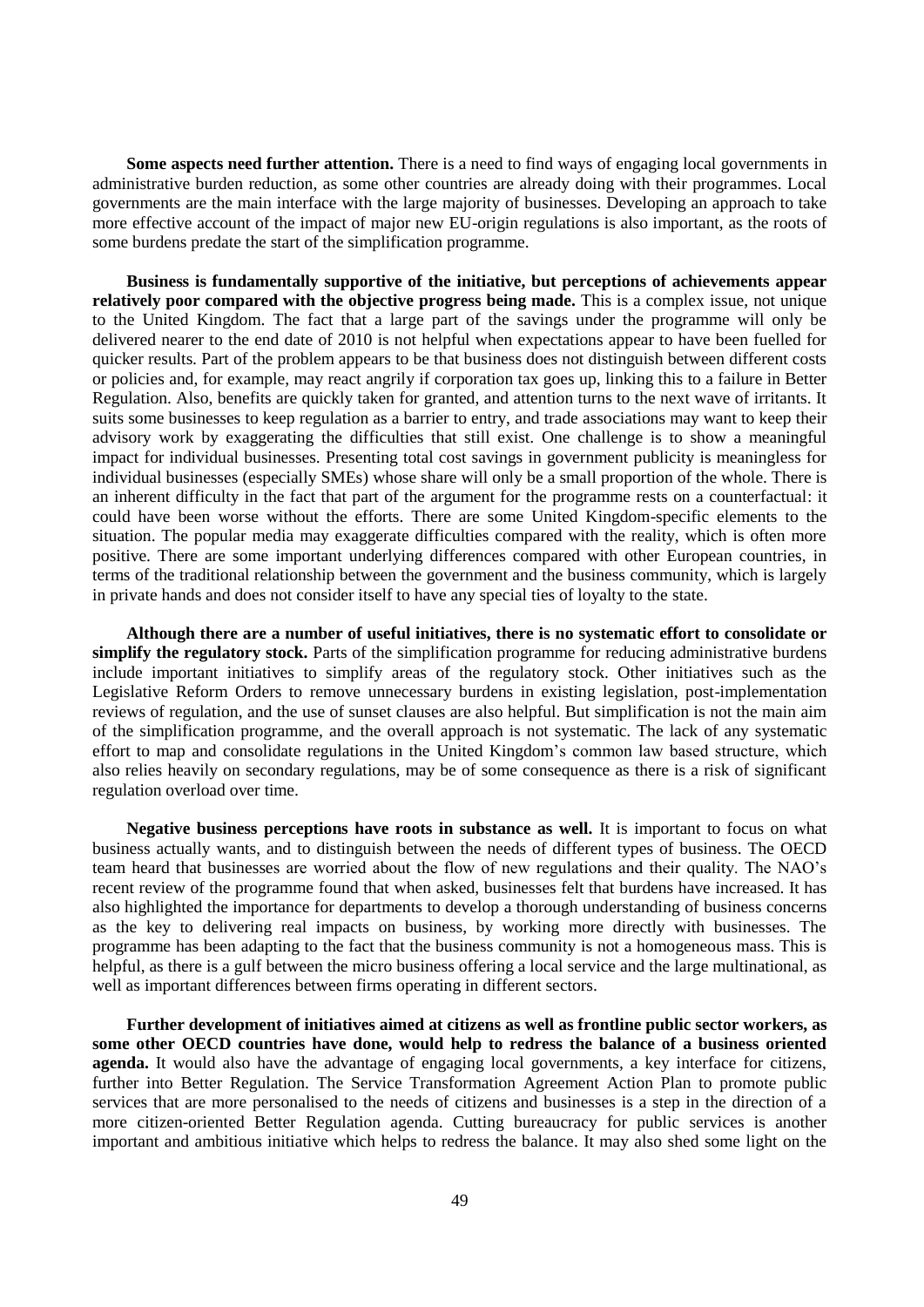**Some aspects need further attention.** There is a need to find ways of engaging local governments in administrative burden reduction, as some other countries are already doing with their programmes. Local governments are the main interface with the large majority of businesses. Developing an approach to take more effective account of the impact of major new EU-origin regulations is also important, as the roots of some burdens predate the start of the simplification programme.

**Business is fundamentally supportive of the initiative, but perceptions of achievements appear relatively poor compared with the objective progress being made.** This is a complex issue, not unique to the United Kingdom. The fact that a large part of the savings under the programme will only be delivered nearer to the end date of 2010 is not helpful when expectations appear to have been fuelled for quicker results. Part of the problem appears to be that business does not distinguish between different costs or policies and, for example, may react angrily if corporation tax goes up, linking this to a failure in Better Regulation. Also, benefits are quickly taken for granted, and attention turns to the next wave of irritants. It suits some businesses to keep regulation as a barrier to entry, and trade associations may want to keep their advisory work by exaggerating the difficulties that still exist. One challenge is to show a meaningful impact for individual businesses. Presenting total cost savings in government publicity is meaningless for individual businesses (especially SMEs) whose share will only be a small proportion of the whole. There is an inherent difficulty in the fact that part of the argument for the programme rests on a counterfactual: it could have been worse without the efforts. There are some United Kingdom-specific elements to the situation. The popular media may exaggerate difficulties compared with the reality, which is often more positive. There are some important underlying differences compared with other European countries, in terms of the traditional relationship between the government and the business community, which is largely in private hands and does not consider itself to have any special ties of loyalty to the state.

**Although there are a number of useful initiatives, there is no systematic effort to consolidate or simplify the regulatory stock.** Parts of the simplification programme for reducing administrative burdens include important initiatives to simplify areas of the regulatory stock. Other initiatives such as the Legislative Reform Orders to remove unnecessary burdens in existing legislation, post-implementation reviews of regulation, and the use of sunset clauses are also helpful. But simplification is not the main aim of the simplification programme, and the overall approach is not systematic. The lack of any systematic effort to map and consolidate regulations in the United Kingdom's common law based structure, which also relies heavily on secondary regulations, may be of some consequence as there is a risk of significant regulation overload over time.

**Negative business perceptions have roots in substance as well.** It is important to focus on what business actually wants, and to distinguish between the needs of different types of business. The OECD team heard that businesses are worried about the flow of new regulations and their quality. The NAO's recent review of the programme found that when asked, businesses felt that burdens have increased. It has also highlighted the importance for departments to develop a thorough understanding of business concerns as the key to delivering real impacts on business, by working more directly with businesses. The programme has been adapting to the fact that the business community is not a homogeneous mass. This is helpful, as there is a gulf between the micro business offering a local service and the large multinational, as well as important differences between firms operating in different sectors.

**Further development of initiatives aimed at citizens as well as frontline public sector workers, as some other OECD countries have done, would help to redress the balance of a business oriented agenda.** It would also have the advantage of engaging local governments, a key interface for citizens, further into Better Regulation. The Service Transformation Agreement Action Plan to promote public services that are more personalised to the needs of citizens and businesses is a step in the direction of a more citizen-oriented Better Regulation agenda. Cutting bureaucracy for public services is another important and ambitious initiative which helps to redress the balance. It may also shed some light on the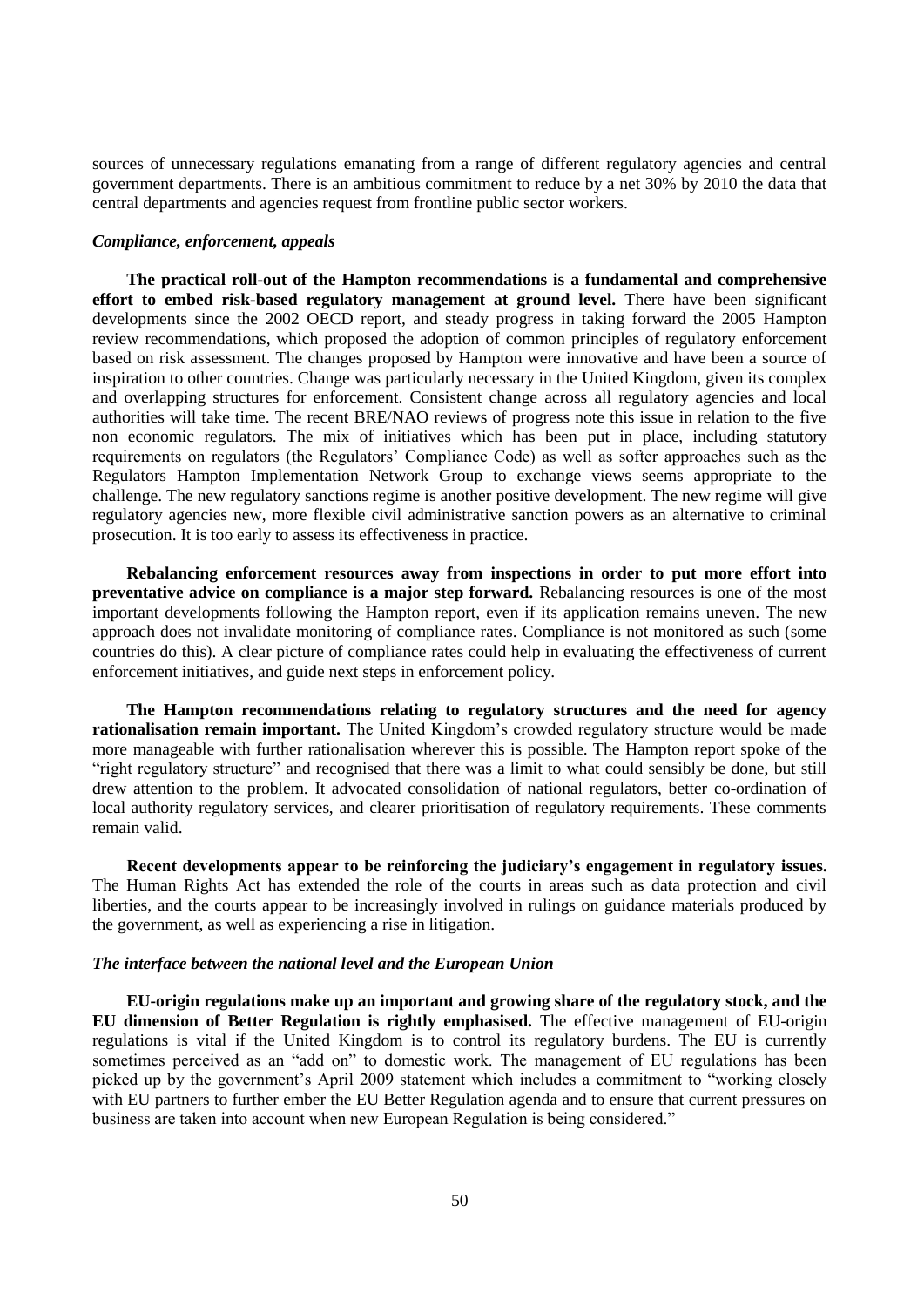sources of unnecessary regulations emanating from a range of different regulatory agencies and central government departments. There is an ambitious commitment to reduce by a net 30% by 2010 the data that central departments and agencies request from frontline public sector workers.

### *Compliance, enforcement, appeals*

**The practical roll-out of the Hampton recommendations is a fundamental and comprehensive effort to embed risk-based regulatory management at ground level.** There have been significant developments since the 2002 OECD report, and steady progress in taking forward the 2005 Hampton review recommendations, which proposed the adoption of common principles of regulatory enforcement based on risk assessment. The changes proposed by Hampton were innovative and have been a source of inspiration to other countries. Change was particularly necessary in the United Kingdom, given its complex and overlapping structures for enforcement. Consistent change across all regulatory agencies and local authorities will take time. The recent BRE/NAO reviews of progress note this issue in relation to the five non economic regulators. The mix of initiatives which has been put in place, including statutory requirements on regulators (the Regulators' Compliance Code) as well as softer approaches such as the Regulators Hampton Implementation Network Group to exchange views seems appropriate to the challenge. The new regulatory sanctions regime is another positive development. The new regime will give regulatory agencies new, more flexible civil administrative sanction powers as an alternative to criminal prosecution. It is too early to assess its effectiveness in practice.

**Rebalancing enforcement resources away from inspections in order to put more effort into preventative advice on compliance is a major step forward.** Rebalancing resources is one of the most important developments following the Hampton report, even if its application remains uneven. The new approach does not invalidate monitoring of compliance rates. Compliance is not monitored as such (some countries do this). A clear picture of compliance rates could help in evaluating the effectiveness of current enforcement initiatives, and guide next steps in enforcement policy.

**The Hampton recommendations relating to regulatory structures and the need for agency rationalisation remain important.** The United Kingdom's crowded regulatory structure would be made more manageable with further rationalisation wherever this is possible. The Hampton report spoke of the "right regulatory structure" and recognised that there was a limit to what could sensibly be done, but still drew attention to the problem. It advocated consolidation of national regulators, better co-ordination of local authority regulatory services, and clearer prioritisation of regulatory requirements. These comments remain valid.

**Recent developments appear to be reinforcing the judiciary's engagement in regulatory issues.** The Human Rights Act has extended the role of the courts in areas such as data protection and civil liberties, and the courts appear to be increasingly involved in rulings on guidance materials produced by the government, as well as experiencing a rise in litigation.

### *The interface between the national level and the European Union*

**EU-origin regulations make up an important and growing share of the regulatory stock, and the EU dimension of Better Regulation is rightly emphasised.** The effective management of EU-origin regulations is vital if the United Kingdom is to control its regulatory burdens. The EU is currently sometimes perceived as an "add on" to domestic work. The management of EU regulations has been picked up by the government's April 2009 statement which includes a commitment to "working closely with EU partners to further ember the EU Better Regulation agenda and to ensure that current pressures on business are taken into account when new European Regulation is being considered."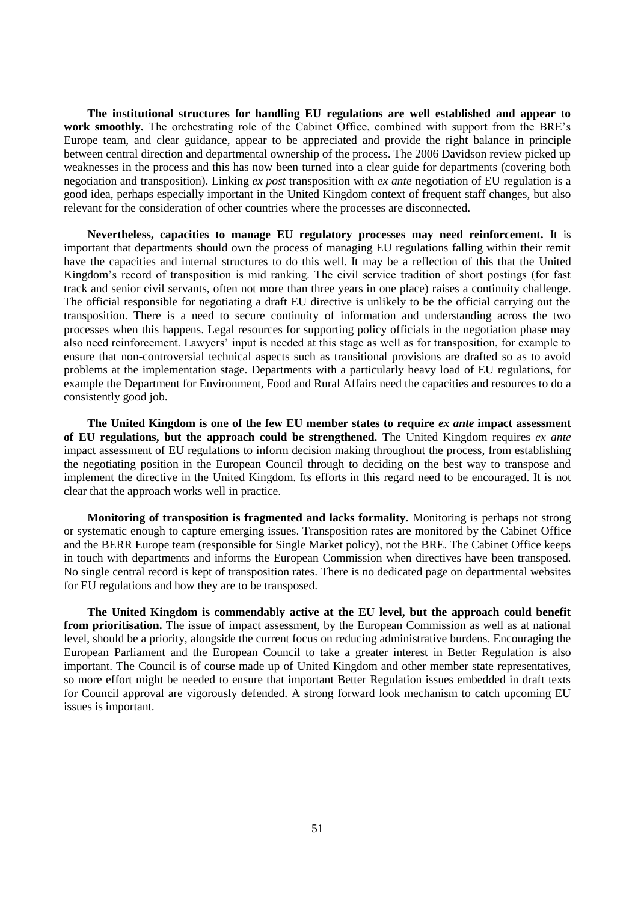**The institutional structures for handling EU regulations are well established and appear to work smoothly.** The orchestrating role of the Cabinet Office, combined with support from the BRE's Europe team, and clear guidance, appear to be appreciated and provide the right balance in principle between central direction and departmental ownership of the process. The 2006 Davidson review picked up weaknesses in the process and this has now been turned into a clear guide for departments (covering both negotiation and transposition). Linking *ex post* transposition with *ex ante* negotiation of EU regulation is a good idea, perhaps especially important in the United Kingdom context of frequent staff changes, but also relevant for the consideration of other countries where the processes are disconnected.

**Nevertheless, capacities to manage EU regulatory processes may need reinforcement.** It is important that departments should own the process of managing EU regulations falling within their remit have the capacities and internal structures to do this well. It may be a reflection of this that the United Kingdom's record of transposition is mid ranking. The civil service tradition of short postings (for fast track and senior civil servants, often not more than three years in one place) raises a continuity challenge. The official responsible for negotiating a draft EU directive is unlikely to be the official carrying out the transposition. There is a need to secure continuity of information and understanding across the two processes when this happens. Legal resources for supporting policy officials in the negotiation phase may also need reinforcement. Lawyers' input is needed at this stage as well as for transposition, for example to ensure that non-controversial technical aspects such as transitional provisions are drafted so as to avoid problems at the implementation stage. Departments with a particularly heavy load of EU regulations, for example the Department for Environment, Food and Rural Affairs need the capacities and resources to do a consistently good job.

**The United Kingdom is one of the few EU member states to require *ex ante* impact assessment of EU regulations, but the approach could be strengthened.** The United Kingdom requires *ex ante* impact assessment of EU regulations to inform decision making throughout the process, from establishing the negotiating position in the European Council through to deciding on the best way to transpose and implement the directive in the United Kingdom. Its efforts in this regard need to be encouraged. It is not clear that the approach works well in practice.

**Monitoring of transposition is fragmented and lacks formality.** Monitoring is perhaps not strong or systematic enough to capture emerging issues. Transposition rates are monitored by the Cabinet Office and the BERR Europe team (responsible for Single Market policy), not the BRE. The Cabinet Office keeps in touch with departments and informs the European Commission when directives have been transposed. No single central record is kept of transposition rates. There is no dedicated page on departmental websites for EU regulations and how they are to be transposed.

**The United Kingdom is commendably active at the EU level, but the approach could benefit from prioritisation.** The issue of impact assessment, by the European Commission as well as at national level, should be a priority, alongside the current focus on reducing administrative burdens. Encouraging the European Parliament and the European Council to take a greater interest in Better Regulation is also important. The Council is of course made up of United Kingdom and other member state representatives, so more effort might be needed to ensure that important Better Regulation issues embedded in draft texts for Council approval are vigorously defended. A strong forward look mechanism to catch upcoming EU issues is important.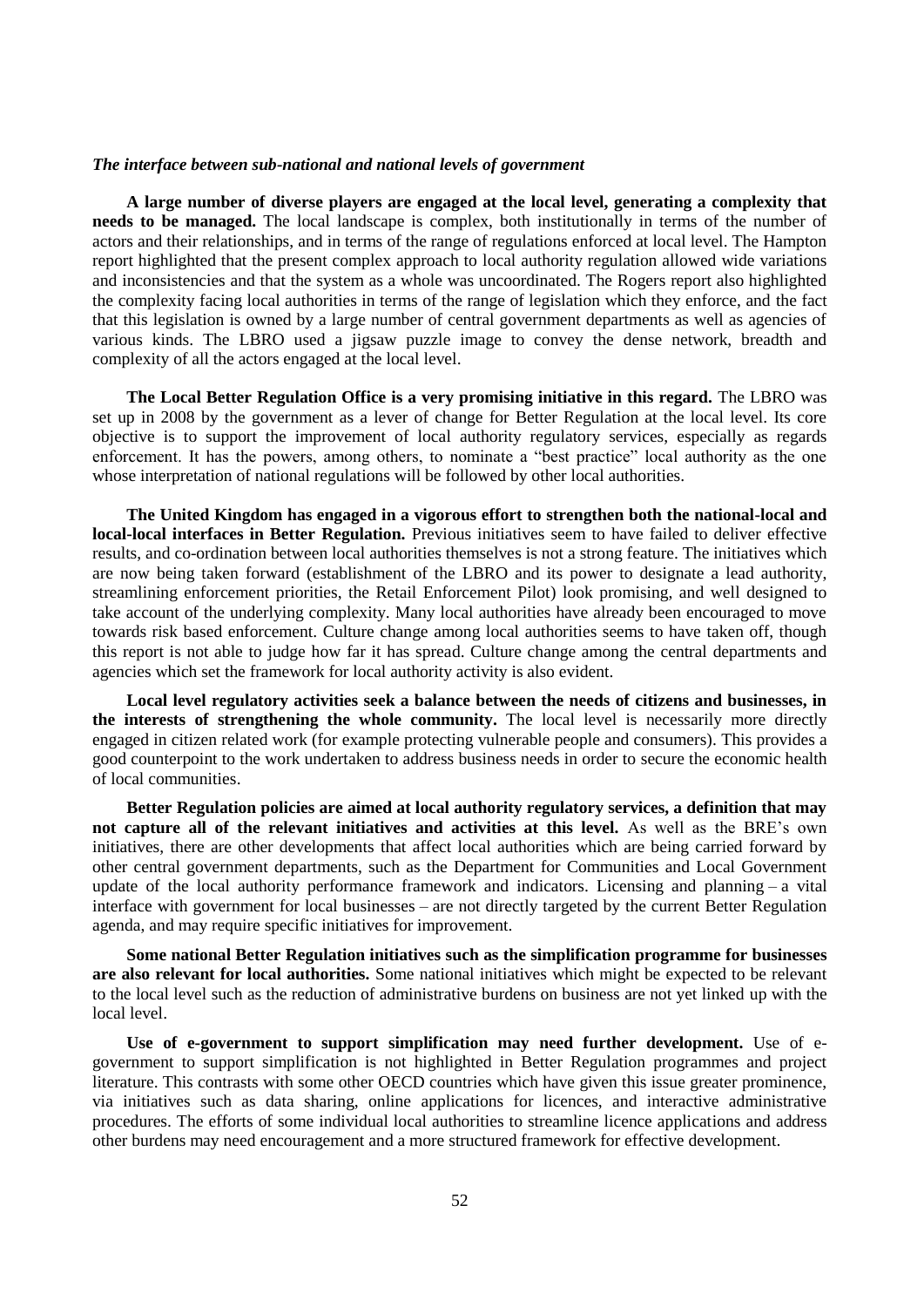*The interface between sub-national and national levels of government*

**A large number of diverse players are engaged at the local level, generating a complexity that needs to be managed.** The local landscape is complex, both institutionally in terms of the number of actors and their relationships, and in terms of the range of regulations enforced at local level. The Hampton report highlighted that the present complex approach to local authority regulation allowed wide variations and inconsistencies and that the system as a whole was uncoordinated. The Rogers report also highlighted the complexity facing local authorities in terms of the range of legislation which they enforce, and the fact that this legislation is owned by a large number of central government departments as well as agencies of various kinds. The LBRO used a jigsaw puzzle image to convey the dense network, breadth and complexity of all the actors engaged at the local level.

**The Local Better Regulation Office is a very promising initiative in this regard.** The LBRO was set up in 2008 by the government as a lever of change for Better Regulation at the local level. Its core objective is to support the improvement of local authority regulatory services, especially as regards enforcement. It has the powers, among others, to nominate a "best practice" local authority as the one whose interpretation of national regulations will be followed by other local authorities.

**The United Kingdom has engaged in a vigorous effort to strengthen both the national-local and local-local interfaces in Better Regulation.** Previous initiatives seem to have failed to deliver effective results, and co-ordination between local authorities themselves is not a strong feature. The initiatives which are now being taken forward (establishment of the LBRO and its power to designate a lead authority, streamlining enforcement priorities, the Retail Enforcement Pilot) look promising, and well designed to take account of the underlying complexity. Many local authorities have already been encouraged to move towards risk based enforcement. Culture change among local authorities seems to have taken off, though this report is not able to judge how far it has spread. Culture change among the central departments and agencies which set the framework for local authority activity is also evident.

**Local level regulatory activities seek a balance between the needs of citizens and businesses, in the interests of strengthening the whole community.** The local level is necessarily more directly engaged in citizen related work (for example protecting vulnerable people and consumers). This provides a good counterpoint to the work undertaken to address business needs in order to secure the economic health of local communities.

**Better Regulation policies are aimed at local authority regulatory services, a definition that may not capture all of the relevant initiatives and activities at this level.** As well as the BRE's own initiatives, there are other developments that affect local authorities which are being carried forward by other central government departments, such as the Department for Communities and Local Government update of the local authority performance framework and indicators. Licensing and planning – a vital interface with government for local businesses – are not directly targeted by the current Better Regulation agenda, and may require specific initiatives for improvement.

**Some national Better Regulation initiatives such as the simplification programme for businesses are also relevant for local authorities.** Some national initiatives which might be expected to be relevant to the local level such as the reduction of administrative burdens on business are not yet linked up with the local level.

**Use of e-government to support simplification may need further development.** Use of e-government to support simplification is not highlighted in Better Regulation programmes and project literature. This contrasts with some other OECD countries which have given this issue greater prominence, via initiatives such as data sharing, online applications for licences, and interactive administrative procedures. The efforts of some individual local authorities to streamline licence applications and address other burdens may need encouragement and a more structured framework for effective development.